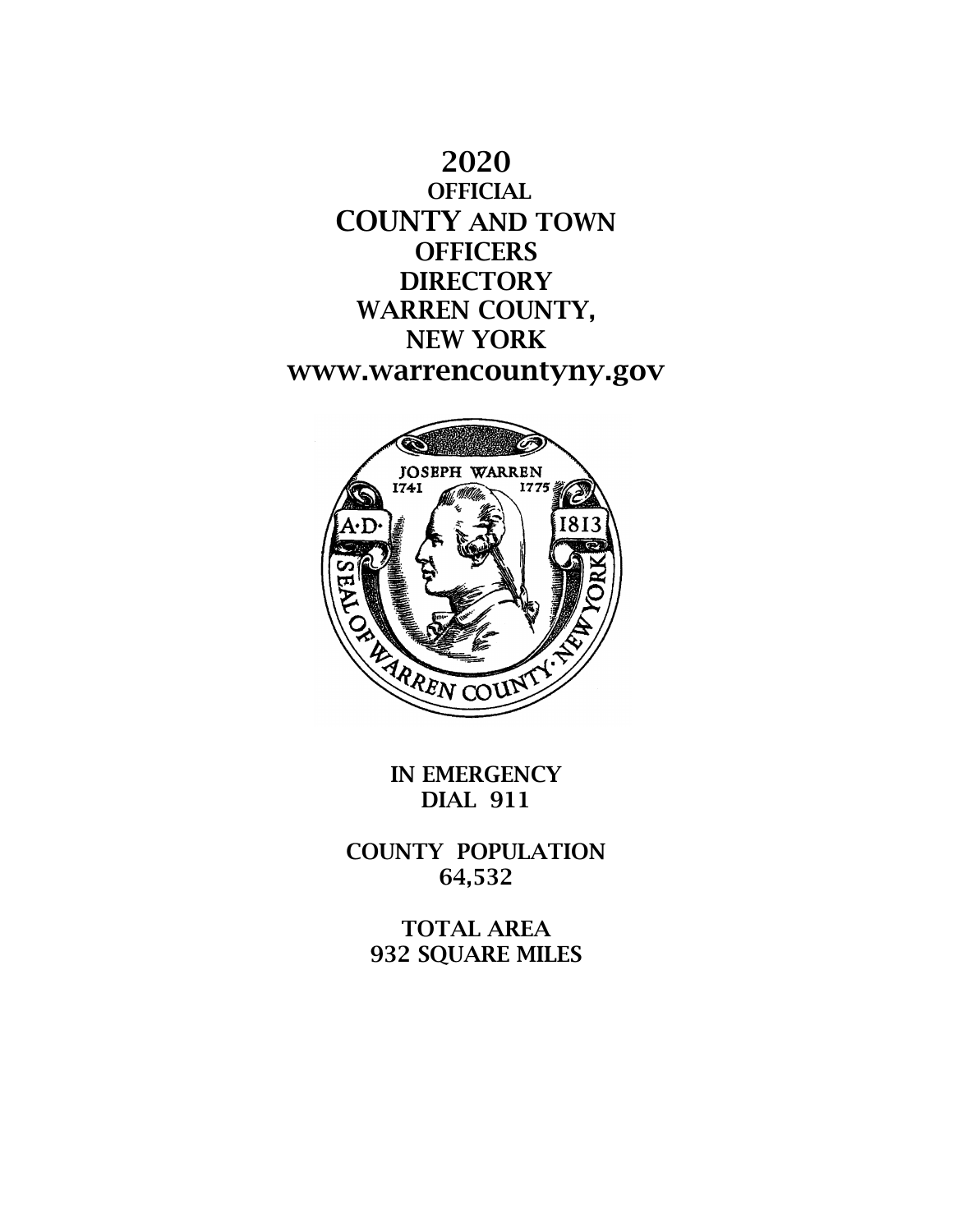# 2020 OFFICIAL COUNTY AND TOWN OFFICERS DIRECTORY WARREN COUNTY, NEW YORK

**www.warrencountyny.gov**

**IN EMERGENCY DIAL 911**

**COUNTY POPULATION 64,532**

**TOTAL AREA 932 SQUARE MILES**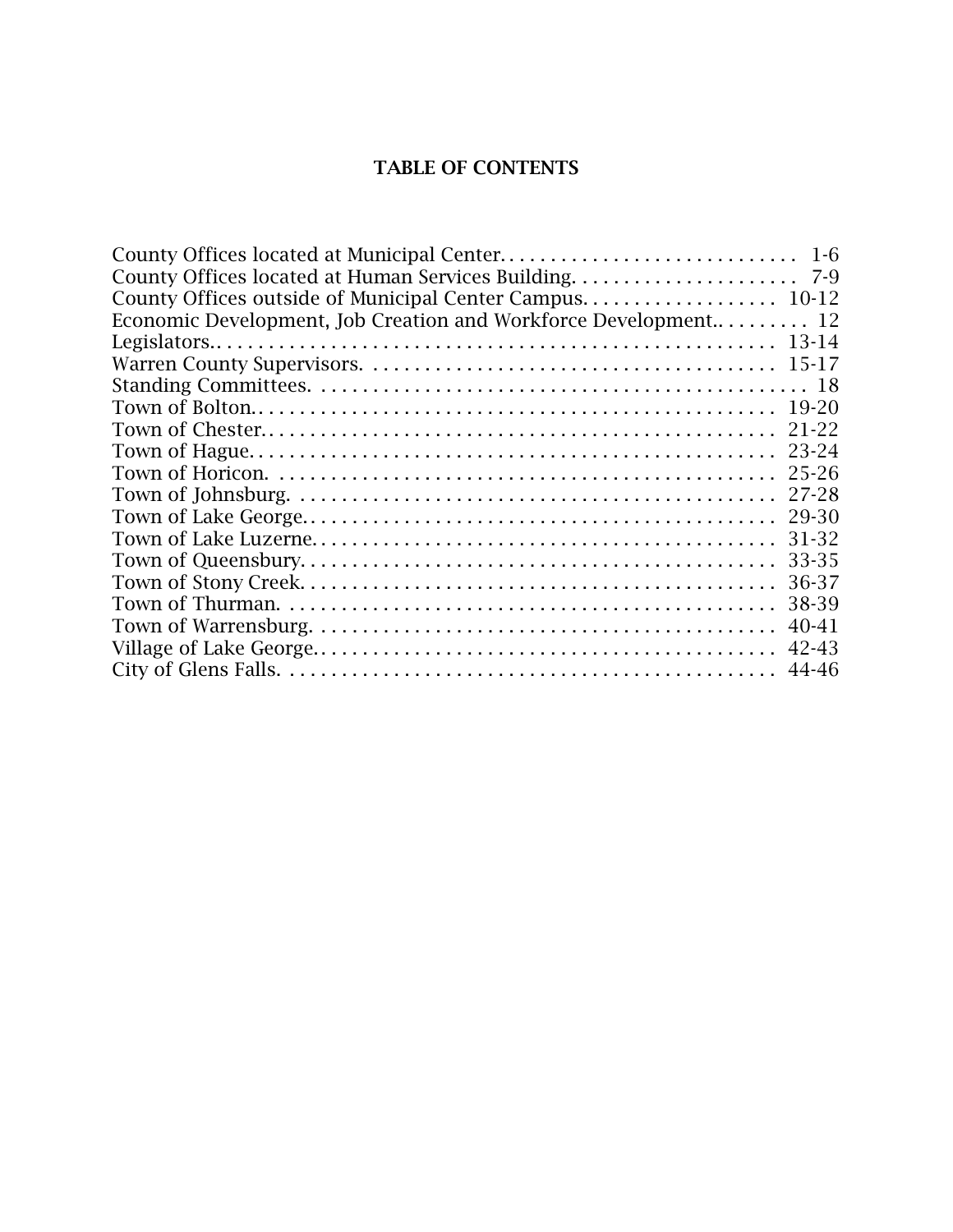# TABLE OF CONTENTS

| Section | Pages |
|---|---|
| County Offices located at Municipal Center | 1-6 |
| County Offices located at Human Services Building | 7-9 |
| County Offices outside of Municipal Center Campus | 10-12 |
| Economic Development, Job Creation and Workforce Development | 12 |
| Legislators | 13-14 |
| Warren County Supervisors | 15-17 |
| Standing Committees | 18 |
| Town of Bolton | 19-20 |
| Town of Chester | 21-22 |
| Town of Hague | 23-24 |
| Town of Horicon | 25-26 |
| Town of Johnsburg | 27-28 |
| Town of Lake George | 29-30 |
| Town of Lake Luzerne | 31-32 |
| Town of Queensbury | 33-35 |
| Town of Stony Creek | 36-37 |
| Town of Thurman | 38-39 |
| Town of Warrensburg | 40-41 |
| Village of Lake George | 42-43 |
| City of Glens Falls | 44-46 |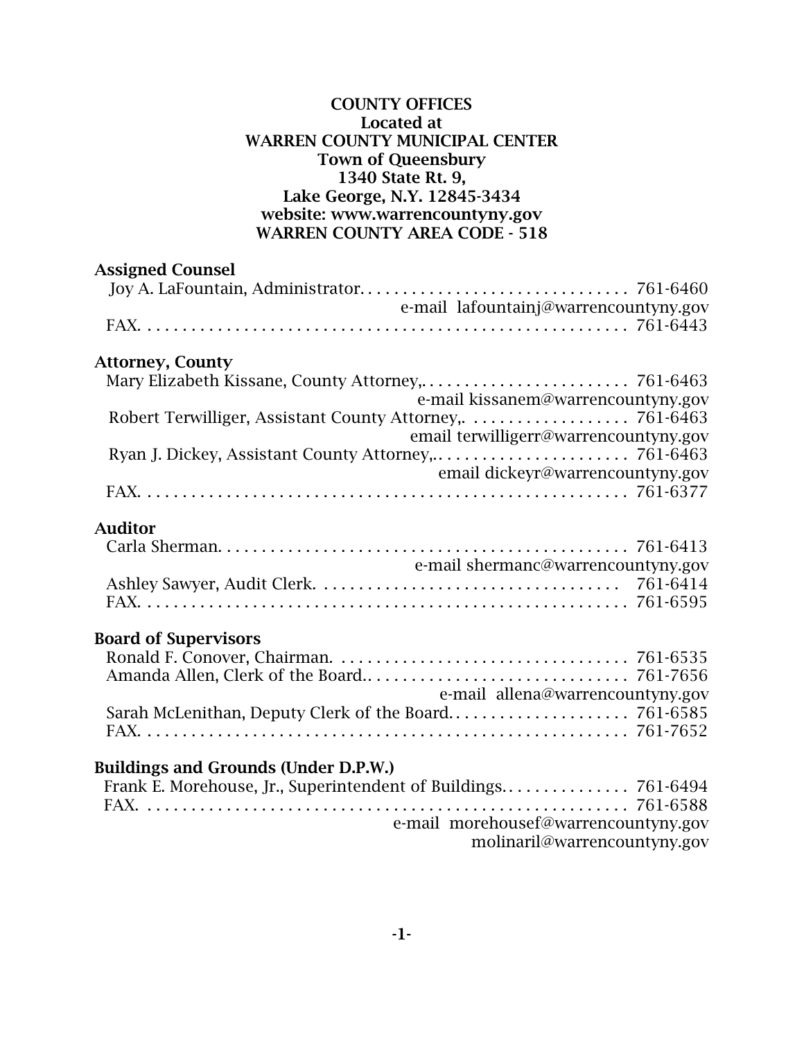**COUNTY OFFICES**
**Located at**
**WARREN COUNTY MUNICIPAL CENTER**
**Town of Queensbury**
**1340 State Rt. 9,**
**Lake George, N.Y. 12845-3434**
**website: www.warrencountyny.gov**
**WARREN COUNTY AREA CODE - 518**

### Assigned Counsel

Joy A. LaFountain, Administrator. . . . . . . . . . . . . . . . . . . . . . . . . . . . . . . . 761-6460
e-mail lafountainj@warrencountyny.gov
FAX. . . . . . . . . . . . . . . . . . . . . . . . . . . . . . . . . . . . . . . . . . . . . . . . . . . . 761-6443

### Attorney, County

Mary Elizabeth Kissane, County Attorney,. . . . . . . . . . . . . . . . . . . . . . . . 761-6463
e-mail kissanem@warrencountyny.gov
Robert Terwilliger, Assistant County Attorney,. . . . . . . . . . . . . . . . . . . 761-6463
email terwilligerr@warrencountyny.gov
Ryan J. Dickey, Assistant County Attorney,.. . . . . . . . . . . . . . . . . . . . . 761-6463
email dickeyr@warrencountyny.gov
FAX. . . . . . . . . . . . . . . . . . . . . . . . . . . . . . . . . . . . . . . . . . . . . . . . . . . . 761-6377

### Auditor

Carla Sherman. . . . . . . . . . . . . . . . . . . . . . . . . . . . . . . . . . . . . . . . . . . . 761-6413
e-mail shermanc@warrencountyny.gov
Ashley Sawyer, Audit Clerk. . . . . . . . . . . . . . . . . . . . . . . . . . . . . . . . . 761-6414
FAX. . . . . . . . . . . . . . . . . . . . . . . . . . . . . . . . . . . . . . . . . . . . . . . . . . . . 761-6595

### Board of Supervisors

Ronald F. Conover, Chairman. . . . . . . . . . . . . . . . . . . . . . . . . . . . . . . . . 761-6535
Amanda Allen, Clerk of the Board.. . . . . . . . . . . . . . . . . . . . . . . . . . . . . 761-7656
e-mail allena@warrencountyny.gov
Sarah McLenithan, Deputy Clerk of the Board. . . . . . . . . . . . . . . . . . . . 761-6585
FAX. . . . . . . . . . . . . . . . . . . . . . . . . . . . . . . . . . . . . . . . . . . . . . . . . . . . 761-7652

### Buildings and Grounds (Under D.P.W.)

Frank E. Morehouse, Jr., Superintendent of Buildings. . . . . . . . . . . . . . 761-6494
FAX. . . . . . . . . . . . . . . . . . . . . . . . . . . . . . . . . . . . . . . . . . . . . . . . . . . . 761-6588
e-mail morehousef@warrencountyny.gov
molinaril@warrencountyny.gov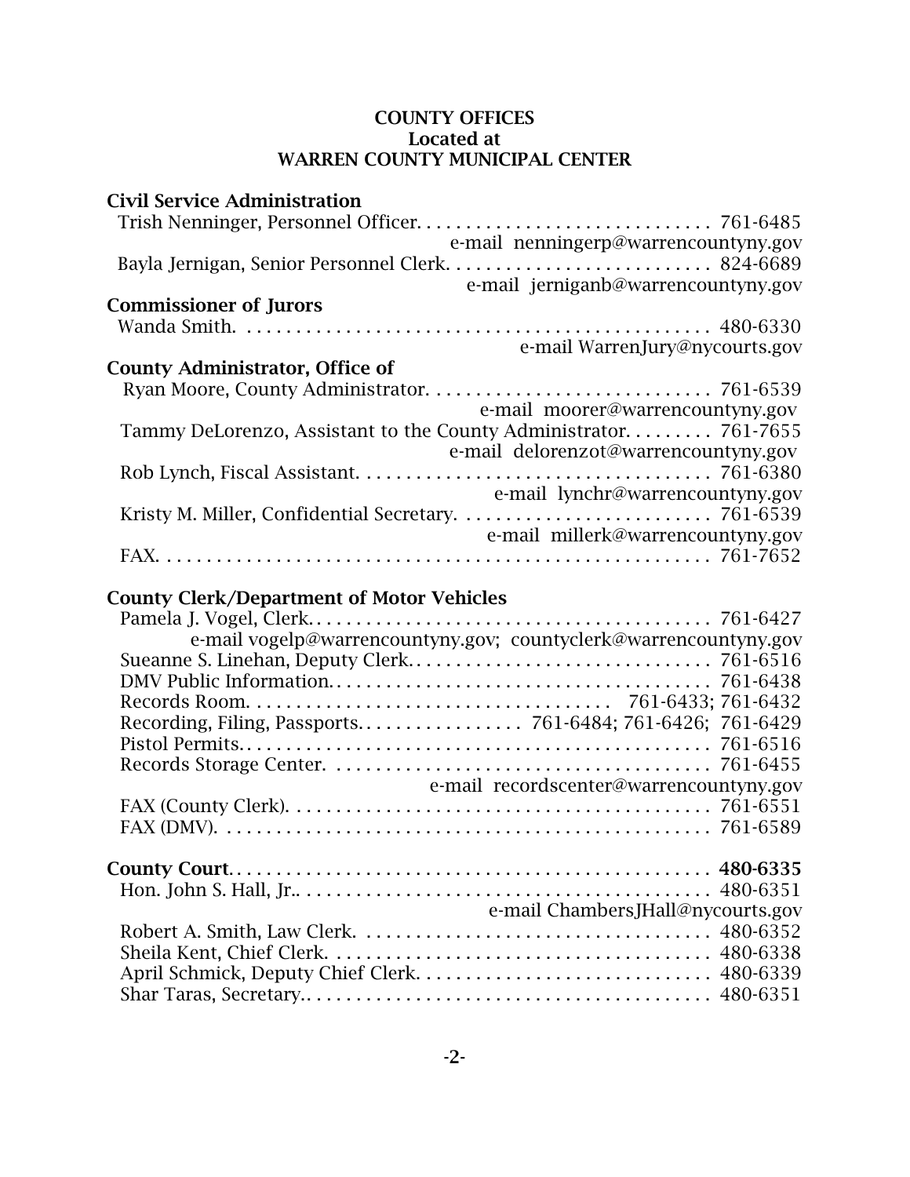## COUNTY OFFICES
## Located at
## WARREN COUNTY MUNICIPAL CENTER

**Civil Service Administration**

Trish Nenninger, Personnel Officer. . . . . . . . . . . . . . . . . . . . . . . . . . . . . . 761-6485
e-mail nenningerp@warrencountyny.gov

Bayla Jernigan, Senior Personnel Clerk. . . . . . . . . . . . . . . . . . . . . . . . . . . 824-6689
e-mail jerniganb@warrencountyny.gov

**Commissioner of Jurors**

Wanda Smith. . . . . . . . . . . . . . . . . . . . . . . . . . . . . . . . . . . . . . . . . . . . . . . . 480-6330
e-mail WarrenJury@nycourts.gov

**County Administrator, Office of**

Ryan Moore, County Administrator. . . . . . . . . . . . . . . . . . . . . . . . . . . . . 761-6539
e-mail moorer@warrencountyny.gov

Tammy DeLorenzo, Assistant to the County Administrator. . . . . . . . . 761-7655
e-mail delorenzot@warrencountyny.gov

Rob Lynch, Fiscal Assistant. . . . . . . . . . . . . . . . . . . . . . . . . . . . . . . . . . . . 761-6380
e-mail lynchr@warrencountyny.gov

Kristy M. Miller, Confidential Secretary. . . . . . . . . . . . . . . . . . . . . . . . . . 761-6539
e-mail millerk@warrencountyny.gov

FAX. . . . . . . . . . . . . . . . . . . . . . . . . . . . . . . . . . . . . . . . . . . . . . . . . . . . . . . 761-7652

**County Clerk/Department of Motor Vehicles**

Pamela J. Vogel, Clerk. . . . . . . . . . . . . . . . . . . . . . . . . . . . . . . . . . . . . . . . . 761-6427
e-mail vogelp@warrencountyny.gov; countyclerk@warrencountyny.gov

Sueanne S. Linehan, Deputy Clerk. . . . . . . . . . . . . . . . . . . . . . . . . . . . . . . 761-6516

DMV Public Information. . . . . . . . . . . . . . . . . . . . . . . . . . . . . . . . . . . . . . . 761-6438

Records Room. . . . . . . . . . . . . . . . . . . . . . . . . . . . . . . . . . . . 761-6433; 761-6432

Recording, Filing, Passports. . . . . . . . . . . . . . . . . 761-6484; 761-6426; 761-6429

Pistol Permits. . . . . . . . . . . . . . . . . . . . . . . . . . . . . . . . . . . . . . . . . . . . . . . . 761-6516

Records Storage Center. . . . . . . . . . . . . . . . . . . . . . . . . . . . . . . . . . . . . . . 761-6455
e-mail recordscenter@warrencountyny.gov

FAX (County Clerk). . . . . . . . . . . . . . . . . . . . . . . . . . . . . . . . . . . . . . . . . . . 761-6551

FAX (DMV). . . . . . . . . . . . . . . . . . . . . . . . . . . . . . . . . . . . . . . . . . . . . . . . . . 761-6589

**County Court. . . . . . . . . . . . . . . . . . . . . . . . . . . . . . . . . . . . . . . . . . . . . . . . . 480-6335**

Hon. John S. Hall, Jr.. . . . . . . . . . . . . . . . . . . . . . . . . . . . . . . . . . . . . . . . . . 480-6351
e-mail ChambersJHall@nycourts.gov

Robert A. Smith, Law Clerk. . . . . . . . . . . . . . . . . . . . . . . . . . . . . . . . . . . . 480-6352

Sheila Kent, Chief Clerk. . . . . . . . . . . . . . . . . . . . . . . . . . . . . . . . . . . . . . . . 480-6338

April Schmick, Deputy Chief Clerk. . . . . . . . . . . . . . . . . . . . . . . . . . . . . . . 480-6339

Shar Taras, Secretary.. . . . . . . . . . . . . . . . . . . . . . . . . . . . . . . . . . . . . . . . . 480-6351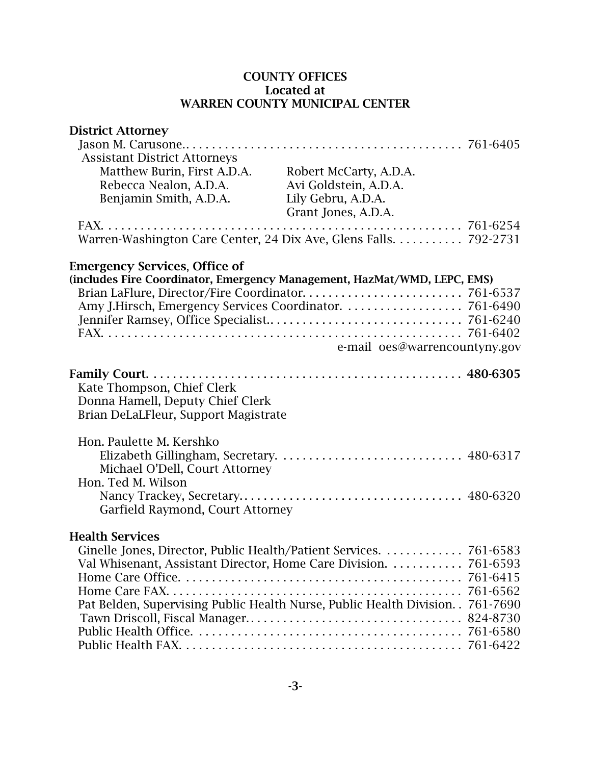**COUNTY OFFICES**
**Located at**
**WARREN COUNTY MUNICIPAL CENTER**

**District Attorney**

Jason M. Carusone.. . . . . . . . . . . . . . . . . . . . . . . . . . . . . . . . . . . . . . . . . . 761-6405

Assistant District Attorneys

| | |
|---|---|
| Matthew Burin, First A.D.A. | Robert McCarty, A.D.A. |
| Rebecca Nealon, A.D.A. | Avi Goldstein, A.D.A. |
| Benjamin Smith, A.D.A. | Lily Gebru, A.D.A. |
| | Grant Jones, A.D.A. |

FAX. . . . . . . . . . . . . . . . . . . . . . . . . . . . . . . . . . . . . . . . . . . . . . . . . . . . . 761-6254

Warren-Washington Care Center, 24 Dix Ave, Glens Falls. . . . . . . . . . . 792-2731

**Emergency Services, Office of**
**(includes Fire Coordinator, Emergency Management, HazMat/WMD, LEPC, EMS)**

Brian LaFlure, Director/Fire Coordinator. . . . . . . . . . . . . . . . . . . . . . . . . 761-6537
Amy J.Hirsch, Emergency Services Coordinator. . . . . . . . . . . . . . . . . . . 761-6490
Jennifer Ramsey, Office Specialist.. . . . . . . . . . . . . . . . . . . . . . . . . . . . . 761-6240
FAX. . . . . . . . . . . . . . . . . . . . . . . . . . . . . . . . . . . . . . . . . . . . . . . . . . . . . 761-6402
e-mail oes@warrencountyny.gov

**Family Court**. . . . . . . . . . . . . . . . . . . . . . . . . . . . . . . . . . . . . . . . . . . . . . **480-6305**

Kate Thompson, Chief Clerk
Donna Hamell, Deputy Chief Clerk
Brian DeLaLFleur, Support Magistrate

Hon. Paulette M. Kershko
Elizabeth Gillingham, Secretary. . . . . . . . . . . . . . . . . . . . . . . . . . . . . 480-6317
Michael O'Dell, Court Attorney

Hon. Ted M. Wilson
Nancy Trackey, Secretary.. . . . . . . . . . . . . . . . . . . . . . . . . . . . . . . . . . 480-6320
Garfield Raymond, Court Attorney

**Health Services**

Ginelle Jones, Director, Public Health/Patient Services. . . . . . . . . . . . 761-6583
Val Whisenant, Assistant Director, Home Care Division. . . . . . . . . . . 761-6593
Home Care Office. . . . . . . . . . . . . . . . . . . . . . . . . . . . . . . . . . . . . . . . . . 761-6415
Home Care FAX. . . . . . . . . . . . . . . . . . . . . . . . . . . . . . . . . . . . . . . . . . . 761-6562
Pat Belden, Supervising Public Health Nurse, Public Health Division. . 761-7690
Tawn Driscoll, Fiscal Manager.. . . . . . . . . . . . . . . . . . . . . . . . . . . . . . . . 824-8730
Public Health Office. . . . . . . . . . . . . . . . . . . . . . . . . . . . . . . . . . . . . . . . 761-6580
Public Health FAX. . . . . . . . . . . . . . . . . . . . . . . . . . . . . . . . . . . . . . . . . 761-6422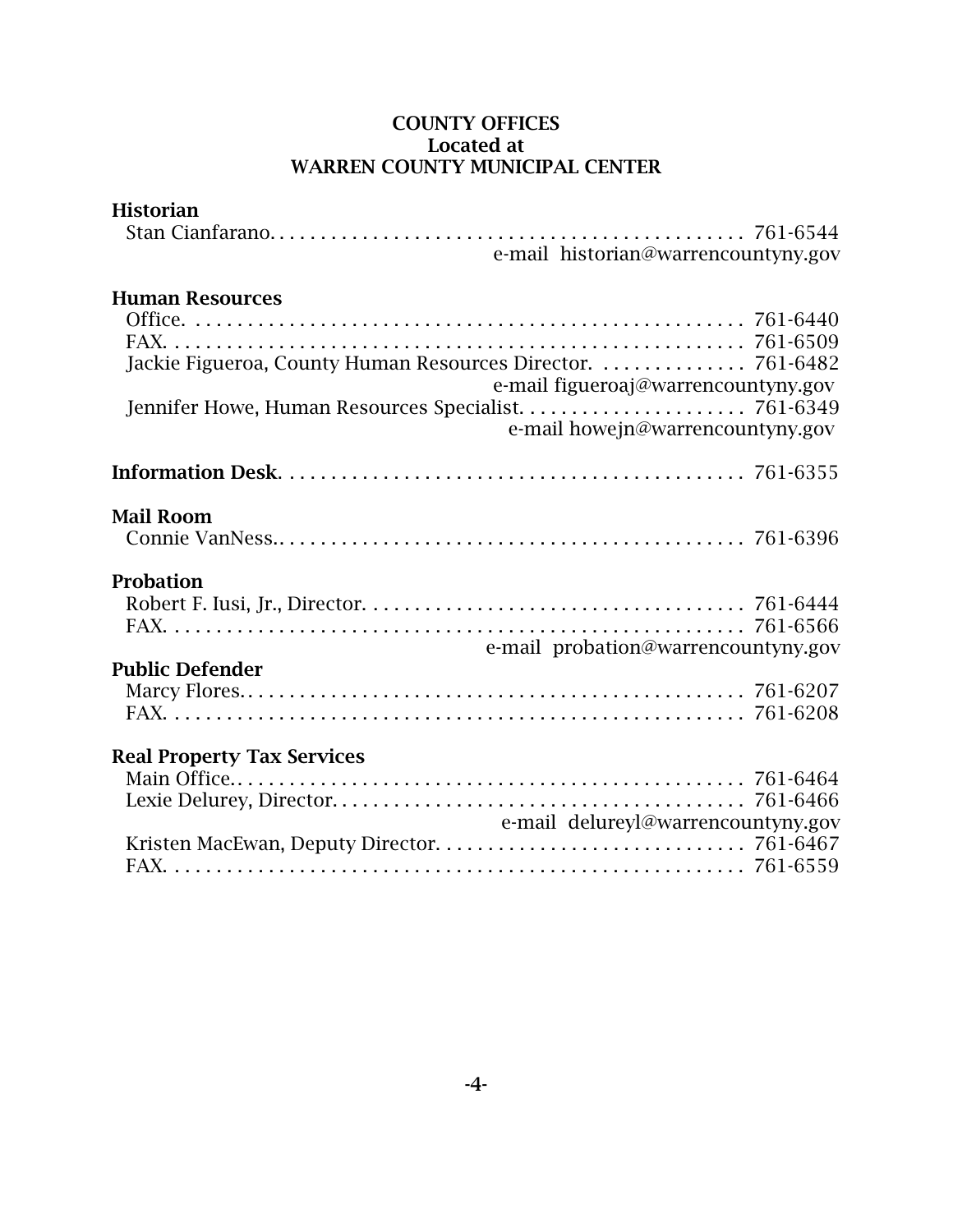## COUNTY OFFICES
## Located at
## WARREN COUNTY MUNICIPAL CENTER

**Historian**

Stan Cianfarano. . . . . . . . . . . . . . . . . . . . . . . . . . . . . . . . . . . . . . . . . . . . . 761-6544
e-mail historian@warrencountyny.gov

**Human Resources**

Office. . . . . . . . . . . . . . . . . . . . . . . . . . . . . . . . . . . . . . . . . . . . . . . . . . . . . 761-6440
FAX. . . . . . . . . . . . . . . . . . . . . . . . . . . . . . . . . . . . . . . . . . . . . . . . . . . . . . 761-6509
Jackie Figueroa, County Human Resources Director. . . . . . . . . . . . . . . 761-6482
e-mail figueroaj@warrencountyny.gov
Jennifer Howe, Human Resources Specialist. . . . . . . . . . . . . . . . . . . . . . 761-6349
e-mail howejn@warrencountyny.gov

**Information Desk**. . . . . . . . . . . . . . . . . . . . . . . . . . . . . . . . . . . . . . . . . . . . 761-6355

**Mail Room**

Connie VanNess.. . . . . . . . . . . . . . . . . . . . . . . . . . . . . . . . . . . . . . . . . . . . . 761-6396

**Probation**

Robert F. Iusi, Jr., Director. . . . . . . . . . . . . . . . . . . . . . . . . . . . . . . . . . . . 761-6444
FAX. . . . . . . . . . . . . . . . . . . . . . . . . . . . . . . . . . . . . . . . . . . . . . . . . . . . . . 761-6566
e-mail probation@warrencountyny.gov

**Public Defender**

Marcy Flores.. . . . . . . . . . . . . . . . . . . . . . . . . . . . . . . . . . . . . . . . . . . . . . . 761-6207
FAX. . . . . . . . . . . . . . . . . . . . . . . . . . . . . . . . . . . . . . . . . . . . . . . . . . . . . . 761-6208

**Real Property Tax Services**

Main Office.. . . . . . . . . . . . . . . . . . . . . . . . . . . . . . . . . . . . . . . . . . . . . . . . 761-6464
Lexie Delurey, Director. . . . . . . . . . . . . . . . . . . . . . . . . . . . . . . . . . . . . . . 761-6466
e-mail delureyl@warrencountyny.gov
Kristen MacEwan, Deputy Director. . . . . . . . . . . . . . . . . . . . . . . . . . . . . 761-6467
FAX. . . . . . . . . . . . . . . . . . . . . . . . . . . . . . . . . . . . . . . . . . . . . . . . . . . . . . 761-6559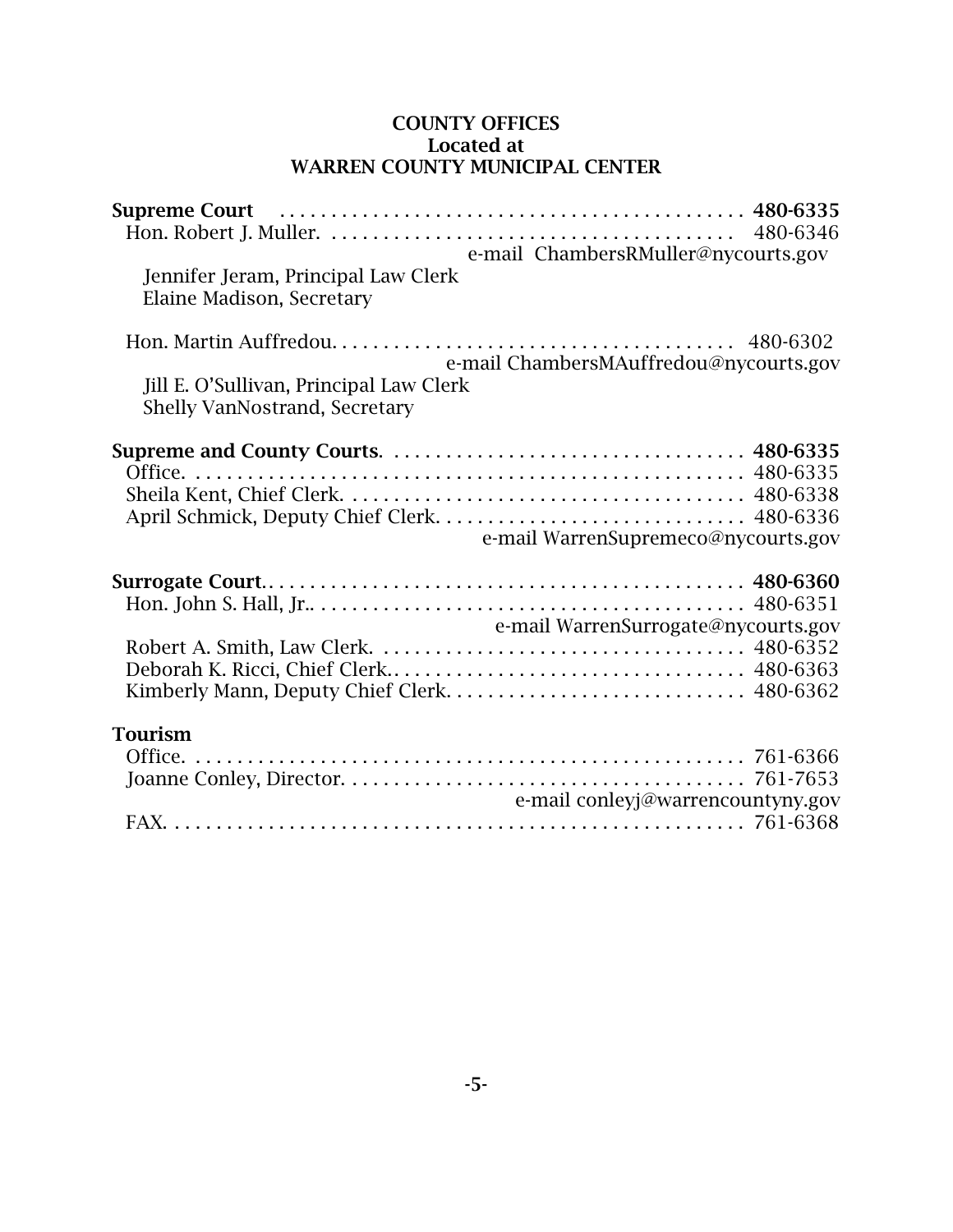**COUNTY OFFICES**
**Located at**
**WARREN COUNTY MUNICIPAL CENTER**

**Supreme Court** . . . . . . . . . . . . . . . . . . . . . . . . . . . . . . . . . . . . . . . . . . . . . . **480-6335**
Hon. Robert J. Muller. . . . . . . . . . . . . . . . . . . . . . . . . . . . . . . . . . . . . . . . . 480-6346
e-mail ChambersRMuller@nycourts.gov
Jennifer Jeram, Principal Law Clerk
Elaine Madison, Secretary

Hon. Martin Auffredou. . . . . . . . . . . . . . . . . . . . . . . . . . . . . . . . . . . . . . . . 480-6302
e-mail ChambersMAuffredou@nycourts.gov
Jill E. O'Sullivan, Principal Law Clerk
Shelly VanNostrand, Secretary

**Supreme and County Courts**. . . . . . . . . . . . . . . . . . . . . . . . . . . . . . . . . . . **480-6335**
Office. . . . . . . . . . . . . . . . . . . . . . . . . . . . . . . . . . . . . . . . . . . . . . . . . . . . . 480-6335
Sheila Kent, Chief Clerk. . . . . . . . . . . . . . . . . . . . . . . . . . . . . . . . . . . . . . . 480-6338
April Schmick, Deputy Chief Clerk. . . . . . . . . . . . . . . . . . . . . . . . . . . . . . 480-6336
e-mail WarrenSupremeco@nycourts.gov

**Surrogate Court**. . . . . . . . . . . . . . . . . . . . . . . . . . . . . . . . . . . . . . . . . . . . . . **480-6360**
Hon. John S. Hall, Jr.. . . . . . . . . . . . . . . . . . . . . . . . . . . . . . . . . . . . . . . . . . 480-6351
e-mail WarrenSurrogate@nycourts.gov
Robert A. Smith, Law Clerk. . . . . . . . . . . . . . . . . . . . . . . . . . . . . . . . . . . . 480-6352
Deborah K. Ricci, Chief Clerk.. . . . . . . . . . . . . . . . . . . . . . . . . . . . . . . . . . 480-6363
Kimberly Mann, Deputy Chief Clerk. . . . . . . . . . . . . . . . . . . . . . . . . . . . . 480-6362

**Tourism**
Office. . . . . . . . . . . . . . . . . . . . . . . . . . . . . . . . . . . . . . . . . . . . . . . . . . . . . 761-6366
Joanne Conley, Director. . . . . . . . . . . . . . . . . . . . . . . . . . . . . . . . . . . . . . . 761-7653
e-mail conleyj@warrencountyny.gov
FAX. . . . . . . . . . . . . . . . . . . . . . . . . . . . . . . . . . . . . . . . . . . . . . . . . . . . . . 761-6368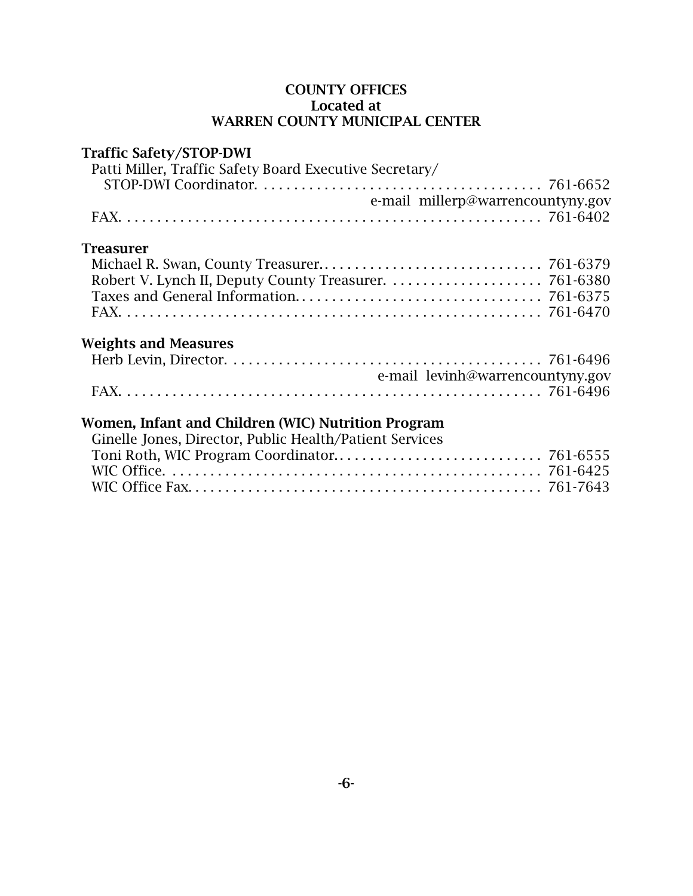# COUNTY OFFICES
## Located at
## WARREN COUNTY MUNICIPAL CENTER

### Traffic Safety/STOP-DWI

Patti Miller, Traffic Safety Board Executive Secretary/
STOP-DWI Coordinator. . . . . . . . . . . . . . . . . . . . . . . . . . . . . . . . . . . . . 761-6652
e-mail millerp@warrencountyny.gov
FAX. . . . . . . . . . . . . . . . . . . . . . . . . . . . . . . . . . . . . . . . . . . . . . . . . . . . . 761-6402

### Treasurer

Michael R. Swan, County Treasurer. . . . . . . . . . . . . . . . . . . . . . . . . . . . . . 761-6379
Robert V. Lynch II, Deputy County Treasurer. . . . . . . . . . . . . . . . . . . . . 761-6380
Taxes and General Information. . . . . . . . . . . . . . . . . . . . . . . . . . . . . . . . 761-6375
FAX. . . . . . . . . . . . . . . . . . . . . . . . . . . . . . . . . . . . . . . . . . . . . . . . . . . . . 761-6470

### Weights and Measures

Herb Levin, Director. . . . . . . . . . . . . . . . . . . . . . . . . . . . . . . . . . . . . . . . . 761-6496
e-mail levinh@warrencountyny.gov
FAX. . . . . . . . . . . . . . . . . . . . . . . . . . . . . . . . . . . . . . . . . . . . . . . . . . . . . 761-6496

### Women, Infant and Children (WIC) Nutrition Program

Ginelle Jones, Director, Public Health/Patient Services
Toni Roth, WIC Program Coordinator. . . . . . . . . . . . . . . . . . . . . . . . . . . 761-6555
WIC Office. . . . . . . . . . . . . . . . . . . . . . . . . . . . . . . . . . . . . . . . . . . . . . . . . 761-6425
WIC Office Fax. . . . . . . . . . . . . . . . . . . . . . . . . . . . . . . . . . . . . . . . . . . . . 761-7643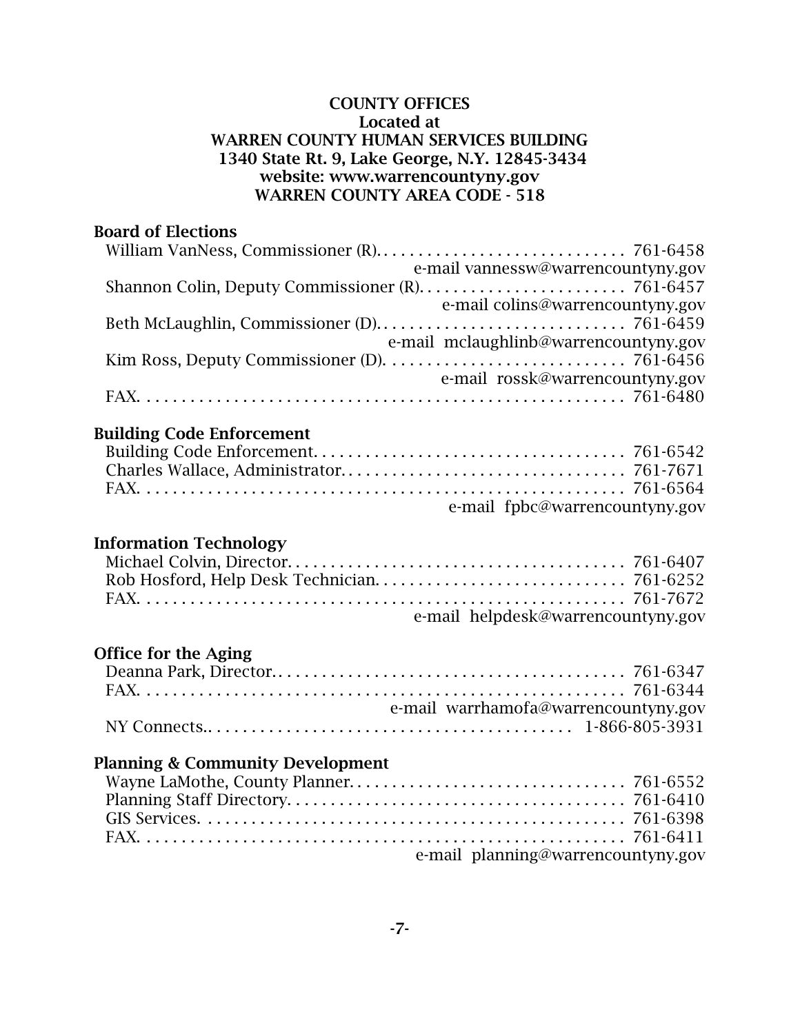**COUNTY OFFICES**
**Located at**
**WARREN COUNTY HUMAN SERVICES BUILDING**
**1340 State Rt. 9, Lake George, N.Y. 12845-3434**
**website: www.warrencountyny.gov**
**WARREN COUNTY AREA CODE - 518**

### Board of Elections

William VanNess, Commissioner (R). . . . . . . . . . . . . . . . . . . . . . . . . . . . . 761-6458
e-mail vannessw@warrencountyny.gov
Shannon Colin, Deputy Commissioner (R). . . . . . . . . . . . . . . . . . . . . . . . 761-6457
e-mail colins@warrencountyny.gov
Beth McLaughlin, Commissioner (D). . . . . . . . . . . . . . . . . . . . . . . . . . . . . 761-6459
e-mail mclaughlinb@warrencountyny.gov
Kim Ross, Deputy Commissioner (D). . . . . . . . . . . . . . . . . . . . . . . . . . . . 761-6456
e-mail rossk@warrencountyny.gov
FAX. . . . . . . . . . . . . . . . . . . . . . . . . . . . . . . . . . . . . . . . . . . . . . . . . . . . . 761-6480

### Building Code Enforcement

Building Code Enforcement. . . . . . . . . . . . . . . . . . . . . . . . . . . . . . . . . . . 761-6542
Charles Wallace, Administrator. . . . . . . . . . . . . . . . . . . . . . . . . . . . . . . . 761-7671
FAX. . . . . . . . . . . . . . . . . . . . . . . . . . . . . . . . . . . . . . . . . . . . . . . . . . . . . 761-6564
e-mail fpbc@warrencountyny.gov

### Information Technology

Michael Colvin, Director. . . . . . . . . . . . . . . . . . . . . . . . . . . . . . . . . . . . . . 761-6407
Rob Hosford, Help Desk Technician. . . . . . . . . . . . . . . . . . . . . . . . . . . . . 761-6252
FAX. . . . . . . . . . . . . . . . . . . . . . . . . . . . . . . . . . . . . . . . . . . . . . . . . . . . . 761-7672
e-mail helpdesk@warrencountyny.gov

### Office for the Aging

Deanna Park, Director. . . . . . . . . . . . . . . . . . . . . . . . . . . . . . . . . . . . . . . . 761-6347
FAX. . . . . . . . . . . . . . . . . . . . . . . . . . . . . . . . . . . . . . . . . . . . . . . . . . . . . 761-6344
e-mail warrhamofa@warrencountyny.gov
NY Connects.. . . . . . . . . . . . . . . . . . . . . . . . . . . . . . . . . . . . . . . . . 1-866-805-3931

### Planning & Community Development

Wayne LaMothe, County Planner. . . . . . . . . . . . . . . . . . . . . . . . . . . . . . . 761-6552
Planning Staff Directory. . . . . . . . . . . . . . . . . . . . . . . . . . . . . . . . . . . . . . 761-6410
GIS Services. . . . . . . . . . . . . . . . . . . . . . . . . . . . . . . . . . . . . . . . . . . . . . . 761-6398
FAX. . . . . . . . . . . . . . . . . . . . . . . . . . . . . . . . . . . . . . . . . . . . . . . . . . . . . 761-6411
e-mail planning@warrencountyny.gov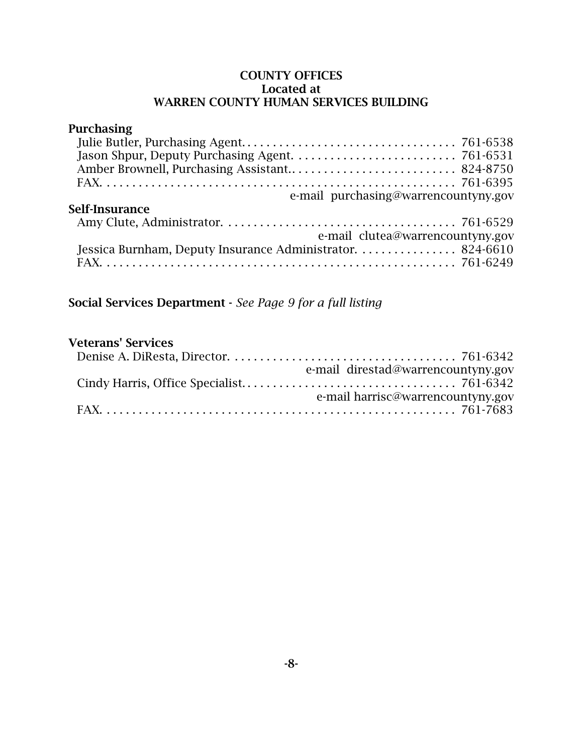## COUNTY OFFICES
## Located at
## WARREN COUNTY HUMAN SERVICES BUILDING

### Purchasing

Julie Butler, Purchasing Agent. . . . . . . . . . . . . . . . . . . . . . . . . . . . . . . . . . 761-6538
Jason Shpur, Deputy Purchasing Agent. . . . . . . . . . . . . . . . . . . . . . . . . . 761-6531
Amber Brownell, Purchasing Assistant.. . . . . . . . . . . . . . . . . . . . . . . . . . 824-8750
FAX. . . . . . . . . . . . . . . . . . . . . . . . . . . . . . . . . . . . . . . . . . . . . . . . . . . . . . 761-6395
e-mail purchasing@warrencountyny.gov

### Self-Insurance

Amy Clute, Administrator. . . . . . . . . . . . . . . . . . . . . . . . . . . . . . . . . . . . . 761-6529
e-mail clutea@warrencountyny.gov
Jessica Burnham, Deputy Insurance Administrator. . . . . . . . . . . . . . . . 824-6610
FAX. . . . . . . . . . . . . . . . . . . . . . . . . . . . . . . . . . . . . . . . . . . . . . . . . . . . . . 761-6249

**Social Services Department** - *See Page 9 for a full listing*

### Veterans' Services

Denise A. DiResta, Director. . . . . . . . . . . . . . . . . . . . . . . . . . . . . . . . . . . . 761-6342
e-mail direstad@warrencountyny.gov
Cindy Harris, Office Specialist. . . . . . . . . . . . . . . . . . . . . . . . . . . . . . . . . 761-6342
e-mail harrisc@warrencountyny.gov
FAX. . . . . . . . . . . . . . . . . . . . . . . . . . . . . . . . . . . . . . . . . . . . . . . . . . . . . . 761-7683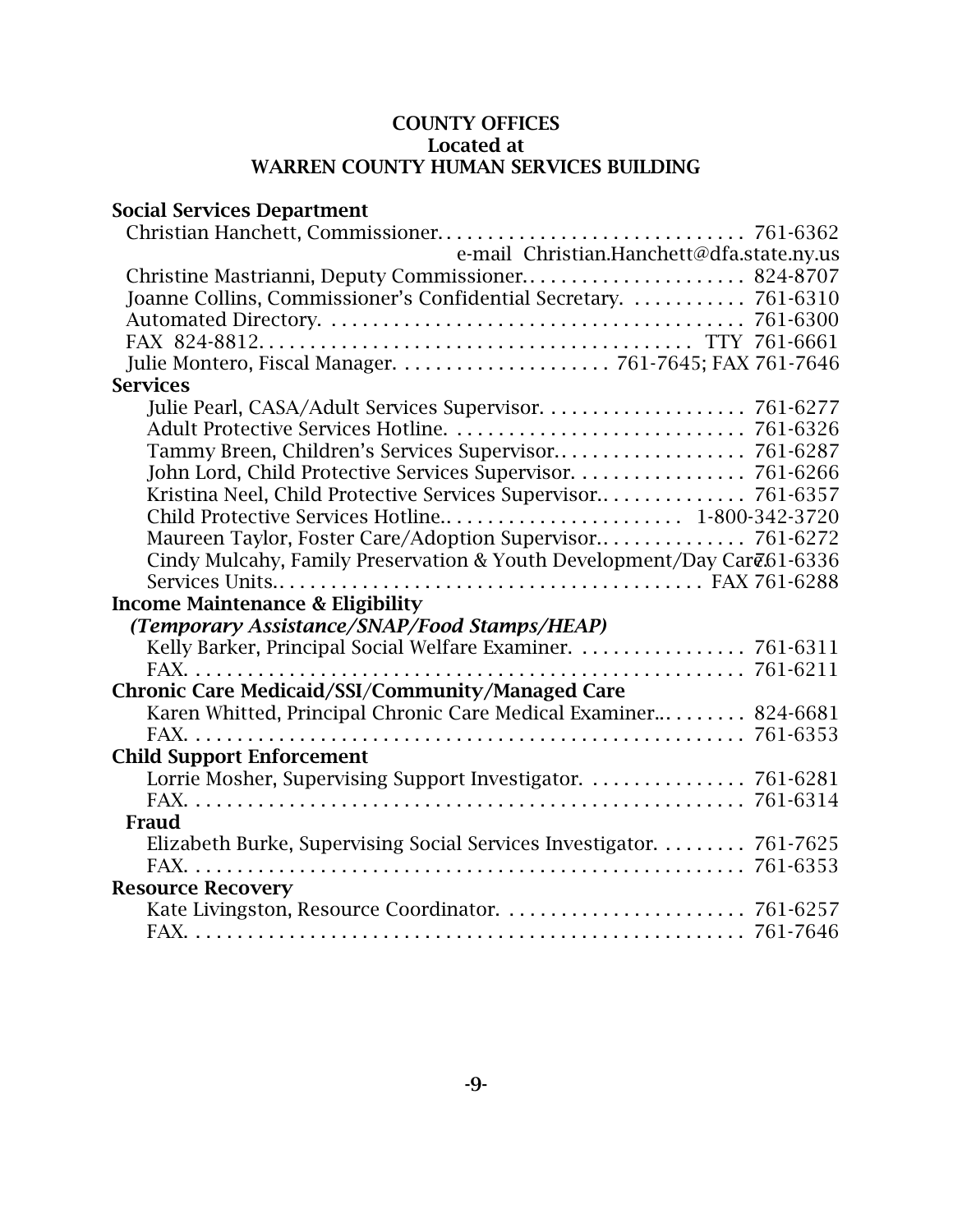**COUNTY OFFICES**
**Located at**
**WARREN COUNTY HUMAN SERVICES BUILDING**

**Social Services Department**

Christian Hanchett, Commissioner. . . . . . . . . . . . . . . . . . . . . . . . . . . . . . 761-6362
e-mail Christian.Hanchett@dfa.state.ny.us

Christine Mastrianni, Deputy Commissioner. . . . . . . . . . . . . . . . . . . . . . 824-8707

Joanne Collins, Commissioner's Confidential Secretary. . . . . . . . . . . . 761-6310

Automated Directory. . . . . . . . . . . . . . . . . . . . . . . . . . . . . . . . . . . . . . . 761-6300

FAX 824-8812. . . . . . . . . . . . . . . . . . . . . . . . . . . . . . . . . . . . . . . . TTY 761-6661

Julie Montero, Fiscal Manager. . . . . . . . . . . . . . . . . . . . . 761-7645; FAX 761-7646

**Services**

Julie Pearl, CASA/Adult Services Supervisor. . . . . . . . . . . . . . . . . . . . 761-6277

Adult Protective Services Hotline. . . . . . . . . . . . . . . . . . . . . . . . . . . . 761-6326

Tammy Breen, Children's Services Supervisor. . . . . . . . . . . . . . . . . . . 761-6287

John Lord, Child Protective Services Supervisor. . . . . . . . . . . . . . . . . 761-6266

Kristina Neel, Child Protective Services Supervisor. . . . . . . . . . . . . . . 761-6357

Child Protective Services Hotline. . . . . . . . . . . . . . . . . . . . . . . . 1-800-342-3720

Maureen Taylor, Foster Care/Adoption Supervisor. . . . . . . . . . . . . . . 761-6272

Cindy Mulcahy, Family Preservation & Youth Development/Day Care 761-6336

Services Units. . . . . . . . . . . . . . . . . . . . . . . . . . . . . . . . . . . . . . . . FAX 761-6288

**Income Maintenance & Eligibility**
***(Temporary Assistance/SNAP/Food Stamps/HEAP)***

Kelly Barker, Principal Social Welfare Examiner. . . . . . . . . . . . . . . . . 761-6311

FAX. . . . . . . . . . . . . . . . . . . . . . . . . . . . . . . . . . . . . . . . . . . . . . . . . . . 761-6211

**Chronic Care Medicaid/SSI/Community/Managed Care**

Karen Whitted, Principal Chronic Care Medical Examiner. . . . . . . . . 824-6681

FAX. . . . . . . . . . . . . . . . . . . . . . . . . . . . . . . . . . . . . . . . . . . . . . . . . . . 761-6353

**Child Support Enforcement**

Lorrie Mosher, Supervising Support Investigator. . . . . . . . . . . . . . . . 761-6281

FAX. . . . . . . . . . . . . . . . . . . . . . . . . . . . . . . . . . . . . . . . . . . . . . . . . . . 761-6314

**Fraud**

Elizabeth Burke, Supervising Social Services Investigator. . . . . . . . . 761-7625

FAX. . . . . . . . . . . . . . . . . . . . . . . . . . . . . . . . . . . . . . . . . . . . . . . . . . . 761-6353

**Resource Recovery**

Kate Livingston, Resource Coordinator. . . . . . . . . . . . . . . . . . . . . . . 761-6257

FAX. . . . . . . . . . . . . . . . . . . . . . . . . . . . . . . . . . . . . . . . . . . . . . . . . . . 761-7646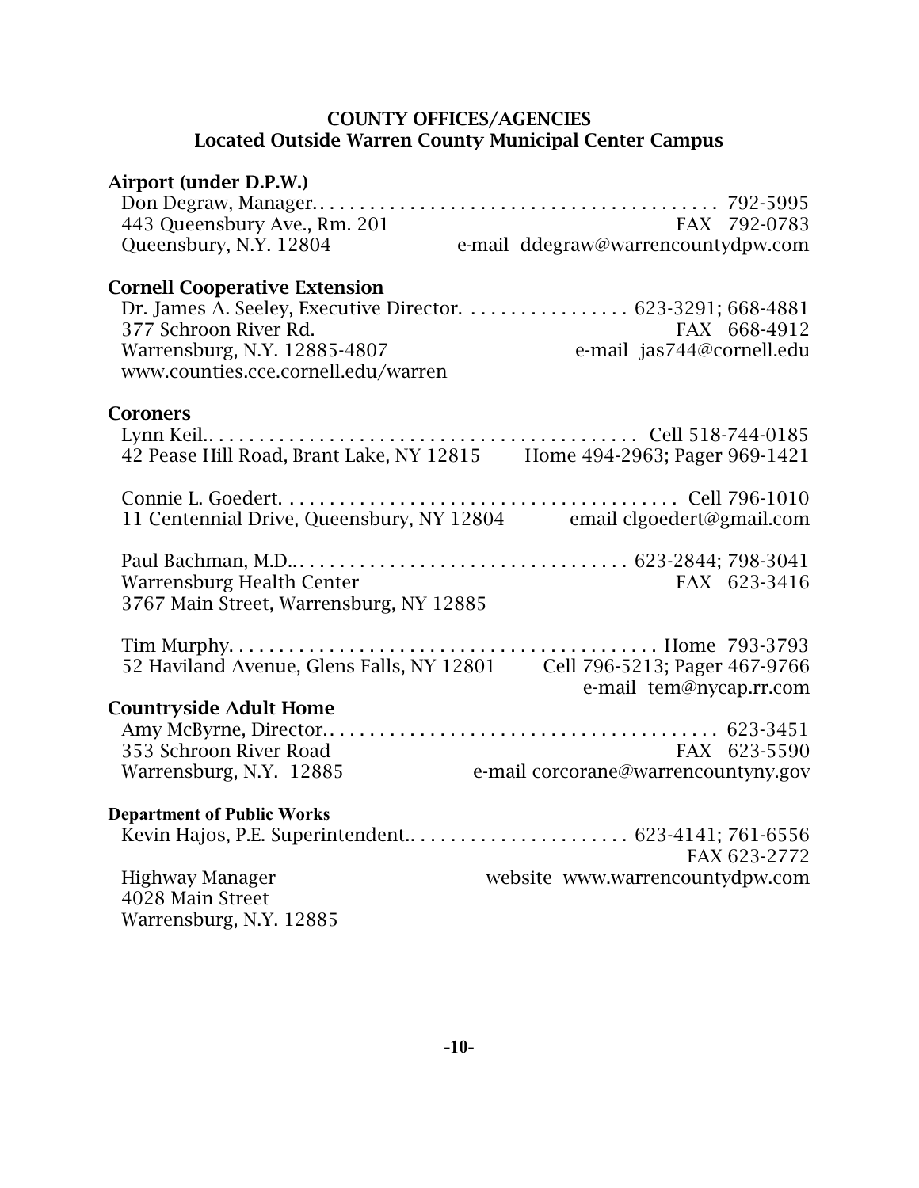## COUNTY OFFICES/AGENCIES
## Located Outside Warren County Municipal Center Campus

### Airport (under D.P.W.)

Don Degraw, Manager. . . . . . . . . . 792-5995
443 Queensbury Ave., Rm. 201 FAX 792-0783
Queensbury, N.Y. 12804 e-mail ddegraw@warrencountydpw.com

### Cornell Cooperative Extension

Dr. James A. Seeley, Executive Director. . . . . . . . . . 623-3291; 668-4881
377 Schroon River Rd. FAX 668-4912
Warrensburg, N.Y. 12885-4807 e-mail jas744@cornell.edu
www.counties.cce.cornell.edu/warren

### Coroners

Lynn Keil. . . . . . . . . . Cell 518-744-0185
42 Pease Hill Road, Brant Lake, NY 12815 Home 494-2963; Pager 969-1421

Connie L. Goedert. . . . . . . . . . Cell 796-1010
11 Centennial Drive, Queensbury, NY 12804 email clgoedert@gmail.com

Paul Bachman, M.D. . . . . . . . . . . 623-2844; 798-3041
Warrensburg Health Center FAX 623-3416
3767 Main Street, Warrensburg, NY 12885

Tim Murphy. . . . . . . . . . Home 793-3793
52 Haviland Avenue, Glens Falls, NY 12801 Cell 796-5213; Pager 467-9766
e-mail tem@nycap.rr.com

### Countryside Adult Home

Amy McByrne, Director. . . . . . . . . . 623-3451
353 Schroon River Road FAX 623-5590
Warrensburg, N.Y. 12885 e-mail corcorane@warrencountyny.gov

### Department of Public Works

Kevin Hajos, P.E. Superintendent. . . . . . . . . . 623-4141; 761-6556
FAX 623-2772
Highway Manager website www.warrencountydpw.com
4028 Main Street
Warrensburg, N.Y. 12885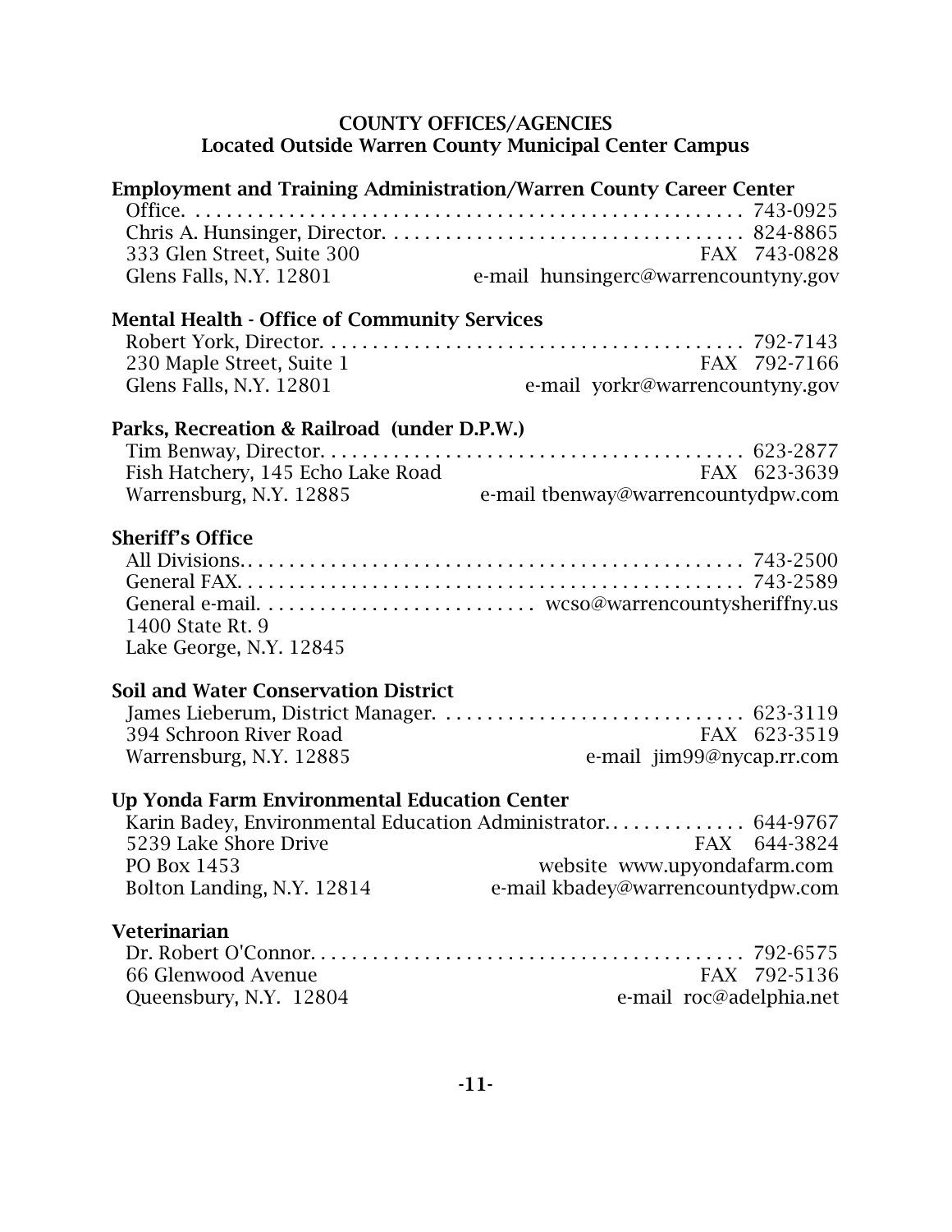## COUNTY OFFICES/AGENCIES
## Located Outside Warren County Municipal Center Campus

### Employment and Training Administration/Warren County Career Center

Office. . . . . . . . . . . . . . . . . . . . . . . . . . . . . . . . . . . . . . . . . . . . . . . . . . . . . 743-0925
Chris A. Hunsinger, Director. . . . . . . . . . . . . . . . . . . . . . . . . . . . . . . . . . . 824-8865
333 Glen Street, Suite 300 — FAX 743-0828
Glens Falls, N.Y. 12801 — e-mail hunsingerc@warrencountyny.gov

### Mental Health - Office of Community Services

Robert York, Director. . . . . . . . . . . . . . . . . . . . . . . . . . . . . . . . . . . . . . . . . 792-7143
230 Maple Street, Suite 1 — FAX 792-7166
Glens Falls, N.Y. 12801 — e-mail yorkr@warrencountyny.gov

### Parks, Recreation & Railroad (under D.P.W.)

Tim Benway, Director. . . . . . . . . . . . . . . . . . . . . . . . . . . . . . . . . . . . . . . . . 623-2877
Fish Hatchery, 145 Echo Lake Road — FAX 623-3639
Warrensburg, N.Y. 12885 — e-mail tbenway@warrencountydpw.com

### Sheriff's Office

All Divisions.. . . . . . . . . . . . . . . . . . . . . . . . . . . . . . . . . . . . . . . . . . . . . . . . 743-2500
General FAX. . . . . . . . . . . . . . . . . . . . . . . . . . . . . . . . . . . . . . . . . . . . . . . . 743-2589
General e-mail. . . . . . . . . . . . . . . . . . . . . . . . . . . wcso@warrencountysheriffny.us
1400 State Rt. 9
Lake George, N.Y. 12845

### Soil and Water Conservation District

James Lieberum, District Manager. . . . . . . . . . . . . . . . . . . . . . . . . . . . . 623-3119
394 Schroon River Road — FAX 623-3519
Warrensburg, N.Y. 12885 — e-mail jim99@nycap.rr.com

### Up Yonda Farm Environmental Education Center

Karin Badey, Environmental Education Administrator. . . . . . . . . . . . . . 644-9767
5239 Lake Shore Drive — FAX 644-3824
PO Box 1453 — website www.upyondafarm.com
Bolton Landing, N.Y. 12814 — e-mail kbadey@warrencountydpw.com

### Veterinarian

Dr. Robert O'Connor. . . . . . . . . . . . . . . . . . . . . . . . . . . . . . . . . . . . . . . . . . 792-6575
66 Glenwood Avenue — FAX 792-5136
Queensbury, N.Y. 12804 — e-mail roc@adelphia.net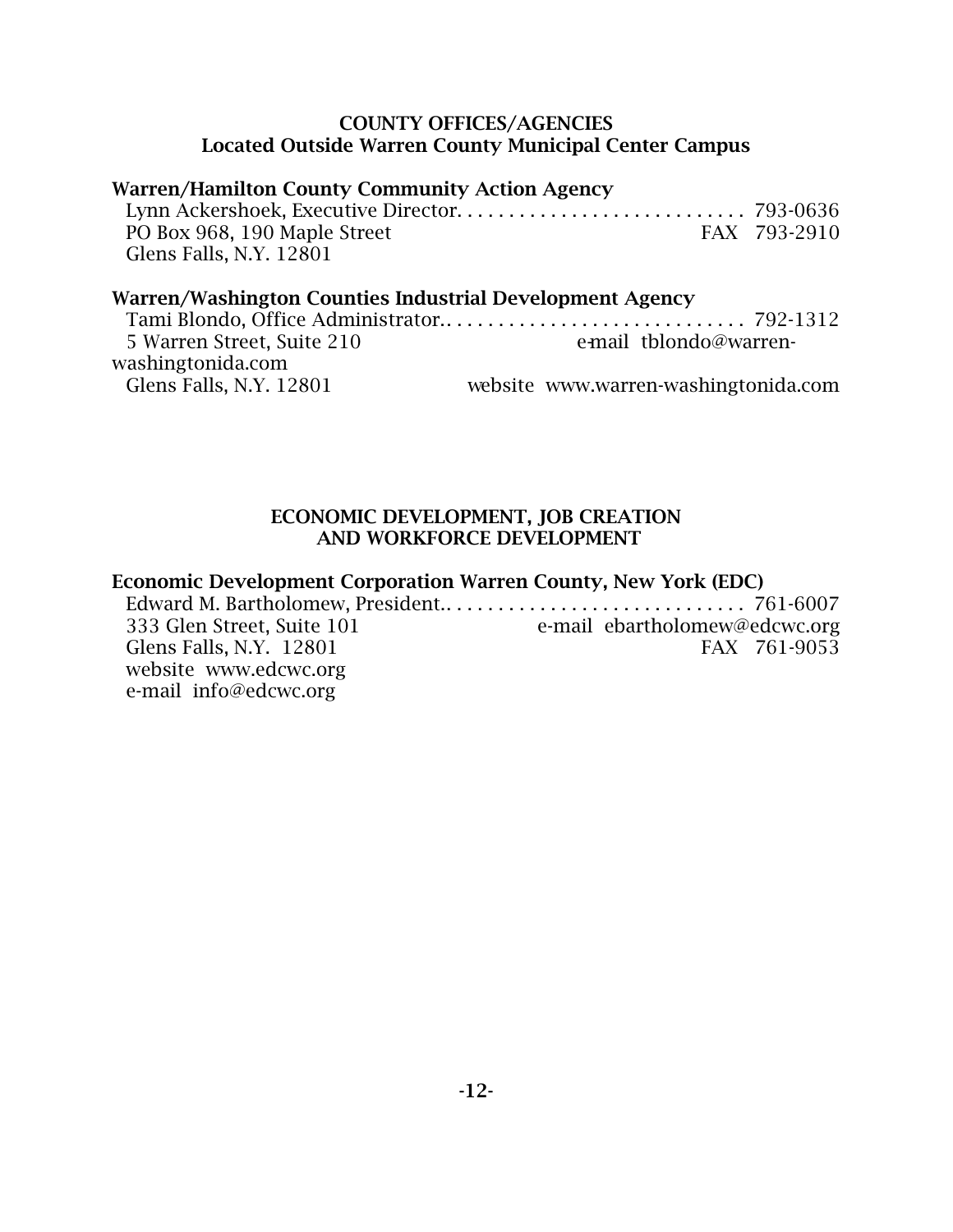## COUNTY OFFICES/AGENCIES
## Located Outside Warren County Municipal Center Campus

**Warren/Hamilton County Community Action Agency**

Lynn Ackershoek, Executive Director. . . . . . . . . . . . . . . . . . . . . . . . . . . . 793-0636
PO Box 968, 190 Maple Street FAX 793-2910
Glens Falls, N.Y. 12801

**Warren/Washington Counties Industrial Development Agency**

Tami Blondo, Office Administrator. . . . . . . . . . . . . . . . . . . . . . . . . . . . . . 792-1312
5 Warren Street, Suite 210 e-mail tblondo@warren-washingtonida.com
Glens Falls, N.Y. 12801 website www.warren-washingtonida.com

## ECONOMIC DEVELOPMENT, JOB CREATION AND WORKFORCE DEVELOPMENT

**Economic Development Corporation Warren County, New York (EDC)**

Edward M. Bartholomew, President. . . . . . . . . . . . . . . . . . . . . . . . . . . . . 761-6007
333 Glen Street, Suite 101 e-mail ebartholomew@edcwc.org
Glens Falls, N.Y. 12801 FAX 761-9053
website www.edcwc.org
e-mail info@edcwc.org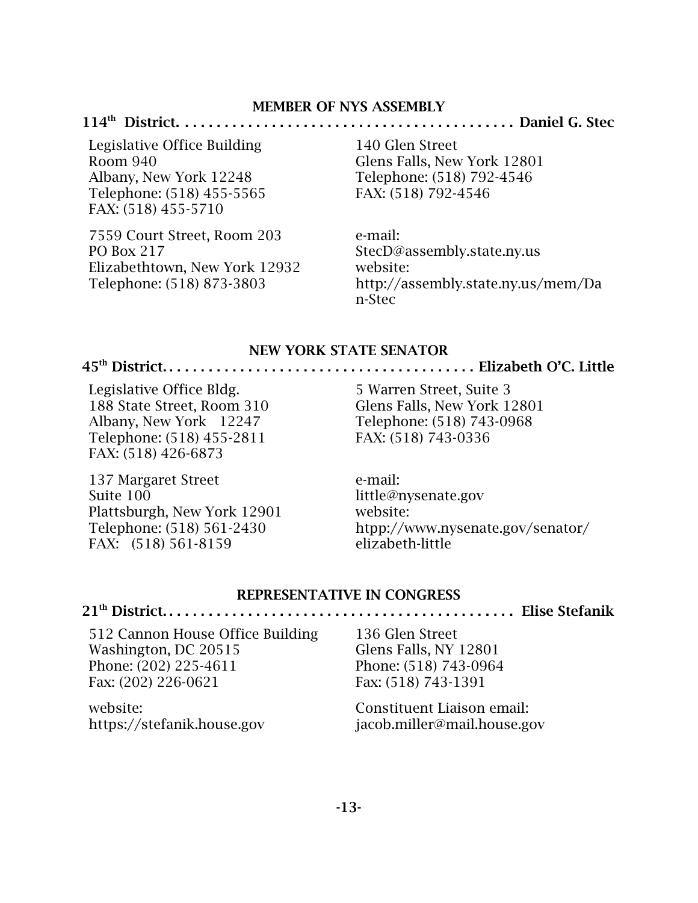## MEMBER OF NYS ASSEMBLY

**114th District. . . . . . . . . . . . . . . . . . . . . . . . . . . . . . . . . . . . . . . . . . Daniel G. Stec**

Legislative Office Building
Room 940
Albany, New York 12248
Telephone: (518) 455-5565
FAX: (518) 455-5710

7559 Court Street, Room 203
PO Box 217
Elizabethtown, New York 12932
Telephone: (518) 873-3803

140 Glen Street
Glens Falls, New York 12801
Telephone: (518) 792-4546
FAX: (518) 792-4546

e-mail:
StecD@assembly.state.ny.us
website:
http://assembly.state.ny.us/mem/Dan-Stec

## NEW YORK STATE SENATOR

**45th District. . . . . . . . . . . . . . . . . . . . . . . . . . . . . . . . . . . . . . . Elizabeth O'C. Little**

Legislative Office Bldg.
188 State Street, Room 310
Albany, New York 12247
Telephone: (518) 455-2811
FAX: (518) 426-6873

137 Margaret Street
Suite 100
Plattsburgh, New York 12901
Telephone: (518) 561-2430
FAX: (518) 561-8159

5 Warren Street, Suite 3
Glens Falls, New York 12801
Telephone: (518) 743-0968
FAX: (518) 743-0336

e-mail:
little@nysenate.gov
website:
htpp://www.nysenate.gov/senator/elizabeth-little

## REPRESENTATIVE IN CONGRESS

**21th District. . . . . . . . . . . . . . . . . . . . . . . . . . . . . . . . . . . . . . . . . . . . Elise Stefanik**

512 Cannon House Office Building
Washington, DC 20515
Phone: (202) 225-4611
Fax: (202) 226-0621

website:
https://stefanik.house.gov

136 Glen Street
Glens Falls, NY 12801
Phone: (518) 743-0964
Fax: (518) 743-1391

Constituent Liaison email:
jacob.miller@mail.house.gov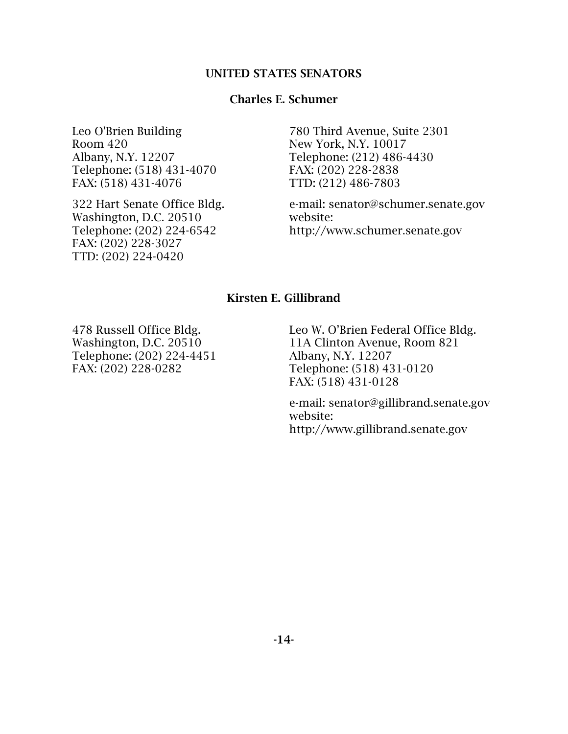## UNITED STATES SENATORS

### Charles E. Schumer

Leo O'Brien Building
Room 420
Albany, N.Y. 12207
Telephone: (518) 431-4070
FAX: (518) 431-4076

322 Hart Senate Office Bldg.
Washington, D.C. 20510
Telephone: (202) 224-6542
FAX: (202) 228-3027
TTD: (202) 224-0420

780 Third Avenue, Suite 2301
New York, N.Y. 10017
Telephone: (212) 486-4430
FAX: (202) 228-2838
TTD: (212) 486-7803

e-mail: senator@schumer.senate.gov
website:
http://www.schumer.senate.gov

### Kirsten E. Gillibrand

478 Russell Office Bldg.
Washington, D.C. 20510
Telephone: (202) 224-4451
FAX: (202) 228-0282

Leo W. O'Brien Federal Office Bldg.
11A Clinton Avenue, Room 821
Albany, N.Y. 12207
Telephone: (518) 431-0120
FAX: (518) 431-0128

e-mail: senator@gillibrand.senate.gov
website:
http://www.gillibrand.senate.gov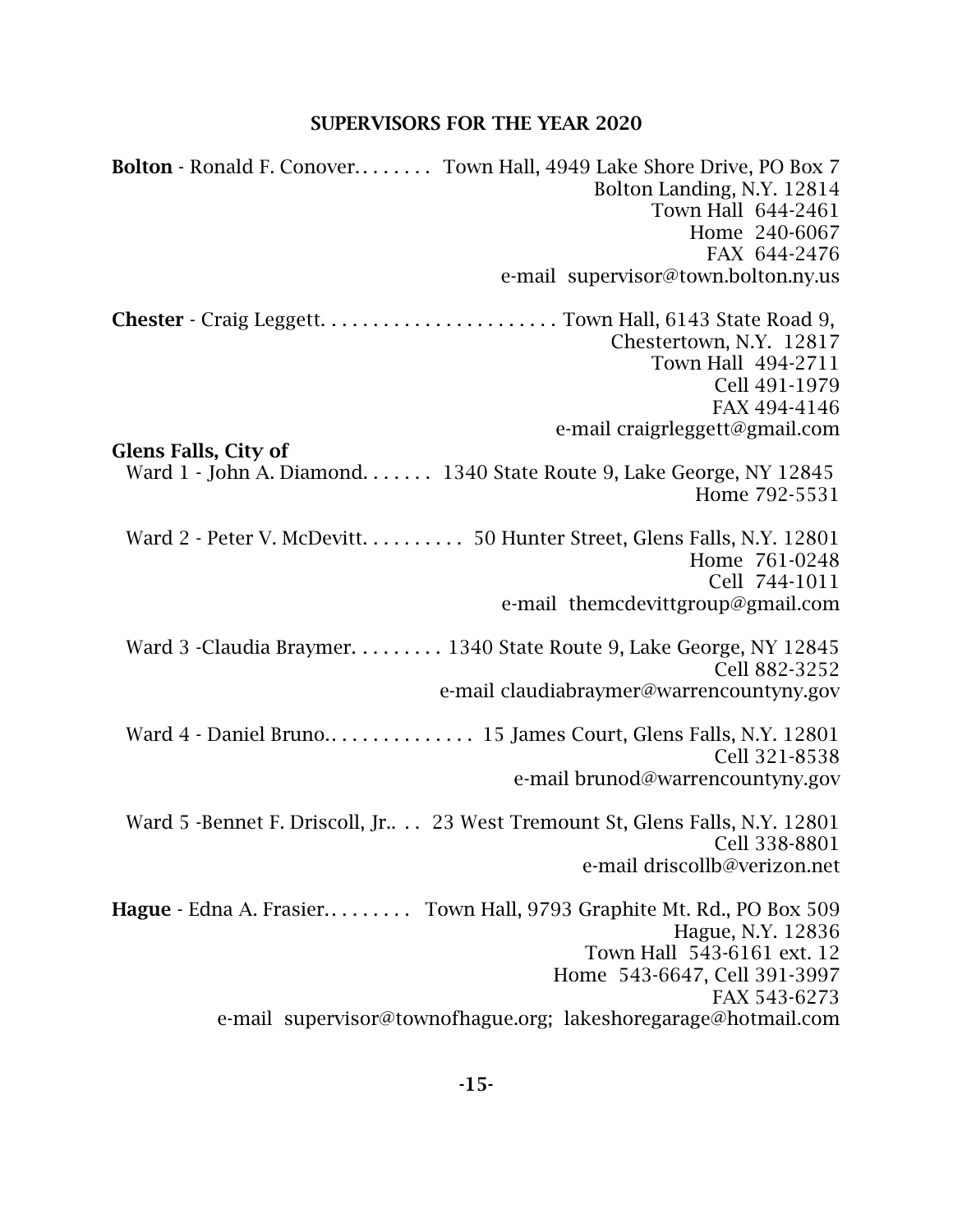## SUPERVISORS FOR THE YEAR 2020

**Bolton** - Ronald F. Conover. . . . . . . . Town Hall, 4949 Lake Shore Drive, PO Box 7
Bolton Landing, N.Y. 12814
Town Hall 644-2461
Home 240-6067
FAX 644-2476
e-mail supervisor@town.bolton.ny.us

**Chester** - Craig Leggett. . . . . . . . . . . . . . . . . . . . . . . Town Hall, 6143 State Road 9,
Chestertown, N.Y. 12817
Town Hall 494-2711
Cell 491-1979
FAX 494-4146
e-mail craigrleggett@gmail.com

**Glens Falls, City of**

Ward 1 - John A. Diamond. . . . . . . 1340 State Route 9, Lake George, NY 12845
Home 792-5531

Ward 2 - Peter V. McDevitt. . . . . . . . . . 50 Hunter Street, Glens Falls, N.Y. 12801
Home 761-0248
Cell 744-1011
e-mail themcdevittgroup@gmail.com

Ward 3 -Claudia Braymer. . . . . . . . . 1340 State Route 9, Lake George, NY 12845
Cell 882-3252
e-mail claudiabraymer@warrencountyny.gov

Ward 4 - Daniel Bruno.. . . . . . . . . . . . . . 15 James Court, Glens Falls, N.Y. 12801
Cell 321-8538
e-mail brunod@warrencountyny.gov

Ward 5 -Bennet F. Driscoll, Jr.. . . 23 West Tremount St, Glens Falls, N.Y. 12801
Cell 338-8801
e-mail driscollb@verizon.net

**Hague** - Edna A. Frasier. . . . . . . . . Town Hall, 9793 Graphite Mt. Rd., PO Box 509
Hague, N.Y. 12836
Town Hall 543-6161 ext. 12
Home 543-6647, Cell 391-3997
FAX 543-6273
e-mail supervisor@townofhague.org; lakeshoregarage@hotmail.com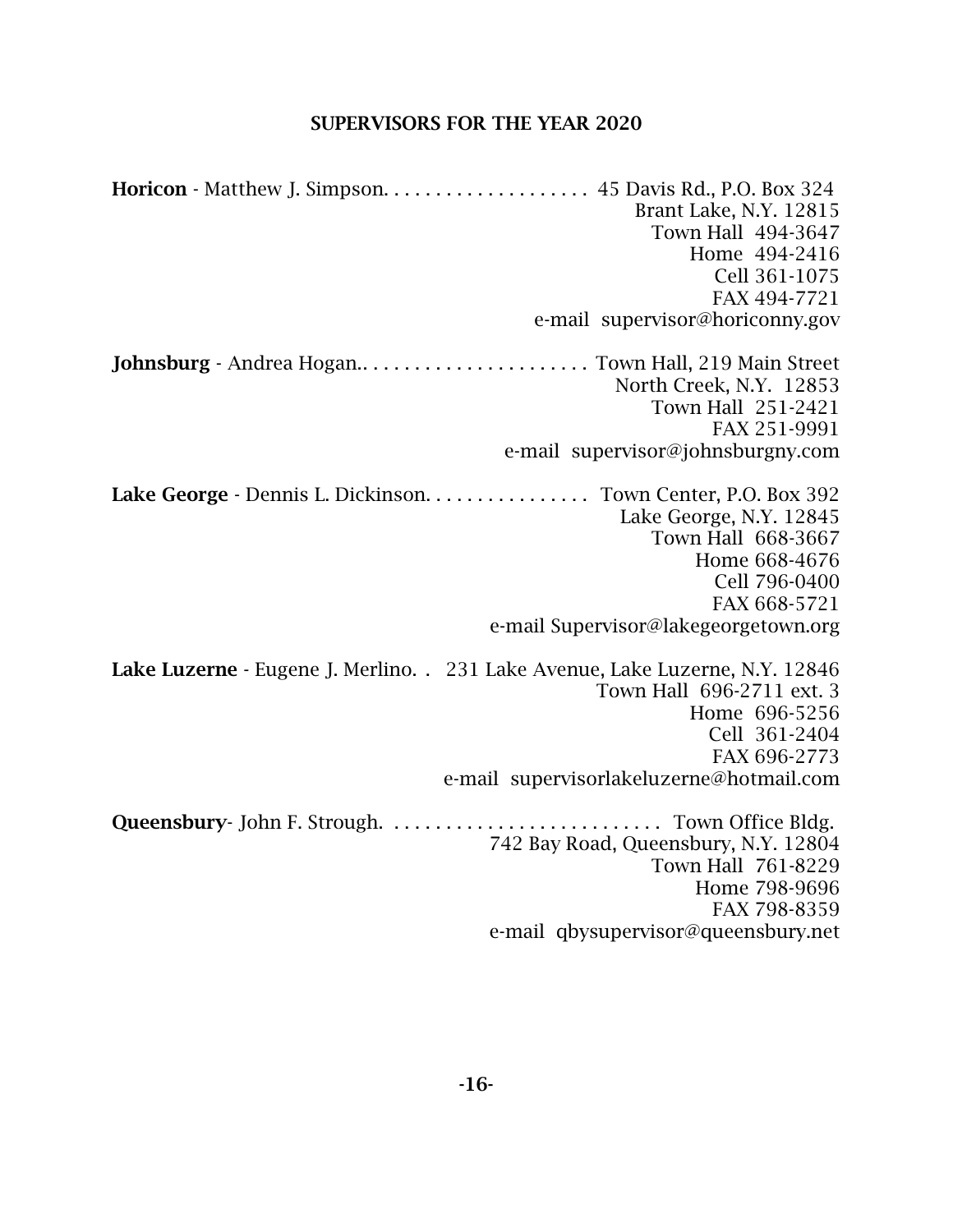## SUPERVISORS FOR THE YEAR 2020

**Horicon** - Matthew J. Simpson. . . . . . . . . . . . . . . . . . . . 45 Davis Rd., P.O. Box 324
Brant Lake, N.Y. 12815
Town Hall 494-3647
Home 494-2416
Cell 361-1075
FAX 494-7721
e-mail supervisor@horiconny.gov

**Johnsburg** - Andrea Hogan.. . . . . . . . . . . . . . . . . . . . . Town Hall, 219 Main Street
North Creek, N.Y. 12853
Town Hall 251-2421
FAX 251-9991
e-mail supervisor@johnsburgny.com

**Lake George** - Dennis L. Dickinson. . . . . . . . . . . . . . . . Town Center, P.O. Box 392
Lake George, N.Y. 12845
Town Hall 668-3667
Home 668-4676
Cell 796-0400
FAX 668-5721
e-mail Supervisor@lakegeorgetown.org

**Lake Luzerne** - Eugene J. Merlino. . 231 Lake Avenue, Lake Luzerne, N.Y. 12846
Town Hall 696-2711 ext. 3
Home 696-5256
Cell 361-2404
FAX 696-2773
e-mail supervisorlakeluzerne@hotmail.com

**Queensbury**- John F. Strough. . . . . . . . . . . . . . . . . . . . . . . . . . . Town Office Bldg.
742 Bay Road, Queensbury, N.Y. 12804
Town Hall 761-8229
Home 798-9696
FAX 798-8359
e-mail qbysupervisor@queensbury.net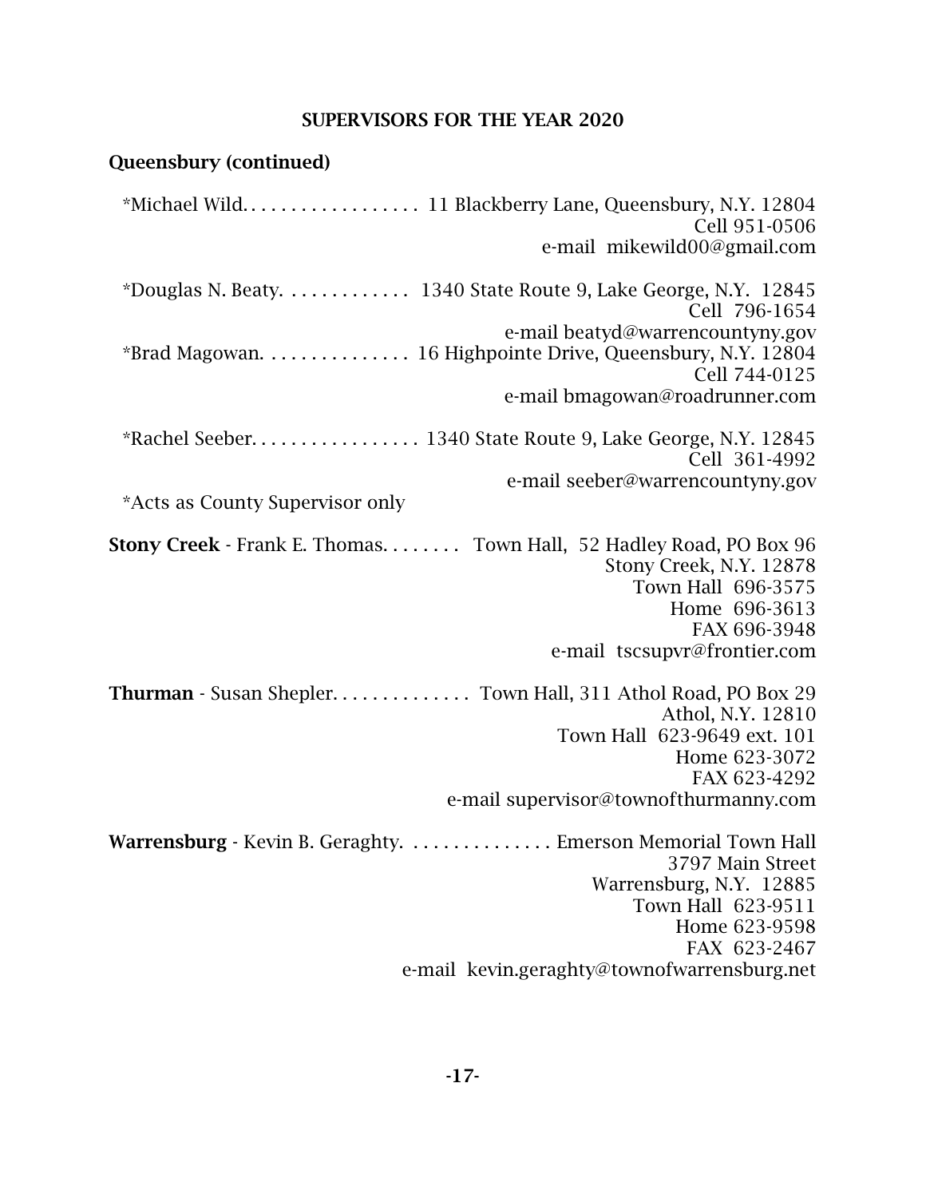## SUPPERVISORS FOR THE YEAR 2020

### Queensbury (continued)

*Michael Wild. . . . . . . . . . . . . . . . . . 11 Blackberry Lane, Queensbury, N.Y. 12804
Cell 951-0506
e-mail mikewild00@gmail.com

*Douglas N. Beaty. . . . . . . . . . . . . 1340 State Route 9, Lake George, N.Y. 12845
Cell 796-1654
e-mail beatyd@warrencountyny.gov

*Brad Magowan. . . . . . . . . . . . . . . 16 Highpointe Drive, Queensbury, N.Y. 12804
Cell 744-0125
e-mail bmagowan@roadrunner.com

*Rachel Seeber. . . . . . . . . . . . . . . . . 1340 State Route 9, Lake George, N.Y. 12845
Cell 361-4992
e-mail seeber@warrencountyny.gov

*Acts as County Supervisor only

**Stony Creek** - Frank E. Thomas. . . . . . . . Town Hall, 52 Hadley Road, PO Box 96
Stony Creek, N.Y. 12878
Town Hall 696-3575
Home 696-3613
FAX 696-3948
e-mail tscsupvr@frontier.com

**Thurman** - Susan Shepler. . . . . . . . . . . . . . Town Hall, 311 Athol Road, PO Box 29
Athol, N.Y. 12810
Town Hall 623-9649 ext. 101
Home 623-3072
FAX 623-4292
e-mail supervisor@townofthurmanny.com

**Warrensburg** - Kevin B. Geraghty. . . . . . . . . . . . . . . Emerson Memorial Town Hall
3797 Main Street
Warrensburg, N.Y. 12885
Town Hall 623-9511
Home 623-9598
FAX 623-2467
e-mail kevin.geraghty@townofwarrensburg.net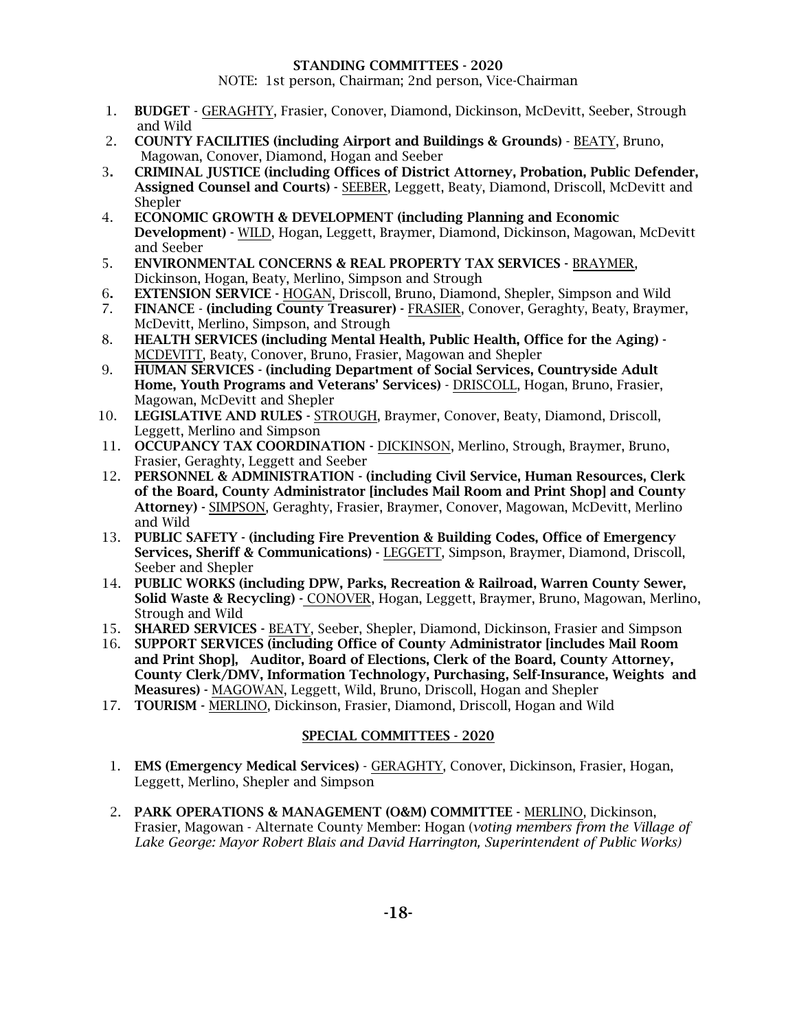## STANDING COMMITTEES - 2020

NOTE: 1st person, Chairman; 2nd person, Vice-Chairman

1. **BUDGET** - GERAGHTY, Frasier, Conover, Diamond, Dickinson, McDevitt, Seeber, Strough and Wild
2. **COUNTY FACILITIES (including Airport and Buildings & Grounds)** - BEATY, Bruno, Magowan, Conover, Diamond, Hogan and Seeber
3. **CRIMINAL JUSTICE (including Offices of District Attorney, Probation, Public Defender, Assigned Counsel and Courts)** - SEEBER, Leggett, Beaty, Diamond, Driscoll, McDevitt and Shepler
4. **ECONOMIC GROWTH & DEVELOPMENT (including Planning and Economic Development)** - WILD, Hogan, Leggett, Braymer, Diamond, Dickinson, Magowan, McDevitt and Seeber
5. **ENVIRONMENTAL CONCERNS & REAL PROPERTY TAX SERVICES** - BRAYMER, Dickinson, Hogan, Beaty, Merlino, Simpson and Strough
6. **EXTENSION SERVICE** - HOGAN, Driscoll, Bruno, Diamond, Shepler, Simpson and Wild
7. **FINANCE - (including County Treasurer)** - FRASIER, Conover, Geraghty, Beaty, Braymer, McDevitt, Merlino, Simpson, and Strough
8. **HEALTH SERVICES (including Mental Health, Public Health, Office for the Aging)** - MCDEVITT, Beaty, Conover, Bruno, Frasier, Magowan and Shepler
9. **HUMAN SERVICES - (including Department of Social Services, Countryside Adult Home, Youth Programs and Veterans' Services)** - DRISCOLL, Hogan, Bruno, Frasier, Magowan, McDevitt and Shepler
10. **LEGISLATIVE AND RULES** - STROUGH, Braymer, Conover, Beaty, Diamond, Driscoll, Leggett, Merlino and Simpson
11. **OCCUPANCY TAX COORDINATION** - DICKINSON, Merlino, Strough, Braymer, Bruno, Frasier, Geraghty, Leggett and Seeber
12. **PERSONNEL & ADMINISTRATION - (including Civil Service, Human Resources, Clerk of the Board, County Administrator [includes Mail Room and Print Shop] and County Attorney)** - SIMPSON, Geraghty, Frasier, Braymer, Conover, Magowan, McDevitt, Merlino and Wild
13. **PUBLIC SAFETY - (including Fire Prevention & Building Codes, Office of Emergency Services, Sheriff & Communications)** - LEGGETT, Simpson, Braymer, Diamond, Driscoll, Seeber and Shepler
14. **PUBLIC WORKS (including DPW, Parks, Recreation & Railroad, Warren County Sewer, Solid Waste & Recycling)** - CONOVER, Hogan, Leggett, Braymer, Bruno, Magowan, Merlino, Strough and Wild
15. **SHARED SERVICES** - BEATY, Seeber, Shepler, Diamond, Dickinson, Frasier and Simpson
16. **SUPPORT SERVICES (including Office of County Administrator [includes Mail Room and Print Shop], Auditor, Board of Elections, Clerk of the Board, County Attorney, County Clerk/DMV, Information Technology, Purchasing, Self-Insurance, Weights and Measures)** - MAGOWAN, Leggett, Wild, Bruno, Driscoll, Hogan and Shepler
17. **TOURISM** - MERLINO, Dickinson, Frasier, Diamond, Driscoll, Hogan and Wild

## SPECIAL COMMITTEES - 2020

1. **EMS (Emergency Medical Services)** - GERAGHTY, Conover, Dickinson, Frasier, Hogan, Leggett, Merlino, Shepler and Simpson

2. **PARK OPERATIONS & MANAGEMENT (O&M) COMMITTEE** - MERLINO, Dickinson, Frasier, Magowan - Alternate County Member: Hogan (*voting members from the Village of Lake George: Mayor Robert Blais and David Harrington, Superintendent of Public Works)*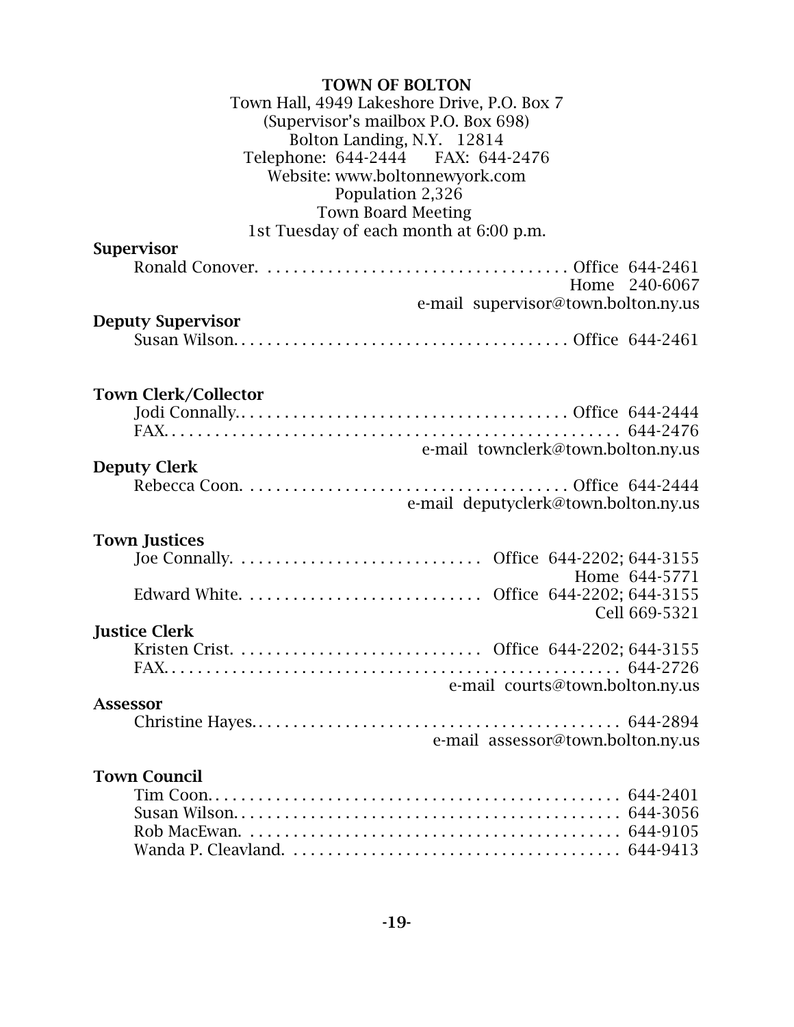## TOWN OF BOLTON

Town Hall, 4949 Lakeshore Drive, P.O. Box 7
(Supervisor's mailbox P.O. Box 698)
Bolton Landing, N.Y. 12814
Telephone: 644-2444 FAX: 644-2476
Website: www.boltonnewyork.com
Population 2,326
Town Board Meeting
1st Tuesday of each month at 6:00 p.m.

**Supervisor**

Ronald Conover. . . . . . . . . . Office 644-2461
Home 240-6067
e-mail supervisor@town.bolton.ny.us

**Deputy Supervisor**

Susan Wilson. . . . . . . . . . Office 644-2461

**Town Clerk/Collector**

Jodi Connally. . . . . . . . . . Office 644-2444
FAX. . . . . . . . . . 644-2476
e-mail townclerk@town.bolton.ny.us

**Deputy Clerk**

Rebecca Coon. . . . . . . . . . Office 644-2444
e-mail deputyclerk@town.bolton.ny.us

**Town Justices**

Joe Connally. . . . . . . . . . Office 644-2202; 644-3155
Home 644-5771
Edward White. . . . . . . . . . Office 644-2202; 644-3155
Cell 669-5321

**Justice Clerk**

Kristen Crist. . . . . . . . . . Office 644-2202; 644-3155
FAX. . . . . . . . . . 644-2726
e-mail courts@town.bolton.ny.us

**Assessor**

Christine Hayes. . . . . . . . . . 644-2894
e-mail assessor@town.bolton.ny.us

**Town Council**

Tim Coon. . . . . . . . . . 644-2401
Susan Wilson. . . . . . . . . . 644-3056
Rob MacEwan. . . . . . . . . . 644-9105
Wanda P. Cleavland. . . . . . . . . . 644-9413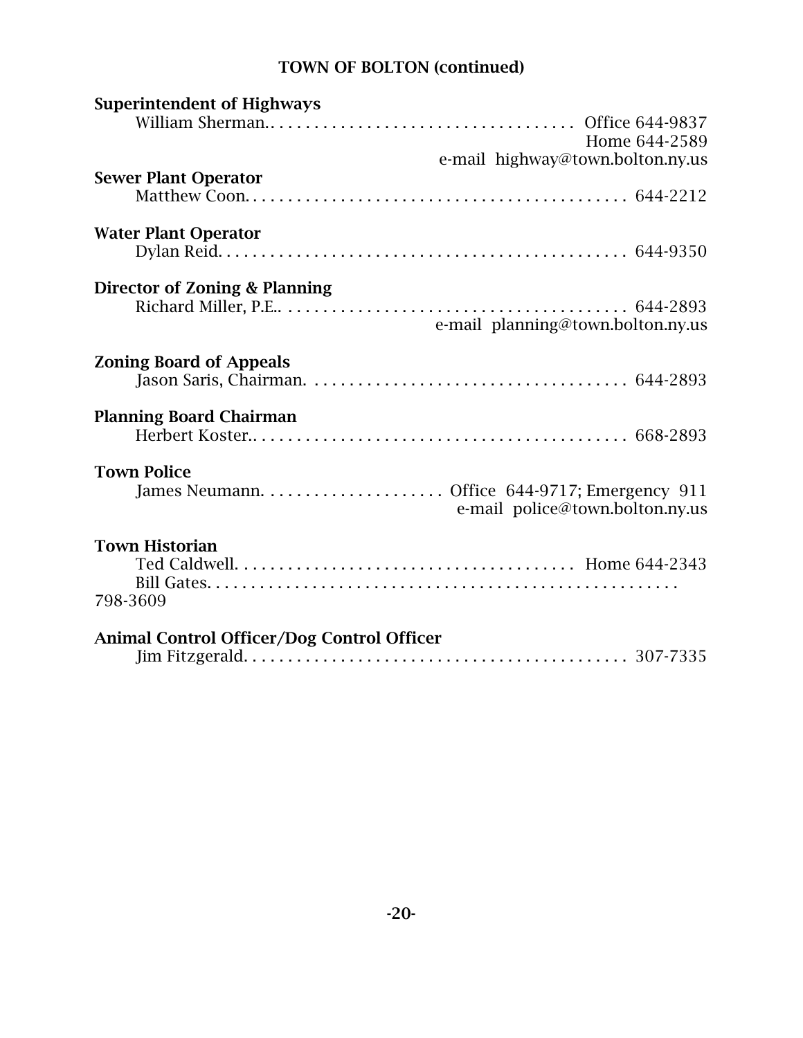## TOWN OF BOLTON (continued)

**Superintendent of Highways**

William Sherman. . . . . . . . . . . . . . . . . . . . . . . . . . . . . . . . . . . . . Office 644-9837
Home 644-2589
e-mail highway@town.bolton.ny.us

**Sewer Plant Operator**

Matthew Coon. . . . . . . . . . . . . . . . . . . . . . . . . . . . . . . . . . . . . . . . . . . . 644-2212

**Water Plant Operator**

Dylan Reid. . . . . . . . . . . . . . . . . . . . . . . . . . . . . . . . . . . . . . . . . . . . . . . 644-9350

**Director of Zoning & Planning**

Richard Miller, P.E.. . . . . . . . . . . . . . . . . . . . . . . . . . . . . . . . . . . . . . . . 644-2893
e-mail planning@town.bolton.ny.us

**Zoning Board of Appeals**

Jason Saris, Chairman. . . . . . . . . . . . . . . . . . . . . . . . . . . . . . . . . . . . . 644-2893

**Planning Board Chairman**

Herbert Koster.. . . . . . . . . . . . . . . . . . . . . . . . . . . . . . . . . . . . . . . . . . . 668-2893

**Town Police**

James Neumann. . . . . . . . . . . . . . . . . . . . . Office 644-9717; Emergency 911
e-mail police@town.bolton.ny.us

**Town Historian**

Ted Caldwell. . . . . . . . . . . . . . . . . . . . . . . . . . . . . . . . . . . . . . Home 644-2343
Bill Gates. . . . . . . . . . . . . . . . . . . . . . . . . . . . . . . . . . . . . . . . . . . . . . . . . . . . 798-3609

**Animal Control Officer/Dog Control Officer**

Jim Fitzgerald. . . . . . . . . . . . . . . . . . . . . . . . . . . . . . . . . . . . . . . . . . . . 307-7335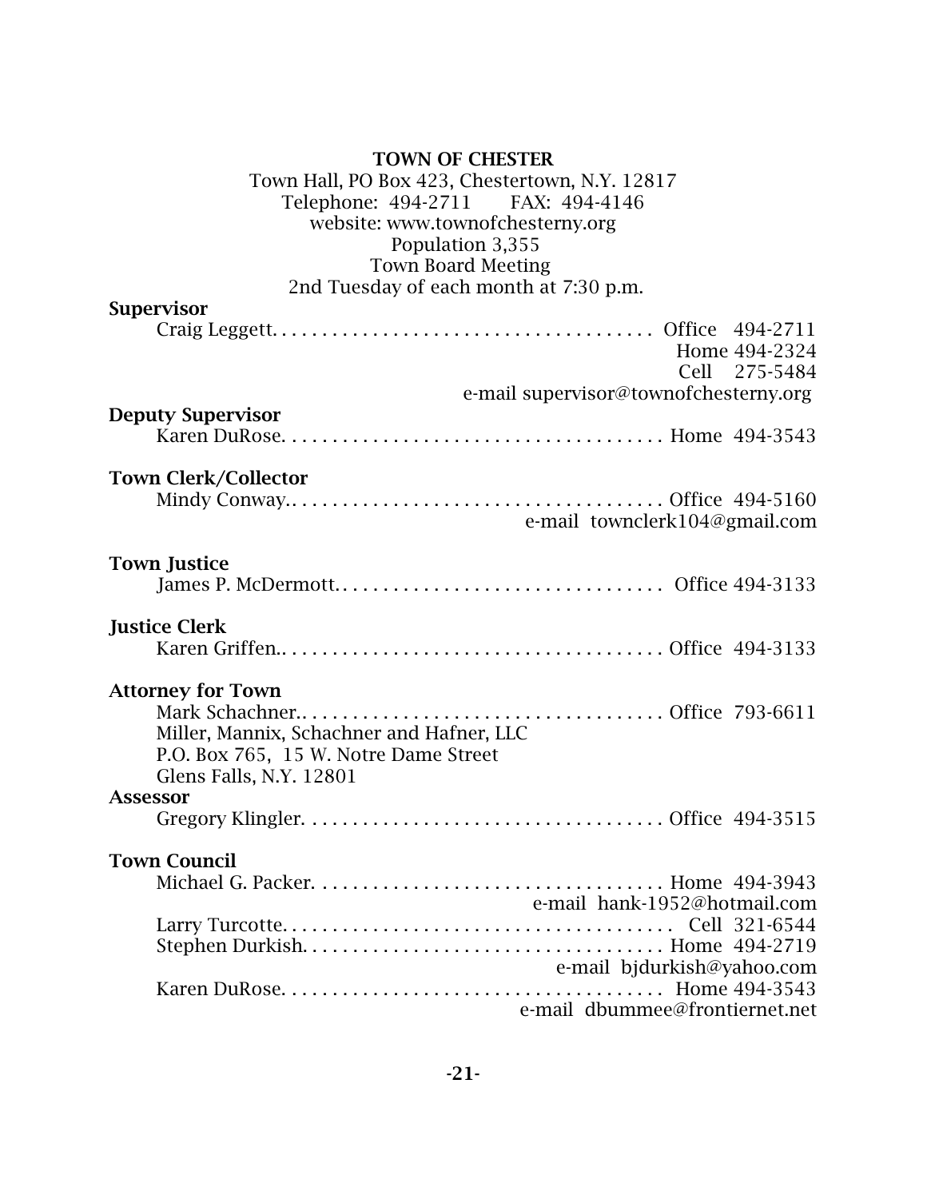## TOWN OF CHESTER

Town Hall, PO Box 423, Chestertown, N.Y. 12817
Telephone: 494-2711 FAX: 494-4146
website: www.townofchesterny.org
Population 3,355
Town Board Meeting
2nd Tuesday of each month at 7:30 p.m.

**Supervisor**

Craig Leggett. . . . . . . . . . . . . . . . . . . . . . . . . . . . . . . . . . . . . . Office 494-2711
Home 494-2324
Cell 275-5484
e-mail supervisor@townofchesterny.org

**Deputy Supervisor**

Karen DuRose. . . . . . . . . . . . . . . . . . . . . . . . . . . . . . . . . . . . . . Home 494-3543

**Town Clerk/Collector**

Mindy Conway.. . . . . . . . . . . . . . . . . . . . . . . . . . . . . . . . . . . . . Office 494-5160
e-mail townclerk104@gmail.com

**Town Justice**

James P. McDermott.. . . . . . . . . . . . . . . . . . . . . . . . . . . . . . . . Office 494-3133

**Justice Clerk**

Karen Griffen.. . . . . . . . . . . . . . . . . . . . . . . . . . . . . . . . . . . . . Office 494-3133

**Attorney for Town**

Mark Schachner.. . . . . . . . . . . . . . . . . . . . . . . . . . . . . . . . . . . . Office 793-6611
Miller, Mannix, Schachner and Hafner, LLC
P.O. Box 765, 15 W. Notre Dame Street
Glens Falls, N.Y. 12801

**Assessor**

Gregory Klingler. . . . . . . . . . . . . . . . . . . . . . . . . . . . . . . . . . . . Office 494-3515

**Town Council**

Michael G. Packer. . . . . . . . . . . . . . . . . . . . . . . . . . . . . . . . . . . Home 494-3943
e-mail hank-1952@hotmail.com
Larry Turcotte. . . . . . . . . . . . . . . . . . . . . . . . . . . . . . . . . . . . . . Cell 321-6544
Stephen Durkish. . . . . . . . . . . . . . . . . . . . . . . . . . . . . . . . . . . . Home 494-2719
e-mail bjdurkish@yahoo.com
Karen DuRose. . . . . . . . . . . . . . . . . . . . . . . . . . . . . . . . . . . . . . Home 494-3543
e-mail dbummee@frontiernet.net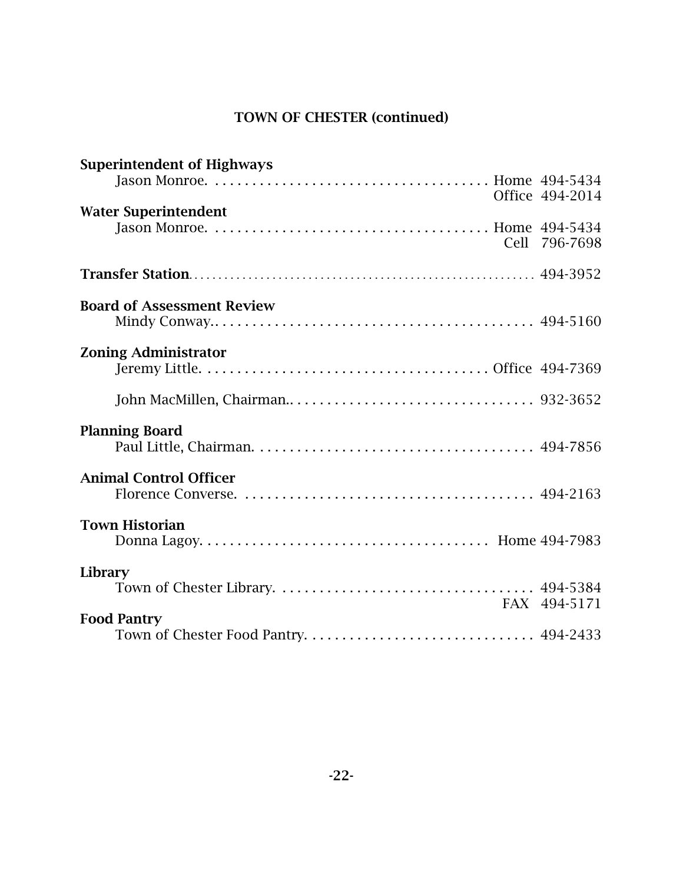## TOWN OF CHESTER (continued)

**Superintendent of Highways**

Jason Monroe. . . . . . . . . . . . . . . . . . . . . . . . . . . . . . . . . . . . . Home 494-5434
Office 494-2014

**Water Superintendent**

Jason Monroe. . . . . . . . . . . . . . . . . . . . . . . . . . . . . . . . . . . . . Home 494-5434
Cell 796-7698

**Transfer Station**. . . . . . . . . . . . . . . . . . . . . . . . . . . . . . . . . . . . . . . . . . . . . . . . . . . . . . 494-3952

**Board of Assessment Review**

Mindy Conway.. . . . . . . . . . . . . . . . . . . . . . . . . . . . . . . . . . . . . . . . . . 494-5160

**Zoning Administrator**

Jeremy Little. . . . . . . . . . . . . . . . . . . . . . . . . . . . . . . . . . . . . . Office 494-7369

John MacMillen, Chairman.. . . . . . . . . . . . . . . . . . . . . . . . . . . . . . . . 932-3652

**Planning Board**

Paul Little, Chairman. . . . . . . . . . . . . . . . . . . . . . . . . . . . . . . . . . . . . 494-7856

**Animal Control Officer**

Florence Converse. . . . . . . . . . . . . . . . . . . . . . . . . . . . . . . . . . . . . . 494-2163

**Town Historian**

Donna Lagoy. . . . . . . . . . . . . . . . . . . . . . . . . . . . . . . . . . . . . . Home 494-7983

**Library**

Town of Chester Library. . . . . . . . . . . . . . . . . . . . . . . . . . . . . . . . . . 494-5384
FAX 494-5171

**Food Pantry**

Town of Chester Food Pantry. . . . . . . . . . . . . . . . . . . . . . . . . . . . . . 494-2433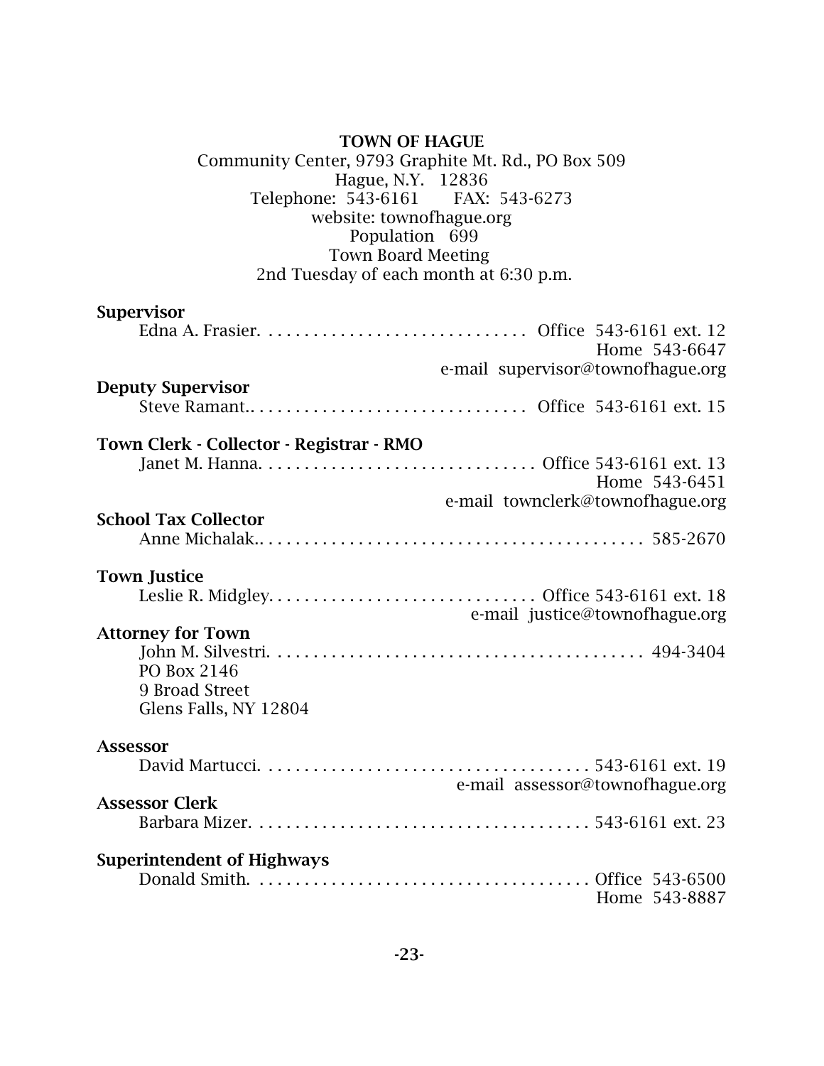**TOWN OF HAGUE**

Community Center, 9793 Graphite Mt. Rd., PO Box 509
Hague, N.Y. 12836
Telephone: 543-6161 FAX: 543-6273
website: townofhague.org
Population 699
Town Board Meeting
2nd Tuesday of each month at 6:30 p.m.

**Supervisor**

Edna A. Frasier. . . . . . . . . . . . . . . . . . . . . . . . . . . . . Office 543-6161 ext. 12
Home 543-6647
e-mail supervisor@townofhague.org

**Deputy Supervisor**

Steve Ramant.. . . . . . . . . . . . . . . . . . . . . . . . . . . . . Office 543-6161 ext. 15

**Town Clerk - Collector - Registrar - RMO**

Janet M. Hanna. . . . . . . . . . . . . . . . . . . . . . . . . . . . . . Office 543-6161 ext. 13
Home 543-6451
e-mail townclerk@townofhague.org

**School Tax Collector**

Anne Michalak.. . . . . . . . . . . . . . . . . . . . . . . . . . . . . . . . . . . . . . . . . . . 585-2670

**Town Justice**

Leslie R. Midgley. . . . . . . . . . . . . . . . . . . . . . . . . . . . . Office 543-6161 ext. 18
e-mail justice@townofhague.org

**Attorney for Town**

John M. Silvestri. . . . . . . . . . . . . . . . . . . . . . . . . . . . . . . . . . . . . . . . . . 494-3404
PO Box 2146
9 Broad Street
Glens Falls, NY 12804

**Assessor**

David Martucci. . . . . . . . . . . . . . . . . . . . . . . . . . . . . . . . . . . . 543-6161 ext. 19
e-mail assessor@townofhague.org

**Assessor Clerk**

Barbara Mizer. . . . . . . . . . . . . . . . . . . . . . . . . . . . . . . . . . . . . 543-6161 ext. 23

**Superintendent of Highways**

Donald Smith. . . . . . . . . . . . . . . . . . . . . . . . . . . . . . . . . . . . . Office 543-6500
Home 543-8887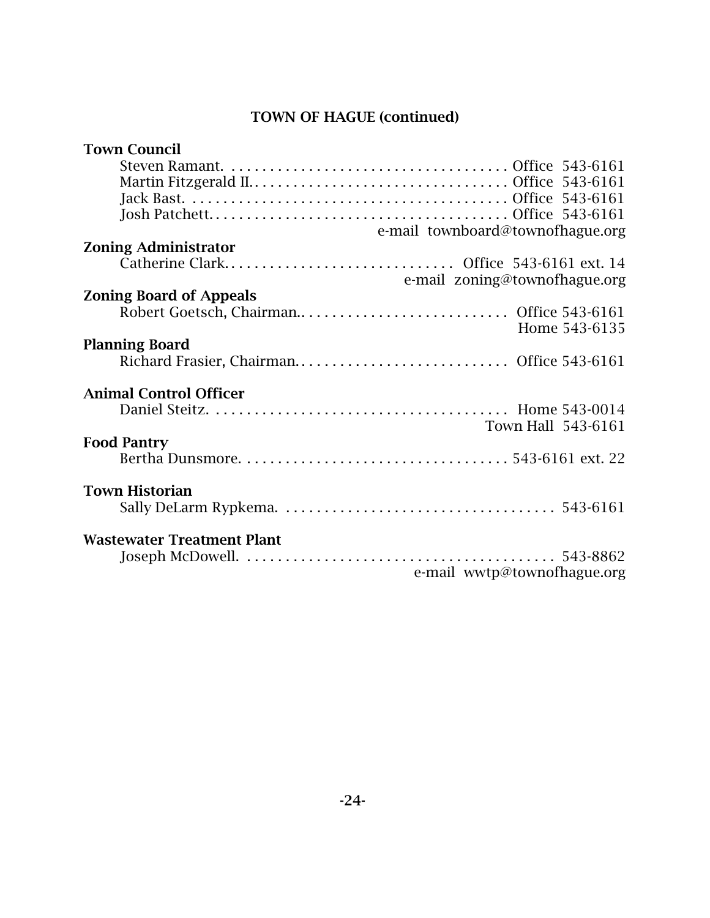## TOWN OF HAGUE (continued)

**Town Council**

Steven Ramant. . . . . . . . . . . . . . . . . . . . . . . . . . . . . . . . . . . . . Office 543-6161
Martin Fitzgerald II. . . . . . . . . . . . . . . . . . . . . . . . . . . . . . . . . Office 543-6161
Jack Bast. . . . . . . . . . . . . . . . . . . . . . . . . . . . . . . . . . . . . . . . . Office 543-6161
Josh Patchett. . . . . . . . . . . . . . . . . . . . . . . . . . . . . . . . . . . . . . Office 543-6161
e-mail townboard@townofhague.org

**Zoning Administrator**

Catherine Clark. . . . . . . . . . . . . . . . . . . . . . . . . . . . . . Office 543-6161 ext. 14
e-mail zoning@townofhague.org

**Zoning Board of Appeals**

Robert Goetsch, Chairman. . . . . . . . . . . . . . . . . . . . . . . . . . . . Office 543-6161
Home 543-6135

**Planning Board**

Richard Frasier, Chairman. . . . . . . . . . . . . . . . . . . . . . . . . . . . Office 543-6161

**Animal Control Officer**

Daniel Steitz. . . . . . . . . . . . . . . . . . . . . . . . . . . . . . . . . . . . . . . Home 543-0014
Town Hall 543-6161

**Food Pantry**

Bertha Dunsmore. . . . . . . . . . . . . . . . . . . . . . . . . . . . . . . . . . . 543-6161 ext. 22

**Town Historian**

Sally DeLarm Rypkema. . . . . . . . . . . . . . . . . . . . . . . . . . . . . . . . . . . 543-6161

**Wastewater Treatment Plant**

Joseph McDowell. . . . . . . . . . . . . . . . . . . . . . . . . . . . . . . . . . . . . . . 543-8862
e-mail wwtp@townofhague.org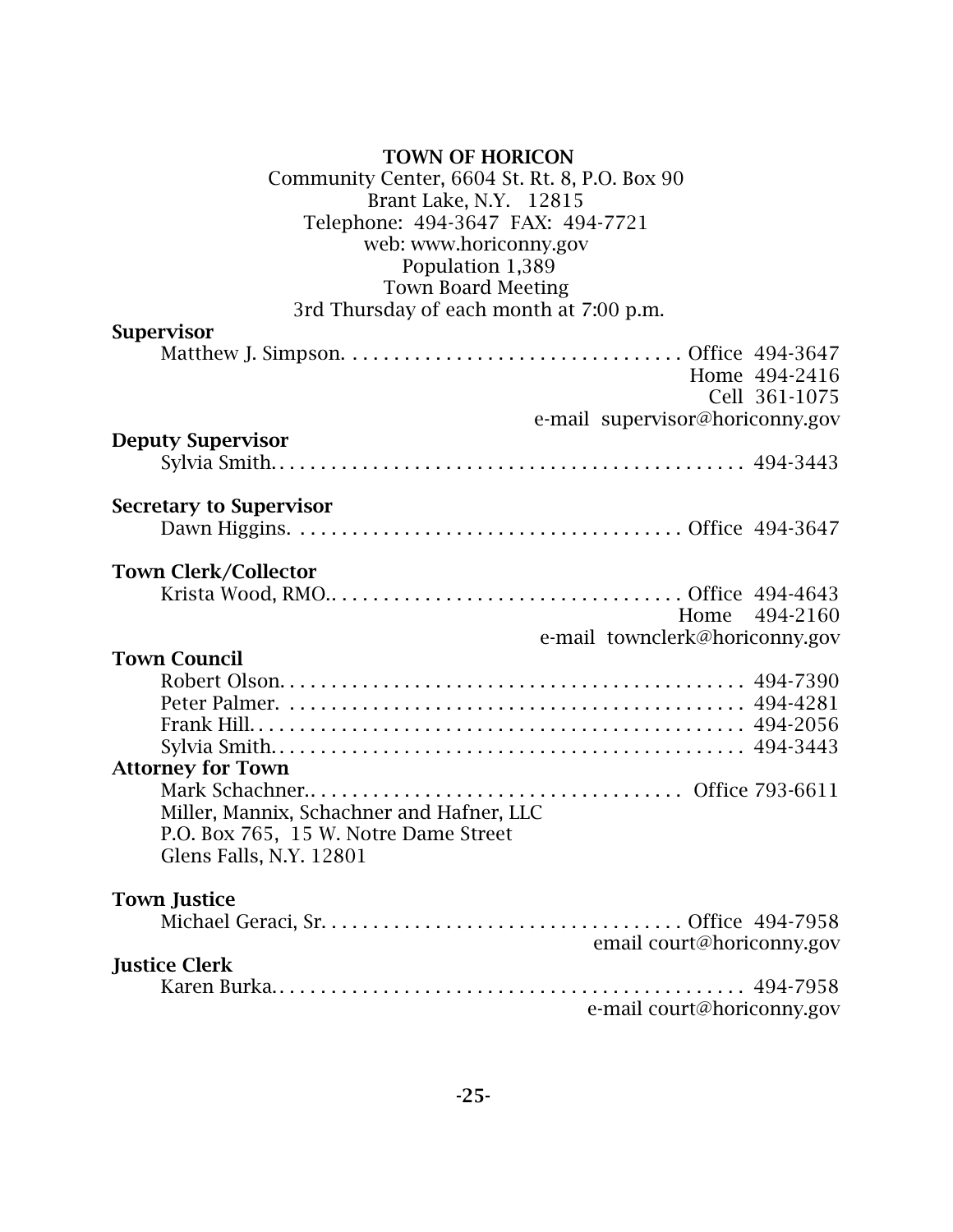## TOWN OF HORICON

Community Center, 6604 St. Rt. 8, P.O. Box 90
Brant Lake, N.Y. 12815
Telephone: 494-3647 FAX: 494-7721
web: www.horiconny.gov
Population 1,389
Town Board Meeting
3rd Thursday of each month at 7:00 p.m.

**Supervisor**

Matthew J. Simpson. . . . . . . . . . . . . . . . . . . . . . . . . . . . . . . . Office 494-3647
Home 494-2416
Cell 361-1075
e-mail supervisor@horiconny.gov

**Deputy Supervisor**

Sylvia Smith. . . . . . . . . . . . . . . . . . . . . . . . . . . . . . . . . . . . . . . . . . . . . 494-3443

**Secretary to Supervisor**

Dawn Higgins. . . . . . . . . . . . . . . . . . . . . . . . . . . . . . . . . . . . . Office 494-3647

**Town Clerk/Collector**

Krista Wood, RMO. . . . . . . . . . . . . . . . . . . . . . . . . . . . . . . . . . Office 494-4643
Home 494-2160
e-mail townclerk@horiconny.gov

**Town Council**

Robert Olson. . . . . . . . . . . . . . . . . . . . . . . . . . . . . . . . . . . . . . . . . . . . . 494-7390
Peter Palmer. . . . . . . . . . . . . . . . . . . . . . . . . . . . . . . . . . . . . . . . . . . . 494-4281
Frank Hill. . . . . . . . . . . . . . . . . . . . . . . . . . . . . . . . . . . . . . . . . . . . . . . 494-2056
Sylvia Smith. . . . . . . . . . . . . . . . . . . . . . . . . . . . . . . . . . . . . . . . . . . . . 494-3443

**Attorney for Town**

Mark Schachner. . . . . . . . . . . . . . . . . . . . . . . . . . . . . . . . . . . . Office 793-6611
Miller, Mannix, Schachner and Hafner, LLC
P.O. Box 765, 15 W. Notre Dame Street
Glens Falls, N.Y. 12801

**Town Justice**

Michael Geraci, Sr. . . . . . . . . . . . . . . . . . . . . . . . . . . . . . . . . . . Office 494-7958
email court@horiconny.gov

**Justice Clerk**

Karen Burka. . . . . . . . . . . . . . . . . . . . . . . . . . . . . . . . . . . . . . . . . . . . . 494-7958
e-mail court@horiconny.gov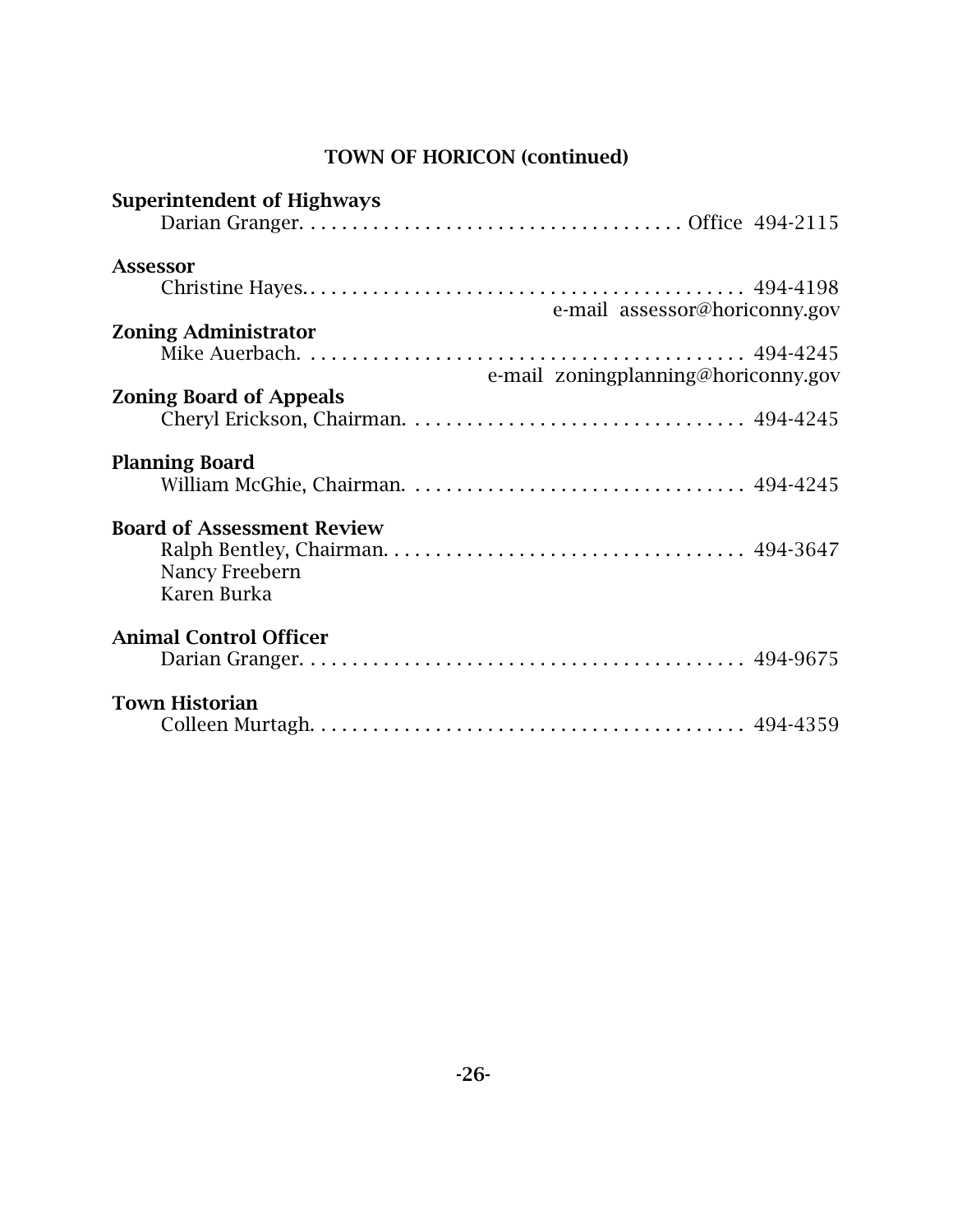## TOWN OF HORICON (continued)

**Superintendent of Highways**

Darian Granger. . . . . . . . . . . . . . . . . . . . . . . . . . . . . . . . . . . . Office 494-2115

**Assessor**

Christine Hayes. . . . . . . . . . . . . . . . . . . . . . . . . . . . . . . . . . . . . . . . . 494-4198
e-mail assessor@horiconny.gov

**Zoning Administrator**

Mike Auerbach. . . . . . . . . . . . . . . . . . . . . . . . . . . . . . . . . . . . . . . . . 494-4245
e-mail zoningplanning@horiconny.gov

**Zoning Board of Appeals**

Cheryl Erickson, Chairman. . . . . . . . . . . . . . . . . . . . . . . . . . . . . . . 494-4245

**Planning Board**

William McGhie, Chairman. . . . . . . . . . . . . . . . . . . . . . . . . . . . . . . 494-4245

**Board of Assessment Review**

Ralph Bentley, Chairman. . . . . . . . . . . . . . . . . . . . . . . . . . . . . . . . 494-3647
Nancy Freebern
Karen Burka

**Animal Control Officer**

Darian Granger. . . . . . . . . . . . . . . . . . . . . . . . . . . . . . . . . . . . . . . . . 494-9675

**Town Historian**

Colleen Murtagh. . . . . . . . . . . . . . . . . . . . . . . . . . . . . . . . . . . . . . . . 494-4359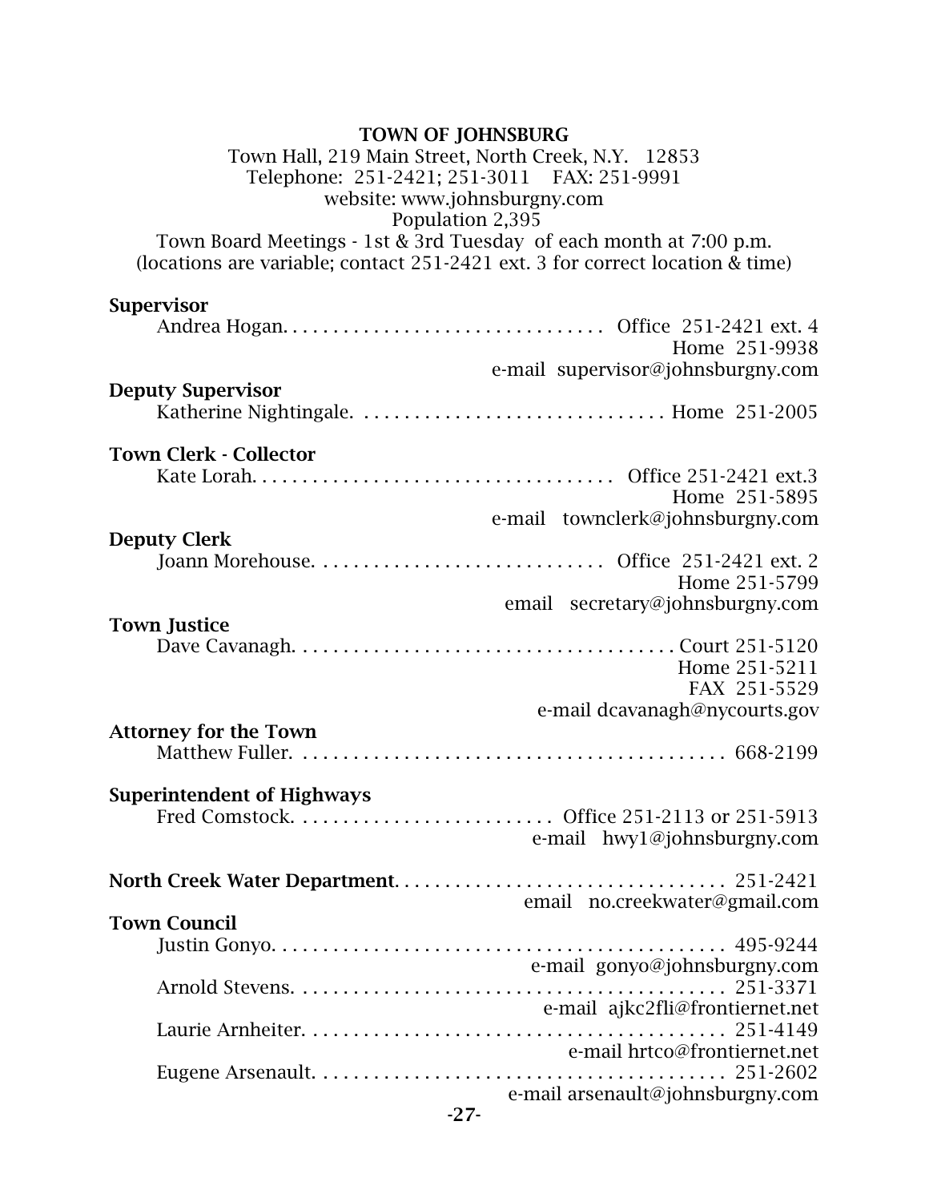## TOWN OF JOHNSBURG

Town Hall, 219 Main Street, North Creek, N.Y. 12853
Telephone: 251-2421; 251-3011 FAX: 251-9991
website: www.johnsburgny.com
Population 2,395
Town Board Meetings - 1st & 3rd Tuesday of each month at 7:00 p.m.
(locations are variable; contact 251-2421 ext. 3 for correct location & time)

**Supervisor**

Andrea Hogan. . . . . . . . . . . . . . . . . . . . . . . . . . . . . . . Office 251-2421 ext. 4
Home 251-9938
e-mail supervisor@johnsburgny.com

**Deputy Supervisor**

Katherine Nightingale. . . . . . . . . . . . . . . . . . . . . . . . . . . . . . Home 251-2005

**Town Clerk - Collector**

Kate Lorah. . . . . . . . . . . . . . . . . . . . . . . . . . . . . . . . . . . Office 251-2421 ext.3
Home 251-5895
e-mail townclerk@johnsburgny.com

**Deputy Clerk**

Joann Morehouse. . . . . . . . . . . . . . . . . . . . . . . . . . . . Office 251-2421 ext. 2
Home 251-5799
email secretary@johnsburgny.com

**Town Justice**

Dave Cavanagh. . . . . . . . . . . . . . . . . . . . . . . . . . . . . . . . . . . . . Court 251-5120
Home 251-5211
FAX 251-5529
e-mail dcavanagh@nycourts.gov

**Attorney for the Town**

Matthew Fuller. . . . . . . . . . . . . . . . . . . . . . . . . . . . . . . . . . . . . . . . . 668-2199

**Superintendent of Highways**

Fred Comstock. . . . . . . . . . . . . . . . . . . . . . . . . . Office 251-2113 or 251-5913
e-mail hwy1@johnsburgny.com

**North Creek Water Department**. . . . . . . . . . . . . . . . . . . . . . . . . . . . . . . . 251-2421
email no.creekwater@gmail.com

**Town Council**

Justin Gonyo. . . . . . . . . . . . . . . . . . . . . . . . . . . . . . . . . . . . . . . . . . . . 495-9244
e-mail gonyo@johnsburgny.com

Arnold Stevens. . . . . . . . . . . . . . . . . . . . . . . . . . . . . . . . . . . . . . . . . 251-3371
e-mail ajkc2fli@frontiernet.net

Laurie Arnheiter. . . . . . . . . . . . . . . . . . . . . . . . . . . . . . . . . . . . . . . . . 251-4149
e-mail hrtco@frontiernet.net

Eugene Arsenault. . . . . . . . . . . . . . . . . . . . . . . . . . . . . . . . . . . . . . . . 251-2602
e-mail arsenault@johnsburgny.com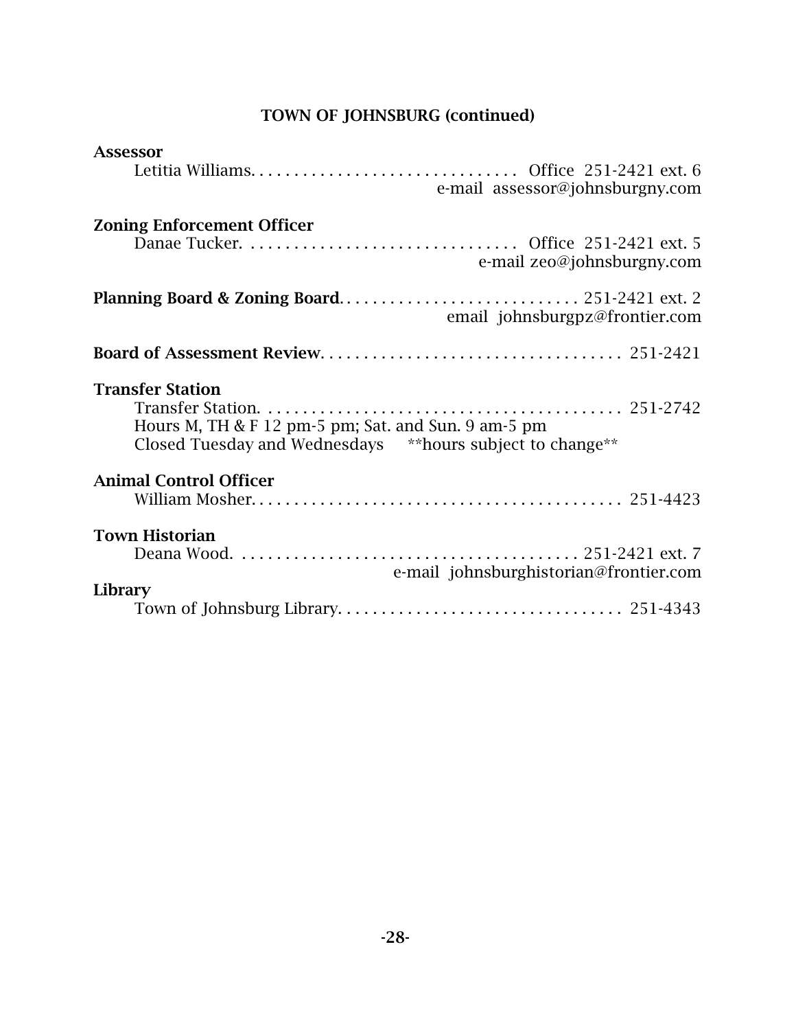## TOWN OF JOHNSBURG (continued)

**Assessor**

Letitia Williams. . . . . . . . . . . . . . . . . . . . . . . . . . . . . . . Office 251-2421 ext. 6
e-mail assessor@johnsburgny.com

**Zoning Enforcement Officer**

Danae Tucker. . . . . . . . . . . . . . . . . . . . . . . . . . . . . . . . Office 251-2421 ext. 5
e-mail zeo@johnsburgny.com

**Planning Board & Zoning Board**. . . . . . . . . . . . . . . . . . . . . . . . . . . . 251-2421 ext. 2
email johnsburgpz@frontier.com

**Board of Assessment Review**. . . . . . . . . . . . . . . . . . . . . . . . . . . . . . . . . . 251-2421

**Transfer Station**

Transfer Station. . . . . . . . . . . . . . . . . . . . . . . . . . . . . . . . . . . . . . . . . . 251-2742
Hours M, TH & F 12 pm-5 pm; Sat. and Sun. 9 am-5 pm
Closed Tuesday and Wednesdays **hours subject to change**

**Animal Control Officer**

William Mosher. . . . . . . . . . . . . . . . . . . . . . . . . . . . . . . . . . . . . . . . . . 251-4423

**Town Historian**

Deana Wood. . . . . . . . . . . . . . . . . . . . . . . . . . . . . . . . . . . . . . . . 251-2421 ext. 7
e-mail johnsburghistorian@frontier.com

**Library**

Town of Johnsburg Library. . . . . . . . . . . . . . . . . . . . . . . . . . . . . . . . 251-4343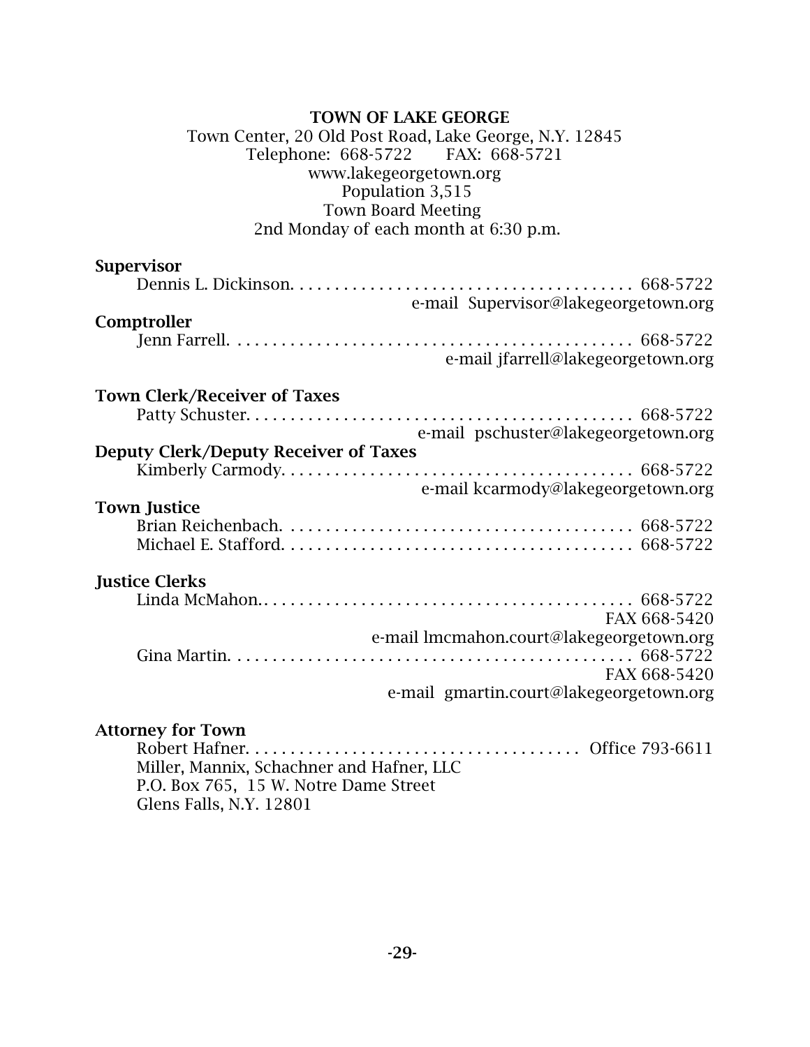## TOWN OF LAKE GEORGE

Town Center, 20 Old Post Road, Lake George, N.Y. 12845
Telephone: 668-5722 FAX: 668-5721
www.lakegeorgetown.org
Population 3,515
Town Board Meeting
2nd Monday of each month at 6:30 p.m.

**Supervisor**

Dennis L. Dickinson. . . . . . . . . . . . . . . . . . . . . . . . . . . . . . . . . . . . . . . 668-5722
e-mail Supervisor@lakegeorgetown.org

**Comptroller**

Jenn Farrell. . . . . . . . . . . . . . . . . . . . . . . . . . . . . . . . . . . . . . . . . . . . . 668-5722
e-mail jfarrell@lakegeorgetown.org

**Town Clerk/Receiver of Taxes**

Patty Schuster. . . . . . . . . . . . . . . . . . . . . . . . . . . . . . . . . . . . . . . . . . . 668-5722
e-mail pschuster@lakegeorgetown.org

**Deputy Clerk/Deputy Receiver of Taxes**

Kimberly Carmody. . . . . . . . . . . . . . . . . . . . . . . . . . . . . . . . . . . . . . . . 668-5722
e-mail kcarmody@lakegeorgetown.org

**Town Justice**

Brian Reichenbach. . . . . . . . . . . . . . . . . . . . . . . . . . . . . . . . . . . . . . . 668-5722
Michael E. Stafford. . . . . . . . . . . . . . . . . . . . . . . . . . . . . . . . . . . . . . . 668-5722

**Justice Clerks**

Linda McMahon.. . . . . . . . . . . . . . . . . . . . . . . . . . . . . . . . . . . . . . . . . 668-5722
FAX 668-5420
e-mail lmcmahon.court@lakegeorgetown.org
Gina Martin. . . . . . . . . . . . . . . . . . . . . . . . . . . . . . . . . . . . . . . . . . . . . 668-5722
FAX 668-5420
e-mail gmartin.court@lakegeorgetown.org

**Attorney for Town**

Robert Hafner. . . . . . . . . . . . . . . . . . . . . . . . . . . . . . . . . . . . . . Office 793-6611
Miller, Mannix, Schachner and Hafner, LLC
P.O. Box 765, 15 W. Notre Dame Street
Glens Falls, N.Y. 12801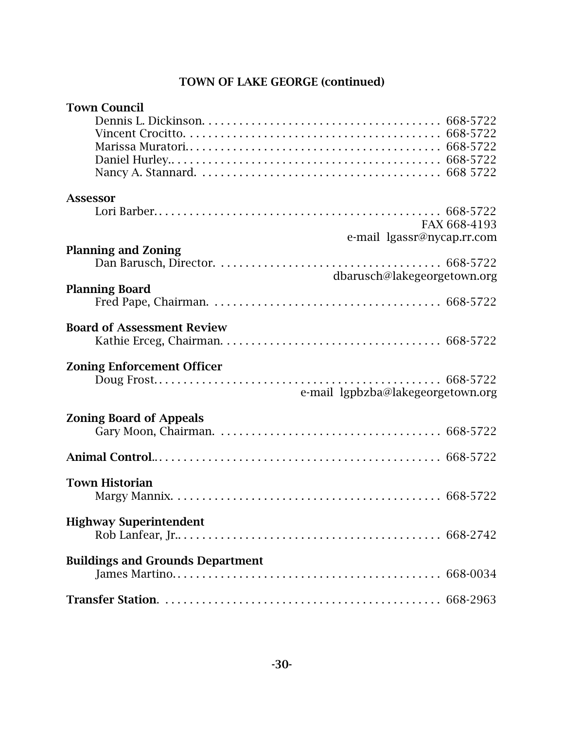## TOWN OF LAKE GEORGE (continued)

**Town Council**

Dennis L. Dickinson. . . . . . . . . . . . . . . . . . . . . . . . . . . . . . . . . . . . . . . 668-5722
Vincent Crocitto. . . . . . . . . . . . . . . . . . . . . . . . . . . . . . . . . . . . . . . . . . 668-5722
Marissa Muratori. . . . . . . . . . . . . . . . . . . . . . . . . . . . . . . . . . . . . . . . . 668-5722
Daniel Hurley.. . . . . . . . . . . . . . . . . . . . . . . . . . . . . . . . . . . . . . . . . . . 668-5722
Nancy A. Stannard. . . . . . . . . . . . . . . . . . . . . . . . . . . . . . . . . . . . . . . 668 5722

**Assessor**

Lori Barber. . . . . . . . . . . . . . . . . . . . . . . . . . . . . . . . . . . . . . . . . . . . . . 668-5722
FAX 668-4193
e-mail lgassr@nycap.rr.com

**Planning and Zoning**

Dan Barusch, Director. . . . . . . . . . . . . . . . . . . . . . . . . . . . . . . . . . . . . 668-5722
dbarusch@lakegeorgetown.org

**Planning Board**

Fred Pape, Chairman. . . . . . . . . . . . . . . . . . . . . . . . . . . . . . . . . . . . . 668-5722

**Board of Assessment Review**

Kathie Erceg, Chairman. . . . . . . . . . . . . . . . . . . . . . . . . . . . . . . . . . . 668-5722

**Zoning Enforcement Officer**

Doug Frost. . . . . . . . . . . . . . . . . . . . . . . . . . . . . . . . . . . . . . . . . . . . . . 668-5722
e-mail lgpbzba@lakegeorgetown.org

**Zoning Board of Appeals**

Gary Moon, Chairman. . . . . . . . . . . . . . . . . . . . . . . . . . . . . . . . . . . . 668-5722

**Animal Control**.. . . . . . . . . . . . . . . . . . . . . . . . . . . . . . . . . . . . . . . . . . . . . 668-5722

**Town Historian**

Margy Mannix. . . . . . . . . . . . . . . . . . . . . . . . . . . . . . . . . . . . . . . . . . . 668-5722

**Highway Superintendent**

Rob Lanfear, Jr.. . . . . . . . . . . . . . . . . . . . . . . . . . . . . . . . . . . . . . . . . . 668-2742

**Buildings and Grounds Department**

James Martino. . . . . . . . . . . . . . . . . . . . . . . . . . . . . . . . . . . . . . . . . . . 668-0034

**Transfer Station**. . . . . . . . . . . . . . . . . . . . . . . . . . . . . . . . . . . . . . . . . . . . . 668-2963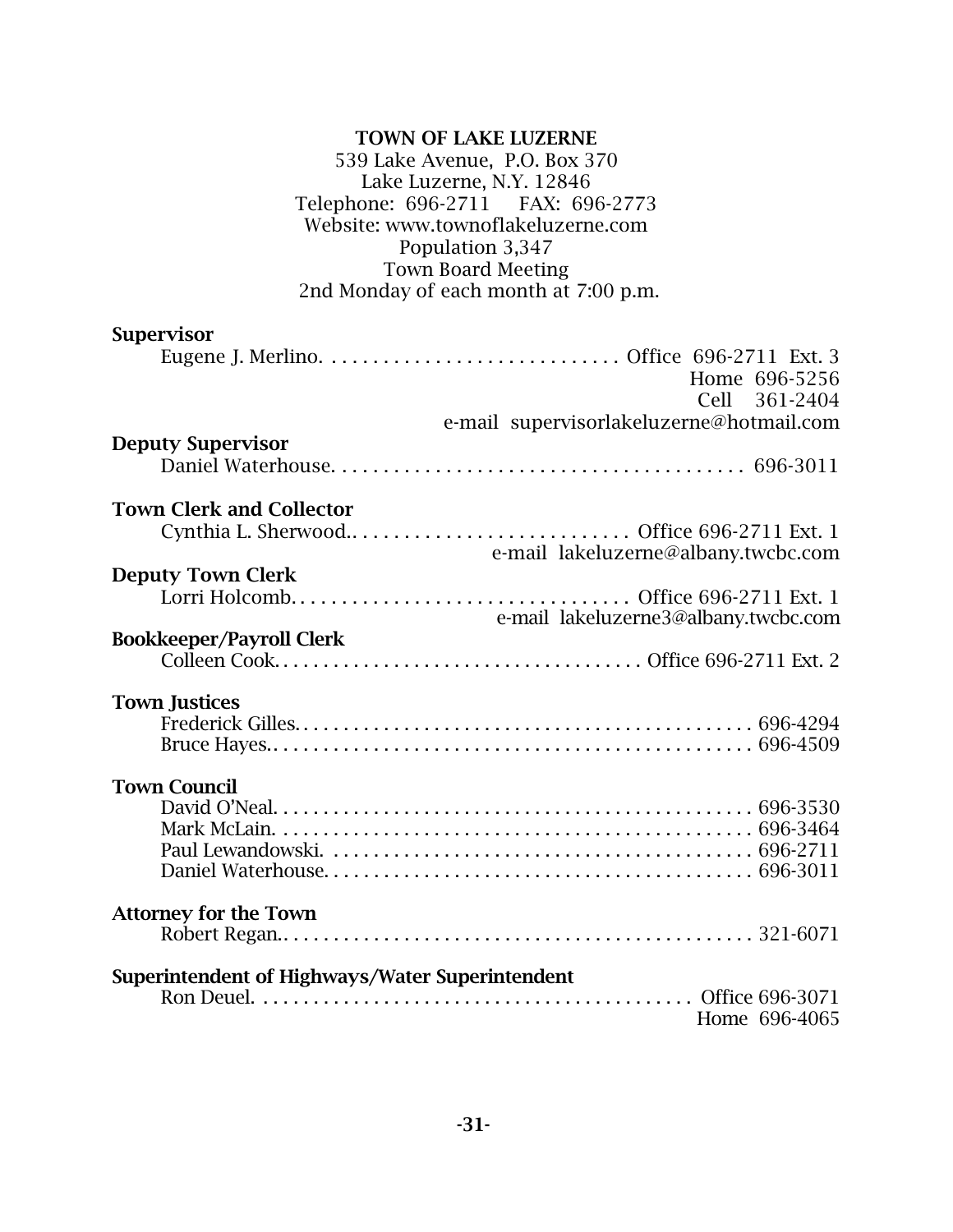**TOWN OF LAKE LUZERNE**

539 Lake Avenue, P.O. Box 370
Lake Luzerne, N.Y. 12846
Telephone: 696-2711 FAX: 696-2773
Website: www.townoflakeluzerne.com
Population 3,347
Town Board Meeting
2nd Monday of each month at 7:00 p.m.

**Supervisor**

Eugene J. Merlino. . . . . . . . . . . . . . . . . . . . . . . . . . . . Office 696-2711 Ext. 3
Home 696-5256
Cell 361-2404
e-mail supervisorlakeluzerne@hotmail.com

**Deputy Supervisor**

Daniel Waterhouse. . . . . . . . . . . . . . . . . . . . . . . . . . . . . . . . . . . . . . . . 696-3011

**Town Clerk and Collector**

Cynthia L. Sherwood.. . . . . . . . . . . . . . . . . . . . . . . . . . . Office 696-2711 Ext. 1
e-mail lakeluzerne@albany.twcbc.com

**Deputy Town Clerk**

Lorri Holcomb. . . . . . . . . . . . . . . . . . . . . . . . . . . . . . . . Office 696-2711 Ext. 1
e-mail lakeluzerne3@albany.twcbc.com

**Bookkeeper/Payroll Clerk**

Colleen Cook. . . . . . . . . . . . . . . . . . . . . . . . . . . . . . . . . . . . Office 696-2711 Ext. 2

**Town Justices**

Frederick Gilles. . . . . . . . . . . . . . . . . . . . . . . . . . . . . . . . . . . . . . . . . . . . . 696-4294
Bruce Hayes.. . . . . . . . . . . . . . . . . . . . . . . . . . . . . . . . . . . . . . . . . . . . . . . 696-4509

**Town Council**

David O'Neal. . . . . . . . . . . . . . . . . . . . . . . . . . . . . . . . . . . . . . . . . . . . . . . 696-3530
Mark McLain. . . . . . . . . . . . . . . . . . . . . . . . . . . . . . . . . . . . . . . . . . . . . . . 696-3464
Paul Lewandowski. . . . . . . . . . . . . . . . . . . . . . . . . . . . . . . . . . . . . . . . . . 696-2711
Daniel Waterhouse. . . . . . . . . . . . . . . . . . . . . . . . . . . . . . . . . . . . . . . . . . 696-3011

**Attorney for the Town**

Robert Regan.. . . . . . . . . . . . . . . . . . . . . . . . . . . . . . . . . . . . . . . . . . . . . . 321-6071

**Superintendent of Highways/Water Superintendent**

Ron Deuel. . . . . . . . . . . . . . . . . . . . . . . . . . . . . . . . . . . . . . . . . . . . Office 696-3071
Home 696-4065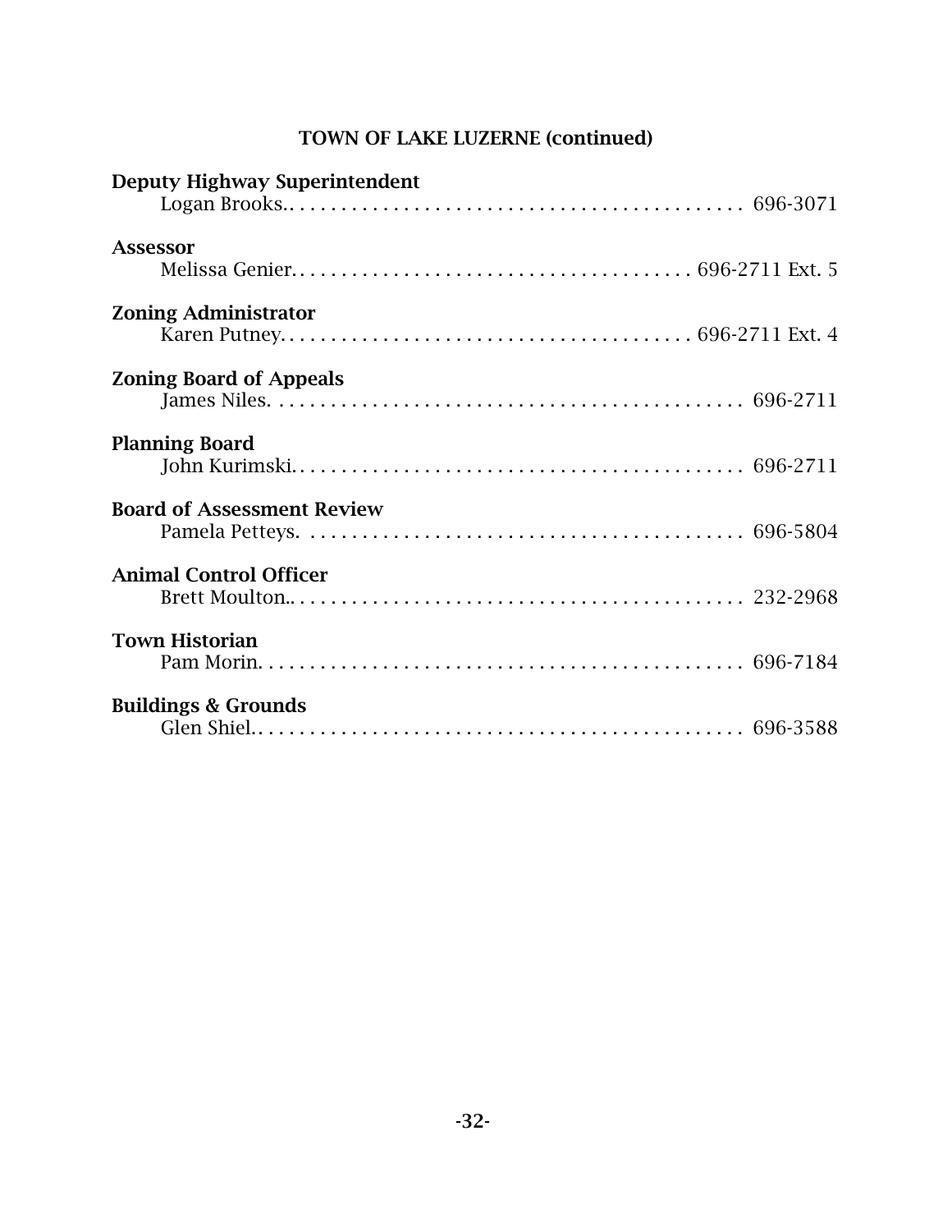## TOWN OF LAKE LUZERNE (continued)

**Deputy Highway Superintendent**
Logan Brooks.. . . . . . . . . . . . . . . . . . . . . . . . . . . . . . . . . . . . . . . . . . . 696-3071

**Assessor**
Melissa Genier. . . . . . . . . . . . . . . . . . . . . . . . . . . . . . . . . . . . . . 696-2711 Ext. 5

**Zoning Administrator**
Karen Putney. . . . . . . . . . . . . . . . . . . . . . . . . . . . . . . . . . . . . . . 696-2711 Ext. 4

**Zoning Board of Appeals**
James Niles. . . . . . . . . . . . . . . . . . . . . . . . . . . . . . . . . . . . . . . . . . . . . 696-2711

**Planning Board**
John Kurimski. . . . . . . . . . . . . . . . . . . . . . . . . . . . . . . . . . . . . . . . . . . 696-2711

**Board of Assessment Review**
Pamela Petteys. . . . . . . . . . . . . . . . . . . . . . . . . . . . . . . . . . . . . . . . . . 696-5804

**Animal Control Officer**
Brett Moulton.. . . . . . . . . . . . . . . . . . . . . . . . . . . . . . . . . . . . . . . . . . 232-2968

**Town Historian**
Pam Morin. . . . . . . . . . . . . . . . . . . . . . . . . . . . . . . . . . . . . . . . . . . . . . 696-7184

**Buildings & Grounds**
Glen Shiel.. . . . . . . . . . . . . . . . . . . . . . . . . . . . . . . . . . . . . . . . . . . . . 696-3588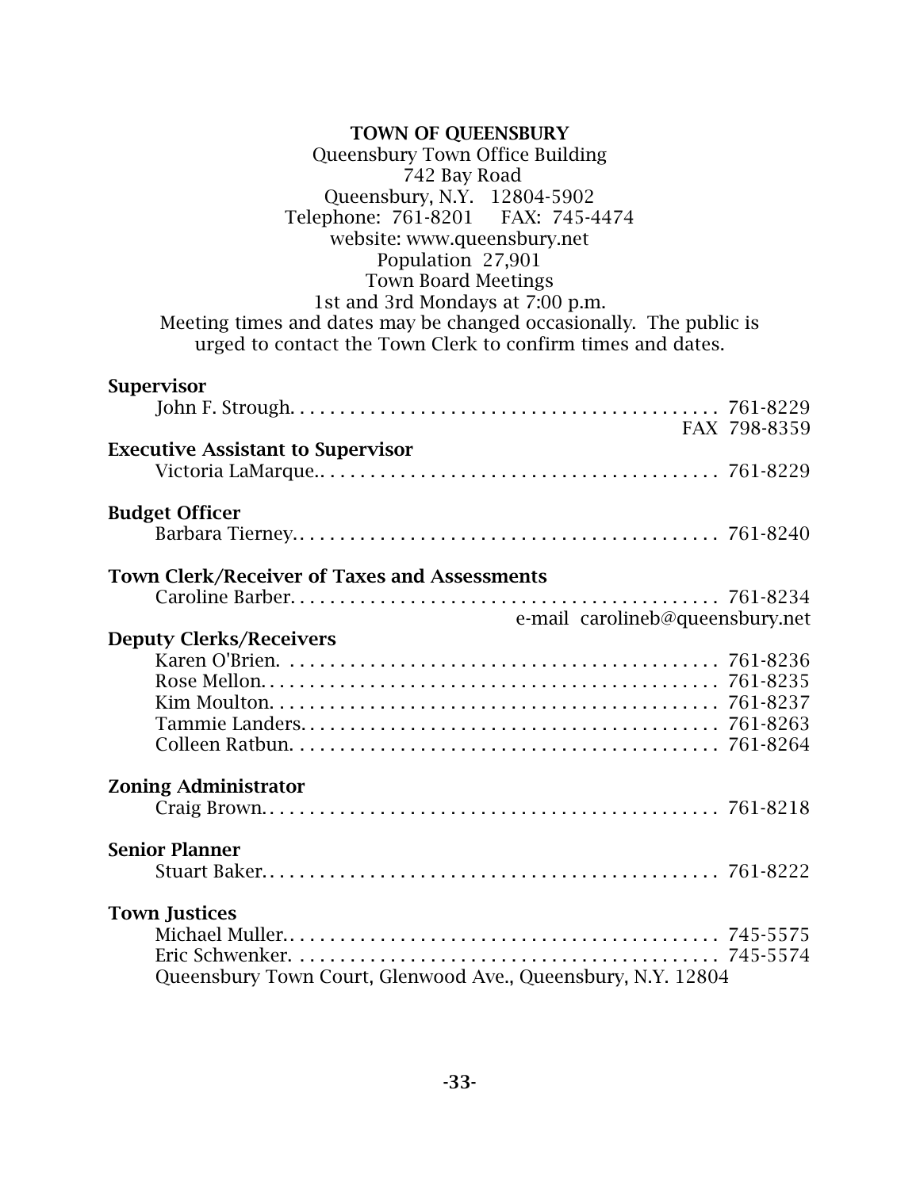# TOWN OF QUEENSBURY

Queensbury Town Office Building
742 Bay Road
Queensbury, N.Y. 12804-5902
Telephone: 761-8201 FAX: 745-4474
website: www.queensbury.net
Population 27,901
Town Board Meetings
1st and 3rd Mondays at 7:00 p.m.
Meeting times and dates may be changed occasionally. The public is urged to contact the Town Clerk to confirm times and dates.

**Supervisor**
John F. Strough. . . . . . . . . . . . . . . . . . . . . . . . . . . . . . . . . . . . . . . . . . 761-8229
FAX 798-8359

**Executive Assistant to Supervisor**
Victoria LaMarque.. . . . . . . . . . . . . . . . . . . . . . . . . . . . . . . . . . . . . . . 761-8229

**Budget Officer**
Barbara Tierney.. . . . . . . . . . . . . . . . . . . . . . . . . . . . . . . . . . . . . . . . . 761-8240

**Town Clerk/Receiver of Taxes and Assessments**
Caroline Barber. . . . . . . . . . . . . . . . . . . . . . . . . . . . . . . . . . . . . . . . . . 761-8234
e-mail carolineb@queensbury.net

**Deputy Clerks/Receivers**
Karen O'Brien. . . . . . . . . . . . . . . . . . . . . . . . . . . . . . . . . . . . . . . . . . . 761-8236
Rose Mellon. . . . . . . . . . . . . . . . . . . . . . . . . . . . . . . . . . . . . . . . . . . . . 761-8235
Kim Moulton. . . . . . . . . . . . . . . . . . . . . . . . . . . . . . . . . . . . . . . . . . . . 761-8237
Tammie Landers. . . . . . . . . . . . . . . . . . . . . . . . . . . . . . . . . . . . . . . . . 761-8263
Colleen Ratbun. . . . . . . . . . . . . . . . . . . . . . . . . . . . . . . . . . . . . . . . . . 761-8264

**Zoning Administrator**
Craig Brown.. . . . . . . . . . . . . . . . . . . . . . . . . . . . . . . . . . . . . . . . . . . . 761-8218

**Senior Planner**
Stuart Baker.. . . . . . . . . . . . . . . . . . . . . . . . . . . . . . . . . . . . . . . . . . . . 761-8222

**Town Justices**
Michael Muller.. . . . . . . . . . . . . . . . . . . . . . . . . . . . . . . . . . . . . . . . . . 745-5575
Eric Schwenker. . . . . . . . . . . . . . . . . . . . . . . . . . . . . . . . . . . . . . . . . . 745-5574
Queensbury Town Court, Glenwood Ave., Queensbury, N.Y. 12804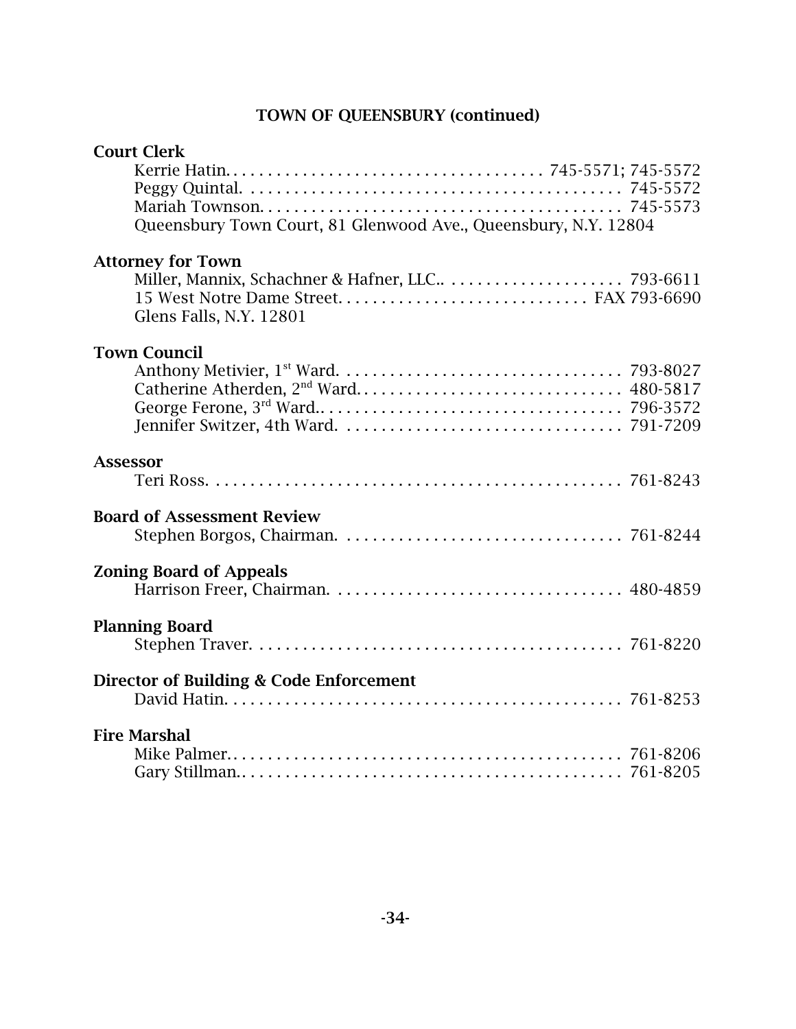## TOWN OF QUEENSBURY (continued)

**Court Clerk**

Kerrie Hatin. . . . . . . . . . . . . . . . . . . . . . . . . . . . . . . . . . . . 745-5571; 745-5572
Peggy Quintal. . . . . . . . . . . . . . . . . . . . . . . . . . . . . . . . . . . . . . . . . . . 745-5572
Mariah Townson. . . . . . . . . . . . . . . . . . . . . . . . . . . . . . . . . . . . . . . . . 745-5573
Queensbury Town Court, 81 Glenwood Ave., Queensbury, N.Y. 12804

**Attorney for Town**

Miller, Mannix, Schachner & Hafner, LLC.. . . . . . . . . . . . . . . . . . . . . 793-6611
15 West Notre Dame Street. . . . . . . . . . . . . . . . . . . . . . . . . . . . . FAX 793-6690
Glens Falls, N.Y. 12801

**Town Council**

Anthony Metivier, 1st Ward. . . . . . . . . . . . . . . . . . . . . . . . . . . . . . . . 793-8027
Catherine Atherden, 2nd Ward. . . . . . . . . . . . . . . . . . . . . . . . . . . . . . 480-5817
George Ferone, 3rd Ward.. . . . . . . . . . . . . . . . . . . . . . . . . . . . . . . . . 796-3572
Jennifer Switzer, 4th Ward. . . . . . . . . . . . . . . . . . . . . . . . . . . . . . . . 791-7209

**Assessor**

Teri Ross. . . . . . . . . . . . . . . . . . . . . . . . . . . . . . . . . . . . . . . . . . . . . . . 761-8243

**Board of Assessment Review**

Stephen Borgos, Chairman. . . . . . . . . . . . . . . . . . . . . . . . . . . . . . . . 761-8244

**Zoning Board of Appeals**

Harrison Freer, Chairman. . . . . . . . . . . . . . . . . . . . . . . . . . . . . . . . . 480-4859

**Planning Board**

Stephen Traver. . . . . . . . . . . . . . . . . . . . . . . . . . . . . . . . . . . . . . . . . . 761-8220

**Director of Building & Code Enforcement**

David Hatin. . . . . . . . . . . . . . . . . . . . . . . . . . . . . . . . . . . . . . . . . . . . . 761-8253

**Fire Marshal**

Mike Palmer.. . . . . . . . . . . . . . . . . . . . . . . . . . . . . . . . . . . . . . . . . . . . 761-8206
Gary Stillman.. . . . . . . . . . . . . . . . . . . . . . . . . . . . . . . . . . . . . . . . . . 761-8205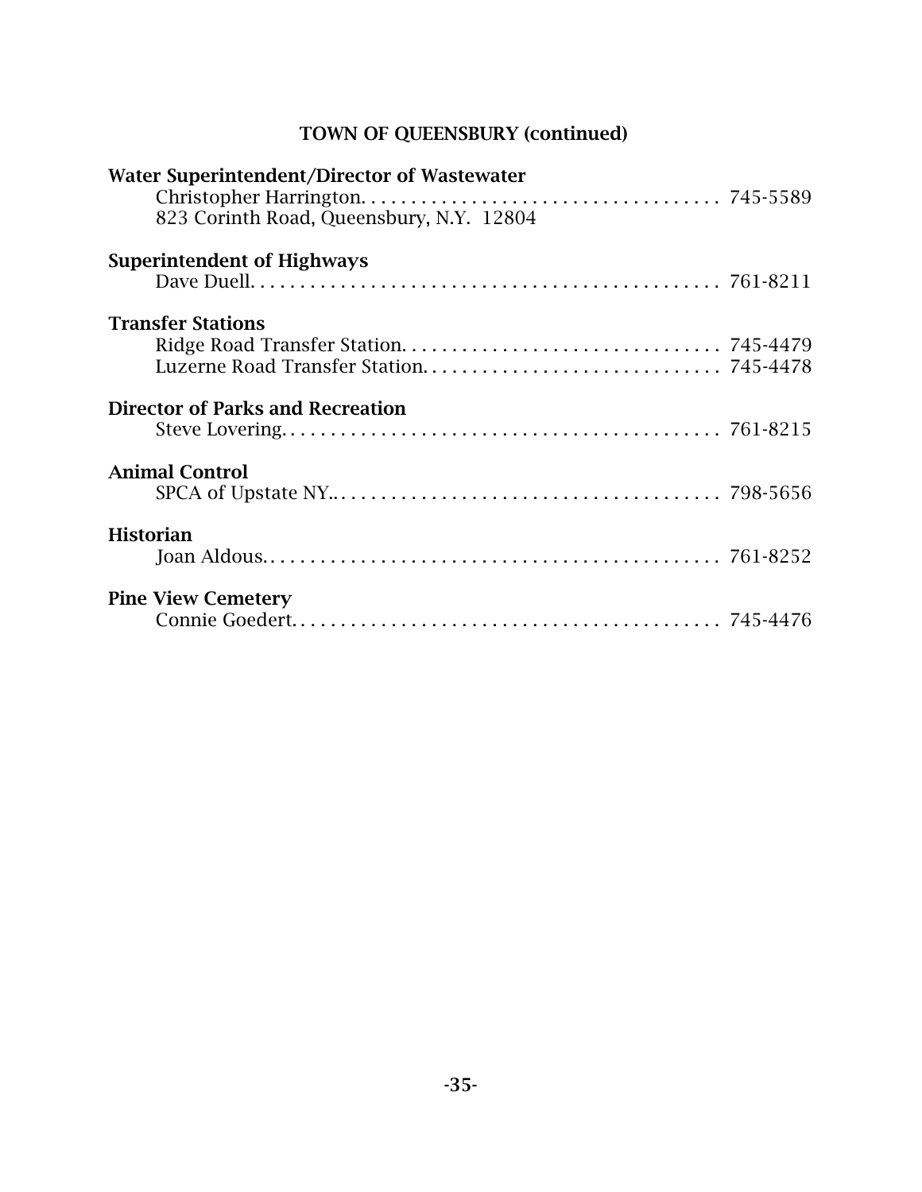## TOWN OF QUEENSBURY (continued)

**Water Superintendent/Director of Wastewater**
Christopher Harrington. . . . . . . . . . . . . . . . . . . . . . . . . . . . . . . . . . . . 745-5589
823 Corinth Road, Queensbury, N.Y. 12804

**Superintendent of Highways**
Dave Duell. . . . . . . . . . . . . . . . . . . . . . . . . . . . . . . . . . . . . . . . . . . . . . . 761-8211

**Transfer Stations**
Ridge Road Transfer Station. . . . . . . . . . . . . . . . . . . . . . . . . . . . . . . . 745-4479
Luzerne Road Transfer Station. . . . . . . . . . . . . . . . . . . . . . . . . . . . . . 745-4478

**Director of Parks and Recreation**
Steve Lovering. . . . . . . . . . . . . . . . . . . . . . . . . . . . . . . . . . . . . . . . . . . . 761-8215

**Animal Control**
SPCA of Upstate NY.. . . . . . . . . . . . . . . . . . . . . . . . . . . . . . . . . . . . . . . 798-5656

**Historian**
Joan Aldous. . . . . . . . . . . . . . . . . . . . . . . . . . . . . . . . . . . . . . . . . . . . . . 761-8252

**Pine View Cemetery**
Connie Goedert. . . . . . . . . . . . . . . . . . . . . . . . . . . . . . . . . . . . . . . . . . . 745-4476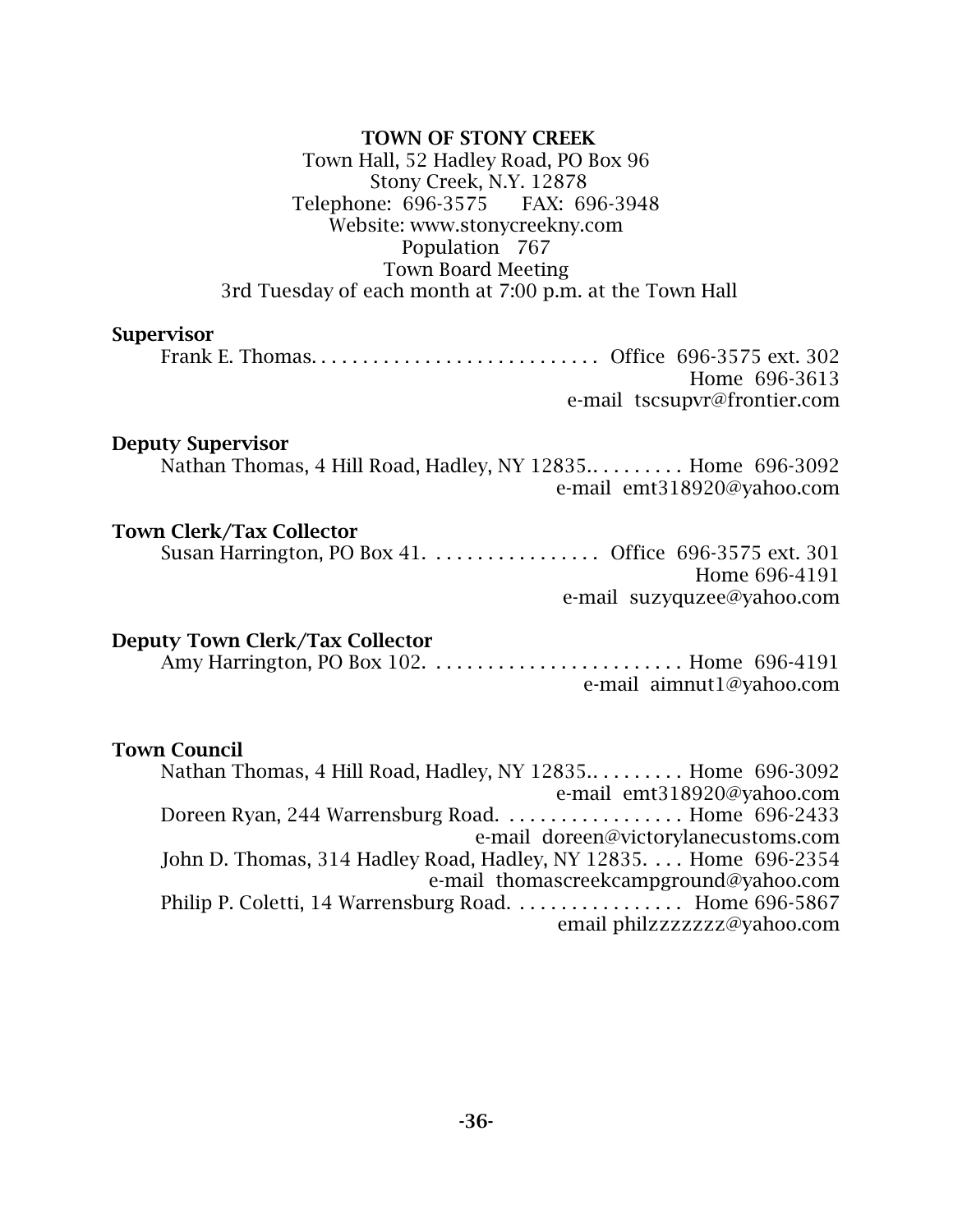**TOWN OF STONY CREEK**

Town Hall, 52 Hadley Road, PO Box 96
Stony Creek, N.Y. 12878
Telephone: 696-3575 FAX: 696-3948
Website: www.stonycreekny.com
Population 767
Town Board Meeting
3rd Tuesday of each month at 7:00 p.m. at the Town Hall

**Supervisor**

Frank E. Thomas. . . . . . . . . . . . . . . . . . . . . . . . . . . . Office 696-3575 ext. 302
Home 696-3613
e-mail tscsupvr@frontier.com

**Deputy Supervisor**

Nathan Thomas, 4 Hill Road, Hadley, NY 12835.. . . . . . . . . Home 696-3092
e-mail emt318920@yahoo.com

**Town Clerk/Tax Collector**

Susan Harrington, PO Box 41. . . . . . . . . . . . . . . . . Office 696-3575 ext. 301
Home 696-4191
e-mail suzyquzee@yahoo.com

**Deputy Town Clerk/Tax Collector**

Amy Harrington, PO Box 102. . . . . . . . . . . . . . . . . . . . . . . . . Home 696-4191
e-mail aimnut1@yahoo.com

**Town Council**

Nathan Thomas, 4 Hill Road, Hadley, NY 12835.. . . . . . . . . Home 696-3092
e-mail emt318920@yahoo.com

Doreen Ryan, 244 Warrensburg Road. . . . . . . . . . . . . . . . . . Home 696-2433
e-mail doreen@victorylanecustoms.com

John D. Thomas, 314 Hadley Road, Hadley, NY 12835. . . . Home 696-2354
e-mail thomascreekcampground@yahoo.com

Philip P. Coletti, 14 Warrensburg Road. . . . . . . . . . . . . . . . Home 696-5867
email philzzzzzzz@yahoo.com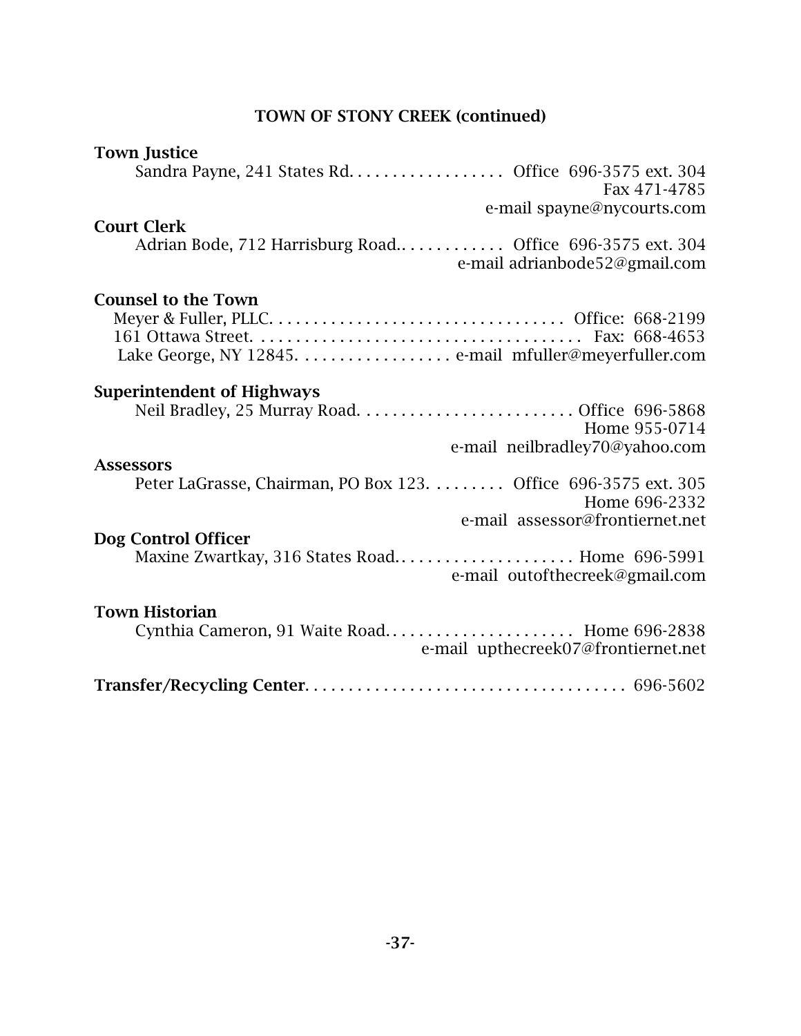## TOWN OF STONY CREEK (continued)

**Town Justice**

Sandra Payne, 241 States Rd. . . . . . . . . . . . . . . . . . Office 696-3575 ext. 304
Fax 471-4785
e-mail spayne@nycourts.com

**Court Clerk**

Adrian Bode, 712 Harrisburg Road.. . . . . . . . . . . . Office 696-3575 ext. 304
e-mail adrianbode52@gmail.com

**Counsel to the Town**

Meyer & Fuller, PLLC. . . . . . . . . . . . . . . . . . . . . . . . . . . . . . . . . . Office: 668-2199
161 Ottawa Street. . . . . . . . . . . . . . . . . . . . . . . . . . . . . . . . . . . . . . Fax: 668-4653
Lake George, NY 12845. . . . . . . . . . . . . . . . . e-mail mfuller@meyerfuller.com

**Superintendent of Highways**

Neil Bradley, 25 Murray Road. . . . . . . . . . . . . . . . . . . . . . . . Office 696-5868
Home 955-0714
e-mail neilbradley70@yahoo.com

**Assessors**

Peter LaGrasse, Chairman, PO Box 123. . . . . . . . Office 696-3575 ext. 305
Home 696-2332
e-mail assessor@frontiernet.net

**Dog Control Officer**

Maxine Zwartkay, 316 States Road. . . . . . . . . . . . . . . . . . . . Home 696-5991
e-mail outofthecreek@gmail.com

**Town Historian**

Cynthia Cameron, 91 Waite Road. . . . . . . . . . . . . . . . . . . . . Home 696-2838
e-mail upthecreek07@frontiernet.net

**Transfer/Recycling Center**. . . . . . . . . . . . . . . . . . . . . . . . . . . . . . . . . . . . 696-5602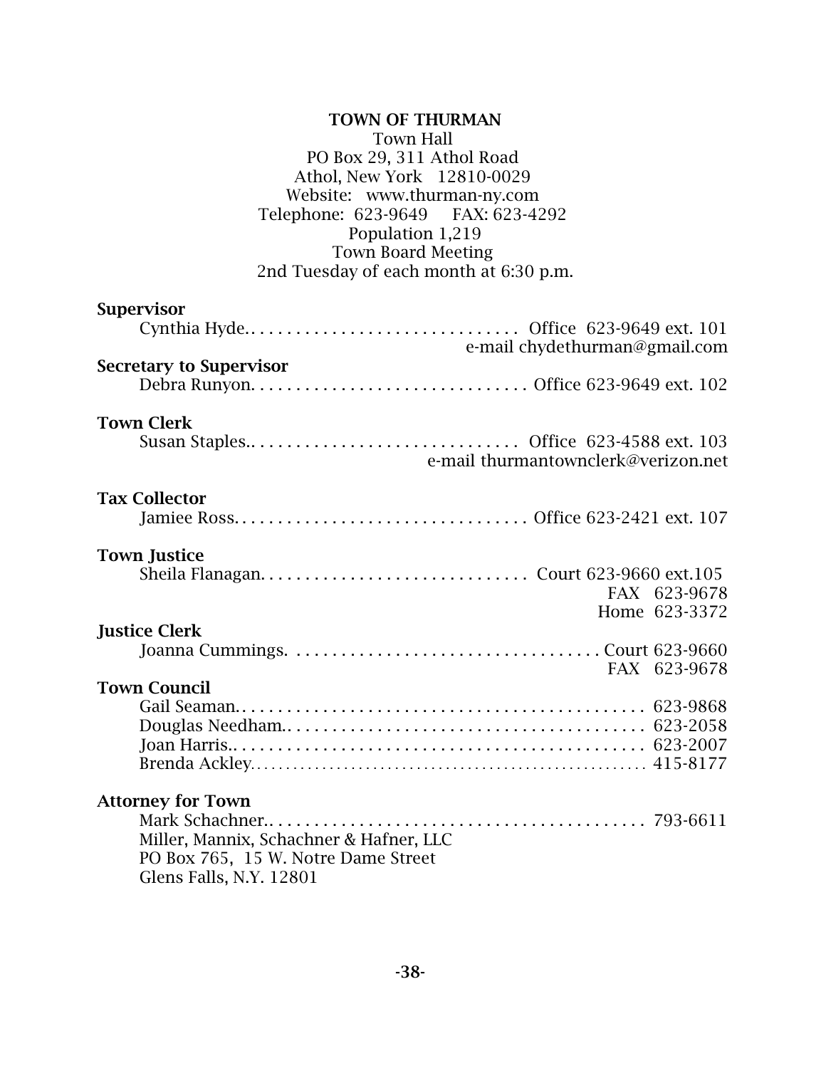## TOWN OF THURMAN

Town Hall
PO Box 29, 311 Athol Road
Athol, New York 12810-0029
Website: www.thurman-ny.com
Telephone: 623-9649 FAX: 623-4292
Population 1,219
Town Board Meeting
2nd Tuesday of each month at 6:30 p.m.

**Supervisor**

Cynthia Hyde. . . . . . . . . . . . . . . . . . . . . . . . . . . . . . Office 623-9649 ext. 101
e-mail chydethurman@gmail.com

**Secretary to Supervisor**

Debra Runyon. . . . . . . . . . . . . . . . . . . . . . . . . . . . . . Office 623-9649 ext. 102

**Town Clerk**

Susan Staples.. . . . . . . . . . . . . . . . . . . . . . . . . . . . Office 623-4588 ext. 103
e-mail thurmantownclerk@verizon.net

**Tax Collector**

Jamiee Ross. . . . . . . . . . . . . . . . . . . . . . . . . . . . . . . . Office 623-2421 ext. 107

**Town Justice**

Sheila Flanagan. . . . . . . . . . . . . . . . . . . . . . . . . . . . . Court 623-9660 ext.105
FAX 623-9678
Home 623-3372

**Justice Clerk**

Joanna Cummings. . . . . . . . . . . . . . . . . . . . . . . . . . . . . . . . . . Court 623-9660
FAX 623-9678

**Town Council**

Gail Seaman.. . . . . . . . . . . . . . . . . . . . . . . . . . . . . . . . . . . . . . . . . . . 623-9868
Douglas Needham.. . . . . . . . . . . . . . . . . . . . . . . . . . . . . . . . . . . . . . 623-2058
Joan Harris.. . . . . . . . . . . . . . . . . . . . . . . . . . . . . . . . . . . . . . . . . . . . 623-2007
Brenda Ackley. . . . . . . . . . . . . . . . . . . . . . . . . . . . . . . . . . . . . . . . . . 415-8177

**Attorney for Town**

Mark Schachner.. . . . . . . . . . . . . . . . . . . . . . . . . . . . . . . . . . . . . . . . 793-6611
Miller, Mannix, Schachner & Hafner, LLC
PO Box 765, 15 W. Notre Dame Street
Glens Falls, N.Y. 12801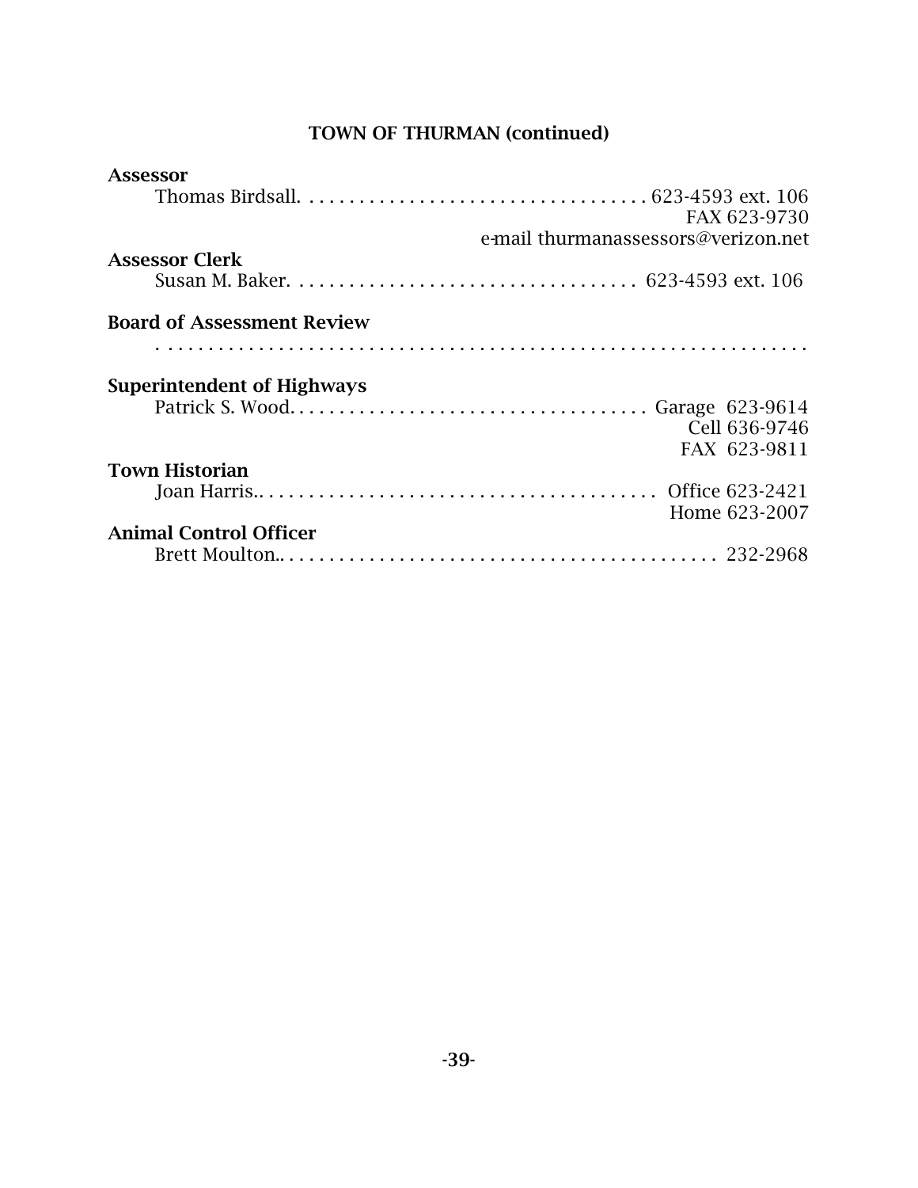## TOWN OF THURMAN (continued)

**Assessor**

Thomas Birdsall. . . . . . . . . . . . . . . . . . . . . . . . . . . . . . . . . . . 623-4593 ext. 106
FAX 623-9730
e-mail thurmanassessors@verizon.net

**Assessor Clerk**

Susan M. Baker. . . . . . . . . . . . . . . . . . . . . . . . . . . . . . . . . . . 623-4593 ext. 106

**Board of Assessment Review**

. . . . . . . . . . . . . . . . . . . . . . . . . . . . . . . . . . . . . . . . . . . . . . . . . . . . . . . . . . . . . . . .

**Superintendent of Highways**

Patrick S. Wood. . . . . . . . . . . . . . . . . . . . . . . . . . . . . . . . . . . Garage 623-9614
Cell 636-9746
FAX 623-9811

**Town Historian**

Joan Harris.. . . . . . . . . . . . . . . . . . . . . . . . . . . . . . . . . . . . . . Office 623-2421
Home 623-2007

**Animal Control Officer**

Brett Moulton.. . . . . . . . . . . . . . . . . . . . . . . . . . . . . . . . . . . . . . . . . 232-2968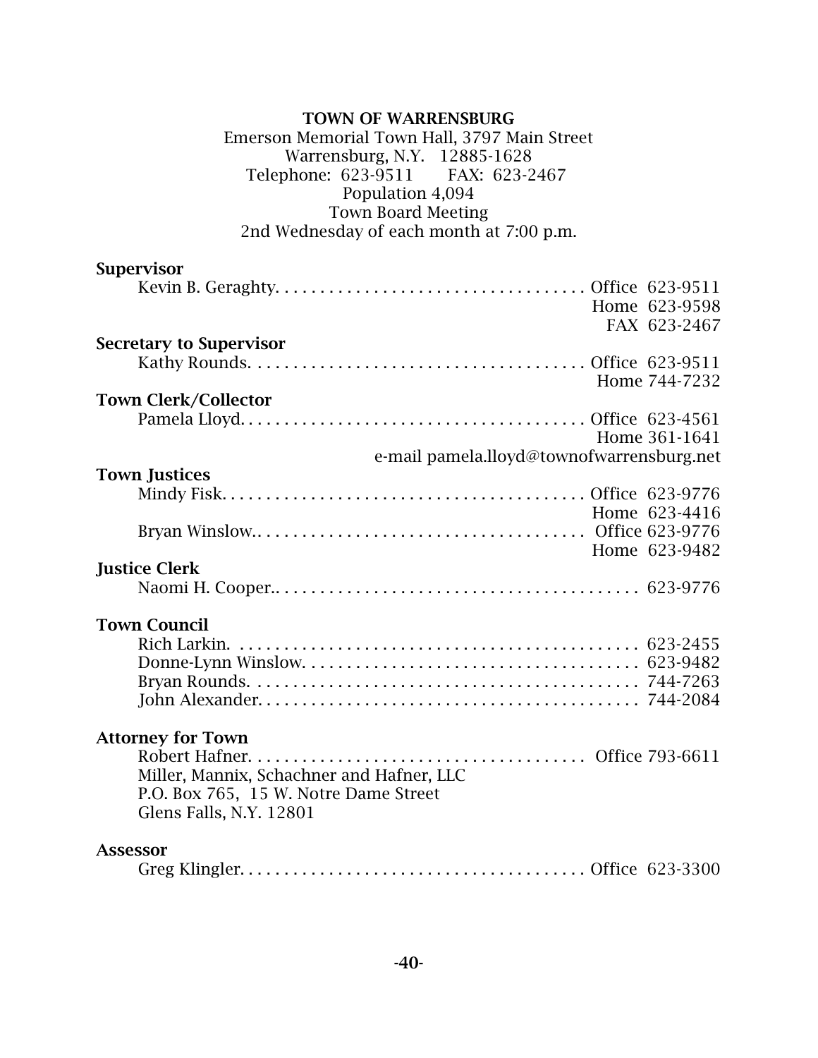## TOWN OF WARRENSBURG

Emerson Memorial Town Hall, 3797 Main Street
Warrensburg, N.Y. 12885-1628
Telephone: 623-9511 FAX: 623-2467
Population 4,094
Town Board Meeting
2nd Wednesday of each month at 7:00 p.m.

**Supervisor**

Kevin B. Geraghty. . . . . . . . . . . . . . . . . . . . . . . . . . . . . . . . . . . Office 623-9511
Home 623-9598
FAX 623-2467

**Secretary to Supervisor**

Kathy Rounds. . . . . . . . . . . . . . . . . . . . . . . . . . . . . . . . . . . . . Office 623-9511
Home 744-7232

**Town Clerk/Collector**

Pamela Lloyd. . . . . . . . . . . . . . . . . . . . . . . . . . . . . . . . . . . . . . Office 623-4561
Home 361-1641
e-mail pamela.lloyd@townofwarrensburg.net

**Town Justices**

Mindy Fisk. . . . . . . . . . . . . . . . . . . . . . . . . . . . . . . . . . . . . . . . Office 623-9776
Home 623-4416

Bryan Winslow.. . . . . . . . . . . . . . . . . . . . . . . . . . . . . . . . . . . . Office 623-9776
Home 623-9482

**Justice Clerk**

Naomi H. Cooper.. . . . . . . . . . . . . . . . . . . . . . . . . . . . . . . . . . . . . . . . 623-9776

**Town Council**

Rich Larkin. . . . . . . . . . . . . . . . . . . . . . . . . . . . . . . . . . . . . . . . . . . . . 623-2455
Donne-Lynn Winslow. . . . . . . . . . . . . . . . . . . . . . . . . . . . . . . . . . . . . 623-9482
Bryan Rounds. . . . . . . . . . . . . . . . . . . . . . . . . . . . . . . . . . . . . . . . . . . 744-7263
John Alexander. . . . . . . . . . . . . . . . . . . . . . . . . . . . . . . . . . . . . . . . . . 744-2084

**Attorney for Town**

Robert Hafner. . . . . . . . . . . . . . . . . . . . . . . . . . . . . . . . . . . . . . . Office 793-6611
Miller, Mannix, Schachner and Hafner, LLC
P.O. Box 765, 15 W. Notre Dame Street
Glens Falls, N.Y. 12801

**Assessor**

Greg Klingler. . . . . . . . . . . . . . . . . . . . . . . . . . . . . . . . . . . . . . . Office 623-3300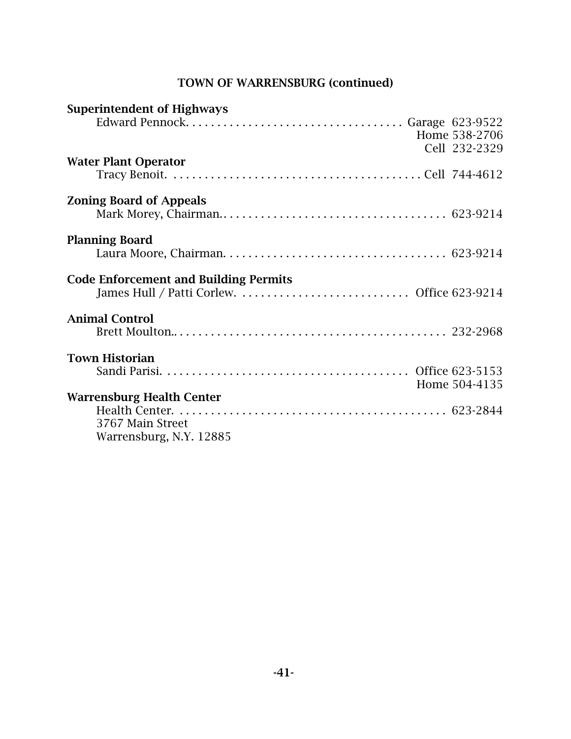## TOWN OF WARRENSBURG (continued)

**Superintendent of Highways**

Edward Pennock. . . . . . . . . . . . . . . . . . . . . . . . . . . . . . . . . . Garage 623-9522
Home 538-2706
Cell 232-2329

**Water Plant Operator**

Tracy Benoit. . . . . . . . . . . . . . . . . . . . . . . . . . . . . . . . . . . . . . . Cell 744-4612

**Zoning Board of Appeals**

Mark Morey, Chairman.. . . . . . . . . . . . . . . . . . . . . . . . . . . . . . . . . . 623-9214

**Planning Board**

Laura Moore, Chairman. . . . . . . . . . . . . . . . . . . . . . . . . . . . . . . . . . 623-9214

**Code Enforcement and Building Permits**

James Hull / Patti Corlew. . . . . . . . . . . . . . . . . . . . . . . . . . . Office 623-9214

**Animal Control**

Brett Moulton.. . . . . . . . . . . . . . . . . . . . . . . . . . . . . . . . . . . . . . . . . 232-2968

**Town Historian**

Sandi Parisi. . . . . . . . . . . . . . . . . . . . . . . . . . . . . . . . . . . . . . . Office 623-5153
Home 504-4135

**Warrensburg Health Center**

Health Center. . . . . . . . . . . . . . . . . . . . . . . . . . . . . . . . . . . . . . . . . . . 623-2844
3767 Main Street
Warrensburg, N.Y. 12885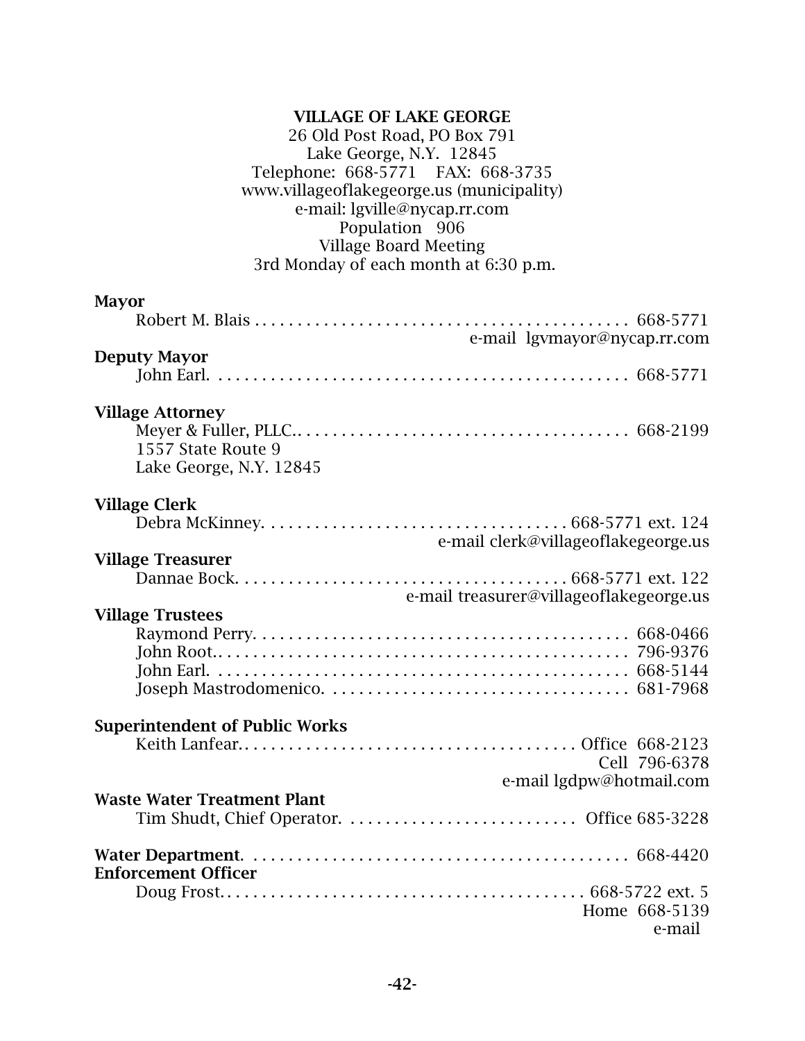**VILLAGE OF LAKE GEORGE**
26 Old Post Road, PO Box 791
Lake George, N.Y. 12845
Telephone: 668-5771 FAX: 668-3735
www.villageoflakegeorge.us (municipality)
e-mail: lgville@nycap.rr.com
Population 906
Village Board Meeting
3rd Monday of each month at 6:30 p.m.

**Mayor**
Robert M. Blais . . . . . . . . . . 668-5771
e-mail lgvmayor@nycap.rr.com

**Deputy Mayor**
John Earl. . . . . . . . . . 668-5771

**Village Attorney**
Meyer & Fuller, PLLC.. . . . . . . . . 668-2199
1557 State Route 9
Lake George, N.Y. 12845

**Village Clerk**
Debra McKinney. . . . . . . . . . 668-5771 ext. 124
e-mail clerk@villageoflakegeorge.us

**Village Treasurer**
Dannae Bock. . . . . . . . . . 668-5771 ext. 122
e-mail treasurer@villageoflakegeorge.us

**Village Trustees**
Raymond Perry. . . . . . . . . . 668-0466
John Root.. . . . . . . . . . 796-9376
John Earl. . . . . . . . . . 668-5144
Joseph Mastrodomenico. . . . . . . . . . 681-7968

**Superintendent of Public Works**
Keith Lanfear.. . . . . . . . . . Office 668-2123
Cell 796-6378
e-mail lgdpw@hotmail.com

**Waste Water Treatment Plant**
Tim Shudt, Chief Operator. . . . . . . . . . Office 685-3228

**Water Department**. . . . . . . . . . 668-4420

**Enforcement Officer**
Doug Frost. . . . . . . . . . 668-5722 ext. 5
Home 668-5139
e-mail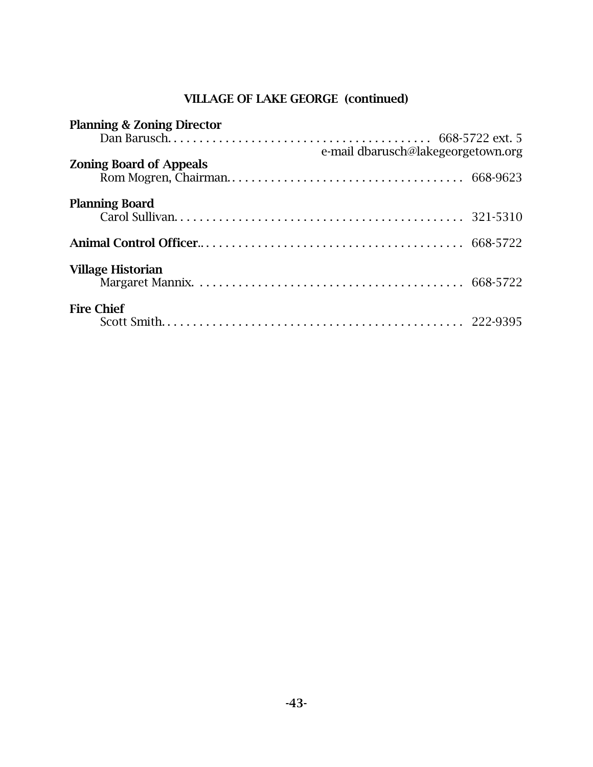## VILLAGE OF LAKE GEORGE (continued)

**Planning & Zoning Director**
Dan Barusch. . . . . . . . . . . . . . . . . . . . . . . . . . . . . . . . . . . . . . . . . 668-5722 ext. 5
e-mail dbarusch@lakegeorgetown.org

**Zoning Board of Appeals**
Rom Mogren, Chairman. . . . . . . . . . . . . . . . . . . . . . . . . . . . . . . . . . . . . 668-9623

**Planning Board**
Carol Sullivan. . . . . . . . . . . . . . . . . . . . . . . . . . . . . . . . . . . . . . . . . . . . . 321-5310

**Animal Control Officer**.. . . . . . . . . . . . . . . . . . . . . . . . . . . . . . . . . . . . . . . . 668-5722

**Village Historian**
Margaret Mannix. . . . . . . . . . . . . . . . . . . . . . . . . . . . . . . . . . . . . . . . . . 668-5722

**Fire Chief**
Scott Smith. . . . . . . . . . . . . . . . . . . . . . . . . . . . . . . . . . . . . . . . . . . . . . . 222-9395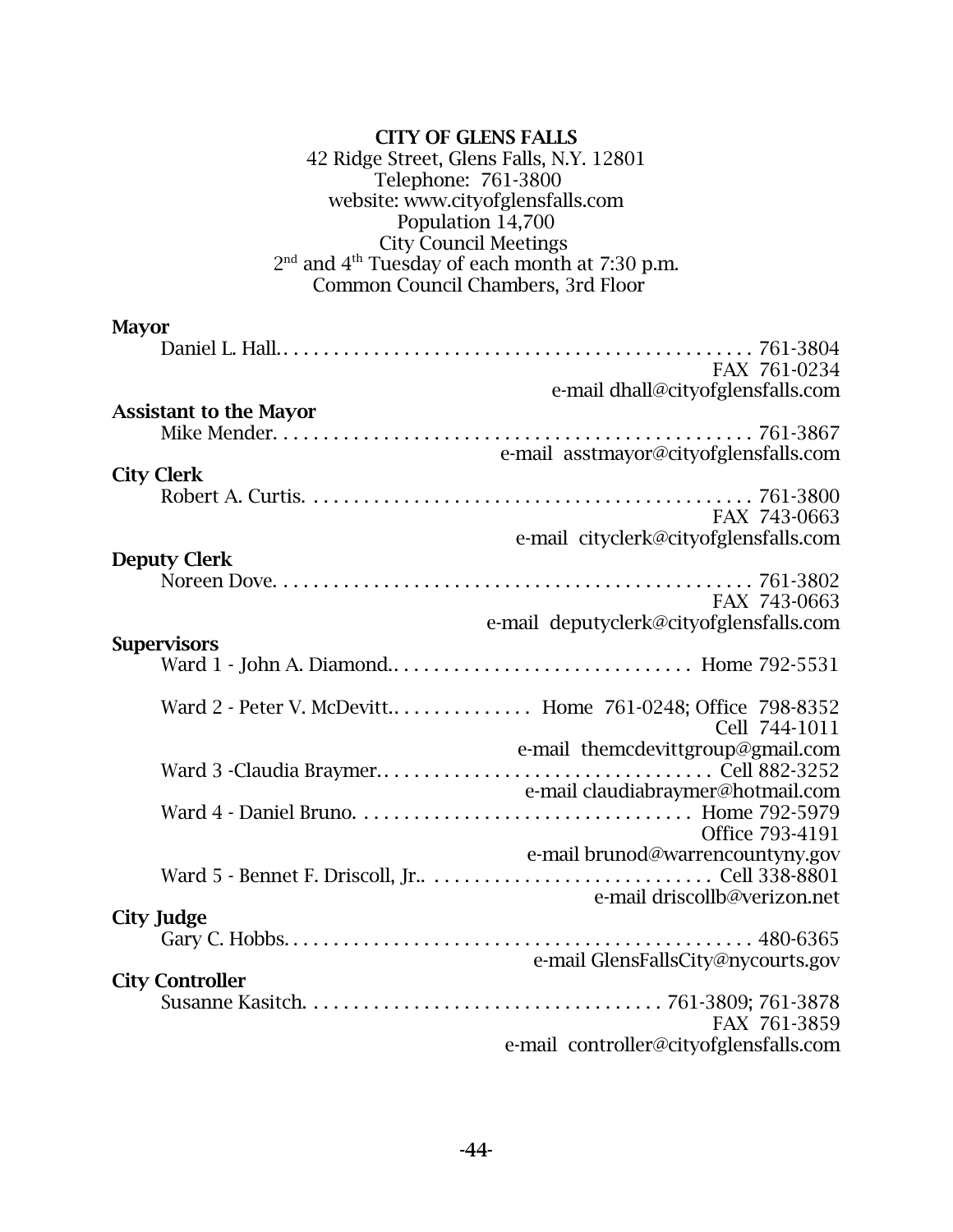**CITY OF GLENS FALLS**
42 Ridge Street, Glens Falls, N.Y. 12801
Telephone: 761-3800
website: www.cityofglensfalls.com
Population 14,700
City Council Meetings
2nd and 4th Tuesday of each month at 7:30 p.m.
Common Council Chambers, 3rd Floor

**Mayor**

Daniel L. Hall. . . . . . . . . . . . . . . . . . . . . . . . . . . . . . . . . . . . . . . . . . . . . . . . 761-3804
FAX 761-0234
e-mail dhall@cityofglensfalls.com

**Assistant to the Mayor**

Mike Mender. . . . . . . . . . . . . . . . . . . . . . . . . . . . . . . . . . . . . . . . . . . . . . . . 761-3867
e-mail asstmayor@cityofglensfalls.com

**City Clerk**

Robert A. Curtis. . . . . . . . . . . . . . . . . . . . . . . . . . . . . . . . . . . . . . . . . . . . . 761-3800
FAX 743-0663
e-mail cityclerk@cityofglensfalls.com

**Deputy Clerk**

Noreen Dove. . . . . . . . . . . . . . . . . . . . . . . . . . . . . . . . . . . . . . . . . . . . . . . . 761-3802
FAX 743-0663
e-mail deputyclerk@cityofglensfalls.com

**Supervisors**

Ward 1 - John A. Diamond.. . . . . . . . . . . . . . . . . . . . . . . . . . . . . Home 792-5531

Ward 2 - Peter V. McDevitt.. . . . . . . . . . . . . . Home 761-0248; Office 798-8352
Cell 744-1011
e-mail themcdevittgroup@gmail.com

Ward 3 -Claudia Braymer.. . . . . . . . . . . . . . . . . . . . . . . . . . . . . . . . Cell 882-3252
e-mail claudiabraymer@hotmail.com

Ward 4 - Daniel Bruno. . . . . . . . . . . . . . . . . . . . . . . . . . . . . . . . . . Home 792-5979
Office 793-4191
e-mail brunod@warrencountyny.gov

Ward 5 - Bennet F. Driscoll, Jr.. . . . . . . . . . . . . . . . . . . . . . . . . . . . . Cell 338-8801
e-mail driscollb@verizon.net

**City Judge**

Gary C. Hobbs. . . . . . . . . . . . . . . . . . . . . . . . . . . . . . . . . . . . . . . . . . . . . . . 480-6365
e-mail GlensFallsCity@nycourts.gov

**City Controller**

Susanne Kasitch. . . . . . . . . . . . . . . . . . . . . . . . . . . . . . . . . . . 761-3809; 761-3878
FAX 761-3859
e-mail controller@cityofglensfalls.com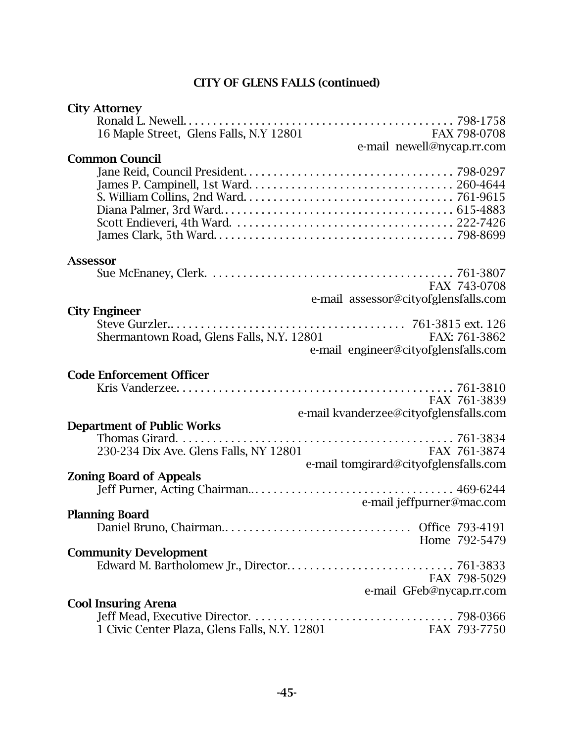## CITY OF GLENS FALLS (continued)

**City Attorney**

Ronald L. Newell. . . . . . . . . . . . . . . . . . . . . . . . . . . . . . . . . . . . . . . . . . . . 798-1758
16 Maple Street, Glens Falls, N.Y 12801 FAX 798-0708
e-mail newell@nycap.rr.com

**Common Council**

Jane Reid, Council President. . . . . . . . . . . . . . . . . . . . . . . . . . . . . . . . . . 798-0297
James P. Campinell, 1st Ward. . . . . . . . . . . . . . . . . . . . . . . . . . . . . . . . . 260-4644
S. William Collins, 2nd Ward. . . . . . . . . . . . . . . . . . . . . . . . . . . . . . . . . 761-9615
Diana Palmer, 3rd Ward.. . . . . . . . . . . . . . . . . . . . . . . . . . . . . . . . . . . . 615-4883
Scott Endieveri, 4th Ward. . . . . . . . . . . . . . . . . . . . . . . . . . . . . . . . . . . 222-7426
James Clark, 5th Ward. . . . . . . . . . . . . . . . . . . . . . . . . . . . . . . . . . . . . . 798-8699

**Assessor**

Sue McEnaney, Clerk. . . . . . . . . . . . . . . . . . . . . . . . . . . . . . . . . . . . . . . 761-3807
FAX 743-0708
e-mail assessor@cityofglensfalls.com

**City Engineer**

Steve Gurzler.. . . . . . . . . . . . . . . . . . . . . . . . . . . . . . . . . . . . . . 761-3815 ext. 126
Shermantown Road, Glens Falls, N.Y. 12801 FAX: 761-3862
e-mail engineer@cityofglensfalls.com

**Code Enforcement Officer**

Kris Vanderzee. . . . . . . . . . . . . . . . . . . . . . . . . . . . . . . . . . . . . . . . . . . . 761-3810
FAX 761-3839
e-mail kvanderzee@cityofglensfalls.com

**Department of Public Works**

Thomas Girard. . . . . . . . . . . . . . . . . . . . . . . . . . . . . . . . . . . . . . . . . . . . 761-3834
230-234 Dix Ave. Glens Falls, NY 12801 FAX 761-3874
e-mail tomgirard@cityofglensfalls.com

**Zoning Board of Appeals**

Jeff Purner, Acting Chairman.. . . . . . . . . . . . . . . . . . . . . . . . . . . . . . . . . 469-6244
e-mail jeffpurner@mac.com

**Planning Board**

Daniel Bruno, Chairman.. . . . . . . . . . . . . . . . . . . . . . . . . . . . . . Office 793-4191
Home 792-5479

**Community Development**

Edward M. Bartholomew Jr., Director. . . . . . . . . . . . . . . . . . . . . . . . . . . . 761-3833
FAX 798-5029
e-mail GFeb@nycap.rr.com

**Cool Insuring Arena**

Jeff Mead, Executive Director. . . . . . . . . . . . . . . . . . . . . . . . . . . . . . . . . 798-0366
1 Civic Center Plaza, Glens Falls, N.Y. 12801 FAX 793-7750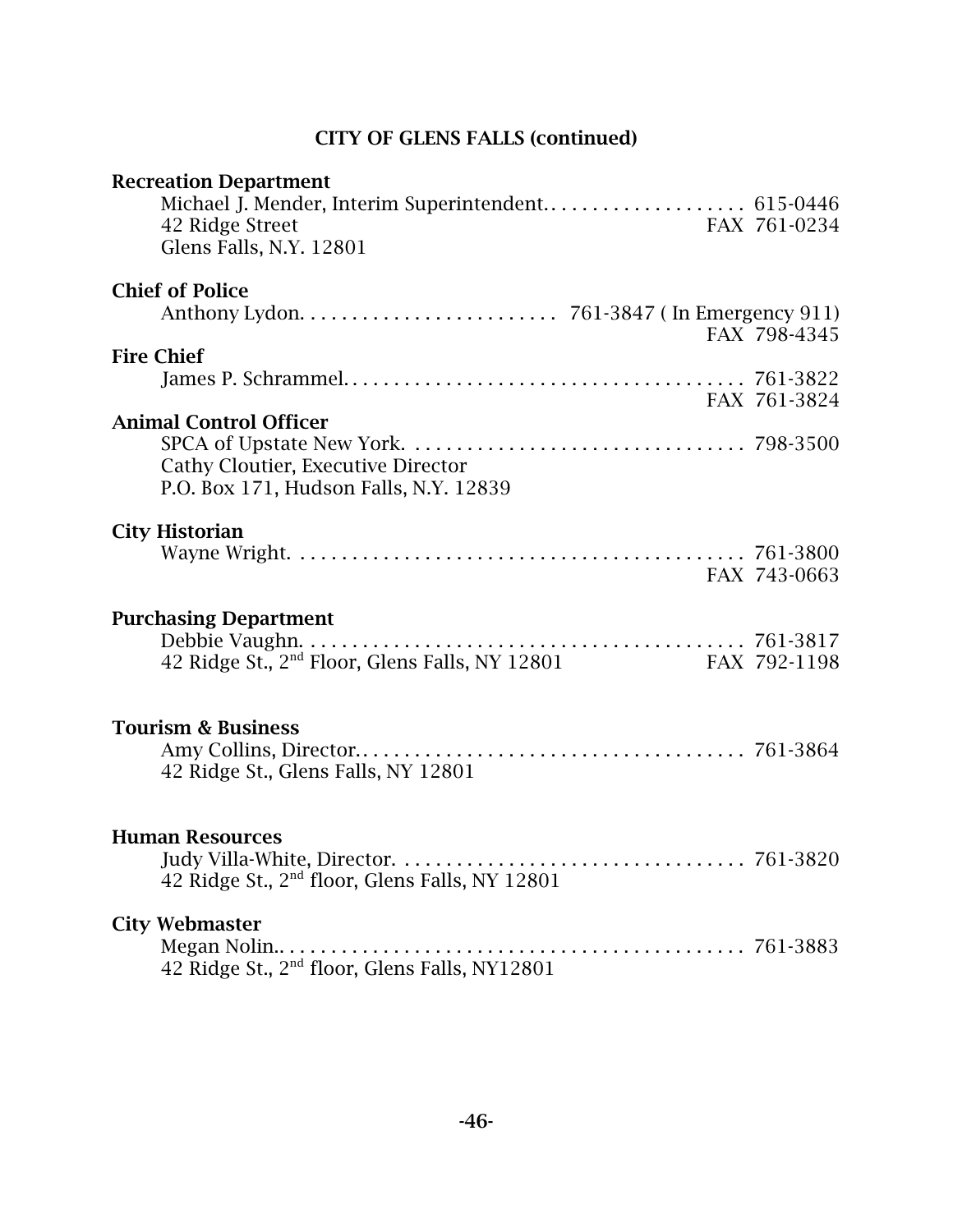## CITY OF GLENS FALLS (continued)

**Recreation Department**

Michael J. Mender, Interim Superintendent. . . . . . . . . . . . . . . . . . . . 615-0446
42 Ridge Street FAX 761-0234
Glens Falls, N.Y. 12801

**Chief of Police**

Anthony Lydon. . . . . . . . . . . . . . . . . . . . . . . . . 761-3847 ( In Emergency 911)
FAX 798-4345

**Fire Chief**

James P. Schrammel. . . . . . . . . . . . . . . . . . . . . . . . . . . . . . . . . . . . . . . 761-3822
FAX 761-3824

**Animal Control Officer**

SPCA of Upstate New York. . . . . . . . . . . . . . . . . . . . . . . . . . . . . . . . . 798-3500
Cathy Cloutier, Executive Director
P.O. Box 171, Hudson Falls, N.Y. 12839

**City Historian**

Wayne Wright. . . . . . . . . . . . . . . . . . . . . . . . . . . . . . . . . . . . . . . . . . . . 761-3800
FAX 743-0663

**Purchasing Department**

Debbie Vaughn. . . . . . . . . . . . . . . . . . . . . . . . . . . . . . . . . . . . . . . . . . . 761-3817
42 Ridge St., 2nd Floor, Glens Falls, NY 12801 FAX 792-1198

**Tourism & Business**

Amy Collins, Director. . . . . . . . . . . . . . . . . . . . . . . . . . . . . . . . . . . . . . 761-3864
42 Ridge St., Glens Falls, NY 12801

**Human Resources**

Judy Villa-White, Director. . . . . . . . . . . . . . . . . . . . . . . . . . . . . . . . . . 761-3820
42 Ridge St., 2nd floor, Glens Falls, NY 12801

**City Webmaster**

Megan Nolin.. . . . . . . . . . . . . . . . . . . . . . . . . . . . . . . . . . . . . . . . . . . . 761-3883
42 Ridge St., 2nd floor, Glens Falls, NY12801